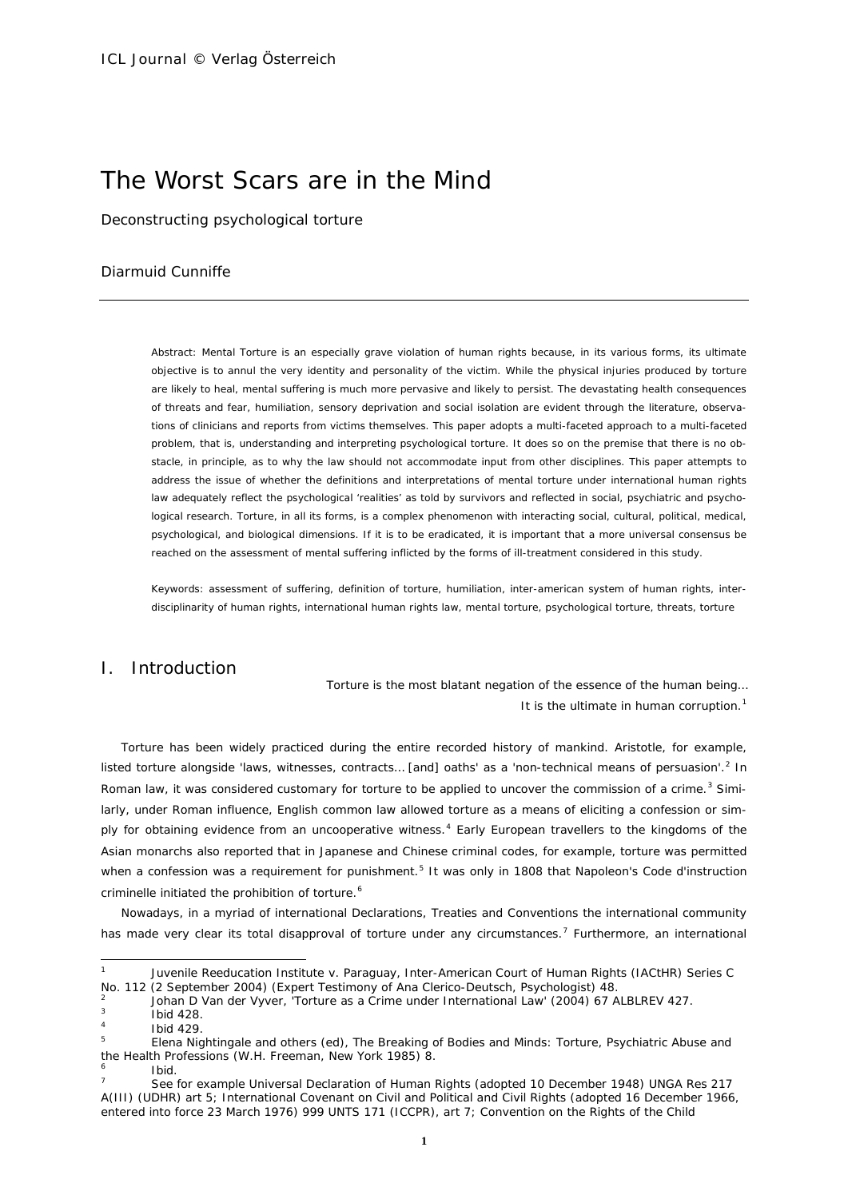# The Worst Scars are in the Mind

Deconstructing psychological torture

Diarmuid Cunniffe

---

Abstract: Mental Torture is an especially grave violation of human rights because, in its various forms, its ultimate objective is to annul the very identity and personality of the victim. While the physical injuries produced by torture are likely to heal, mental suffering is much more pervasive and likely to persist. The devastating health consequences of threats and fear, humiliation, sensory deprivation and social isolation are evident through the literature, observations of clinicians and reports from victims themselves. This paper adopts a multi-faceted approach to a multi-faceted problem, that is, understanding and interpreting psychological torture. It does so on the premise that there is no obstacle, in principle, as to why the law should not accommodate input from other disciplines. This paper attempts to address the issue of whether the definitions and interpretations of mental torture under international human rights law adequately reflect the psychological 'realities' as told by survivors and reflected in social, psychiatric and psychological research. Torture, in all its forms, is a complex phenomenon with interacting social, cultural, political, medical, psychological, and biological dimensions. If it is to be eradicated, it is important that a more universal consensus be reached on the assessment of mental suffering inflicted by the forms of ill-treatment considered in this study.

Keywords: assessment of suffering, definition of torture, humiliation, inter-american system of human rights, inter-disciplinarity of human rights, international human rights law, mental torture, psychological torture, threats, torture

## I. Introduction

> Torture is the most blatant negation of the essence of the human being...
> It is the ultimate in human corruption.[1]

Torture has been widely practiced during the entire recorded history of mankind. Aristotle, for example, listed torture alongside 'laws, witnesses, contracts... [and] oaths' as a 'non-technical means of persuasion'.[2] In Roman law, it was considered customary for torture to be applied to uncover the commission of a crime.[3] Similarly, under Roman influence, English common law allowed torture as a means of eliciting a confession or simply for obtaining evidence from an uncooperative witness.[4] Early European travellers to the kingdoms of the Asian monarchs also reported that in Japanese and Chinese criminal codes, for example, torture was permitted when a confession was a requirement for punishment.[5] It was only in 1808 that Napoleon's Code d'instruction criminelle initiated the prohibition of torture.[6]

Nowadays, in a myriad of international Declarations, Treaties and Conventions the international community has made very clear its total disapproval of torture under any circumstances.[7] Furthermore, an international

---

[1] Juvenile Reeducation Institute v. Paraguay, Inter-American Court of Human Rights (IACtHR) Series C No. 112 (2 September 2004) (Expert Testimony of Ana Clerico-Deutsch, Psychologist) 48.

[2] Johan D Van der Vyver, 'Torture as a Crime under International Law' (2004) 67 ALBLREV 427.

[3] Ibid 428.

[4] Ibid 429.

[5] Elena Nightingale and others (ed), The Breaking of Bodies and Minds: Torture, Psychiatric Abuse and the Health Professions (W.H. Freeman, New York 1985) 8.

[6] Ibid.

[7] See for example Universal Declaration of Human Rights (adopted 10 December 1948) UNGA Res 217 A(III) (UDHR) art 5; International Covenant on Civil and Political and Civil Rights (adopted 16 December 1966, entered into force 23 March 1976) 999 UNTS 171 (ICCPR), art 7; Convention on the Rights of the Child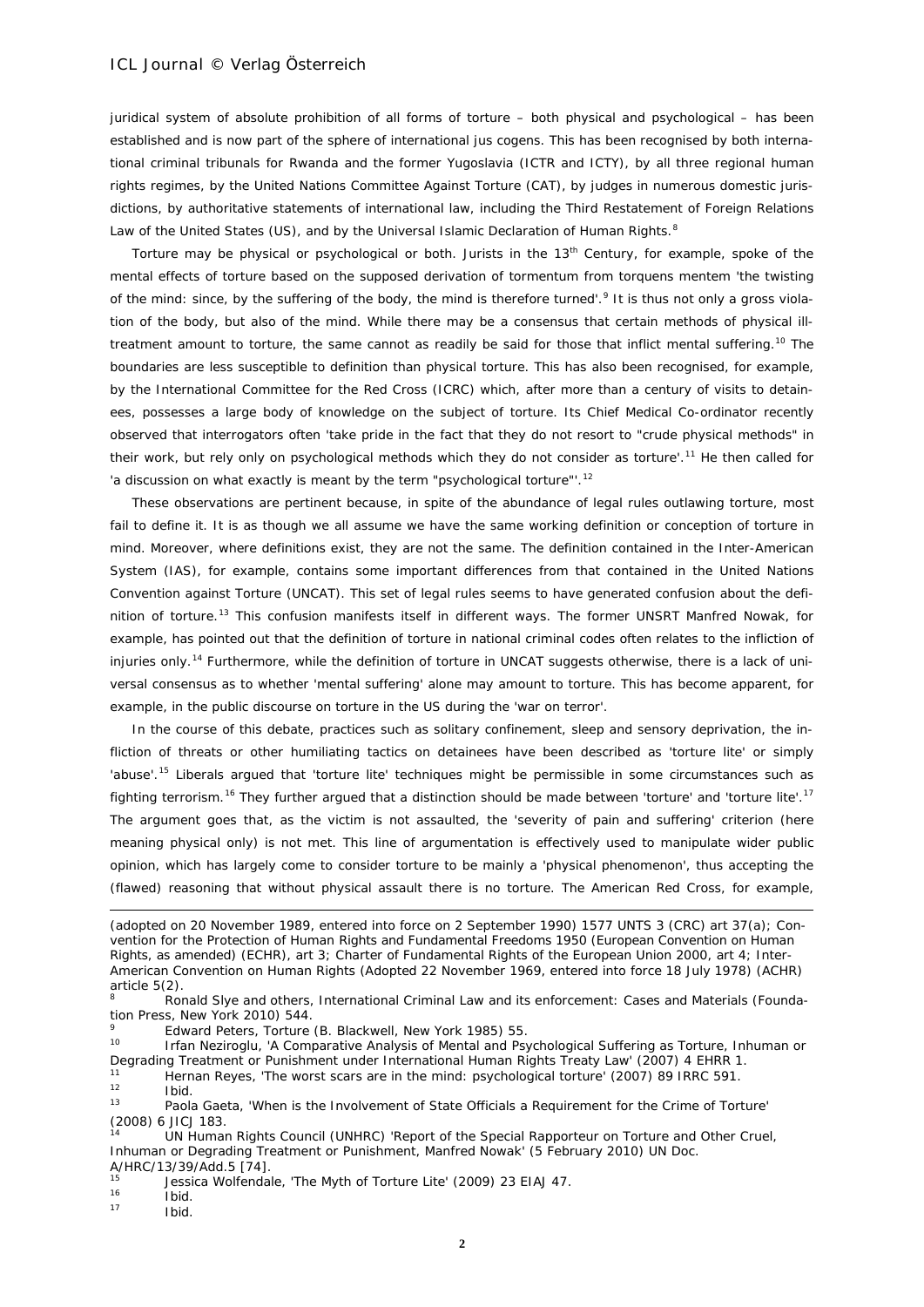juridical system of absolute prohibition of all forms of torture – both physical and psychological – has been established and is now part of the sphere of international jus cogens. This has been recognised by both international criminal tribunals for Rwanda and the former Yugoslavia (ICTR and ICTY), by all three regional human rights regimes, by the United Nations Committee Against Torture (CAT), by judges in numerous domestic jurisdictions, by authoritative statements of international law, including the Third Restatement of Foreign Relations Law of the United States (US), and by the Universal Islamic Declaration of Human Rights.[8]

Torture may be physical or psychological or both. Jurists in the 13th Century, for example, spoke of the mental effects of torture based on the supposed derivation of tormentum from torquens mentem 'the twisting of the mind: since, by the suffering of the body, the mind is therefore turned'.[9] It is thus not only a gross violation of the body, but also of the mind. While there may be a consensus that certain methods of physical ill-treatment amount to torture, the same cannot as readily be said for those that inflict mental suffering.[10] The boundaries are less susceptible to definition than physical torture. This has also been recognised, for example, by the International Committee for the Red Cross (ICRC) which, after more than a century of visits to detainees, possesses a large body of knowledge on the subject of torture. Its Chief Medical Co-ordinator recently observed that interrogators often 'take pride in the fact that they do not resort to "crude physical methods" in their work, but rely only on psychological methods which they do not consider as torture'.[11] He then called for 'a discussion on what exactly is meant by the term "psychological torture"'.[12]

These observations are pertinent because, in spite of the abundance of legal rules outlawing torture, most fail to define it. It is as though we all assume we have the same working definition or conception of torture in mind. Moreover, where definitions exist, they are not the same. The definition contained in the Inter-American System (IAS), for example, contains some important differences from that contained in the United Nations Convention against Torture (UNCAT). This set of legal rules seems to have generated confusion about the definition of torture.[13] This confusion manifests itself in different ways. The former UNSRT Manfred Nowak, for example, has pointed out that the definition of torture in national criminal codes often relates to the infliction of injuries only.[14] Furthermore, while the definition of torture in UNCAT suggests otherwise, there is a lack of universal consensus as to whether 'mental suffering' alone may amount to torture. This has become apparent, for example, in the public discourse on torture in the US during the 'war on terror'.

In the course of this debate, practices such as solitary confinement, sleep and sensory deprivation, the infliction of threats or other humiliating tactics on detainees have been described as 'torture lite' or simply 'abuse'.[15] Liberals argued that 'torture lite' techniques might be permissible in some circumstances such as fighting terrorism.[16] They further argued that a distinction should be made between 'torture' and 'torture lite'.[17] The argument goes that, as the victim is not assaulted, the 'severity of pain and suffering' criterion (here meaning physical only) is not met. This line of argumentation is effectively used to manipulate wider public opinion, which has largely come to consider torture to be mainly a 'physical phenomenon', thus accepting the (flawed) reasoning that without physical assault there is no torture. The American Red Cross, for example,

---

(adopted on 20 November 1989, entered into force on 2 September 1990) 1577 UNTS 3 (CRC) art 37(a); Convention for the Protection of Human Rights and Fundamental Freedoms 1950 (European Convention on Human Rights, as amended) (ECHR), art 3; Charter of Fundamental Rights of the European Union 2000, art 4; Inter-American Convention on Human Rights (Adopted 22 November 1969, entered into force 18 July 1978) (ACHR) article 5(2).

[8] Ronald Slye and others, International Criminal Law and its enforcement: Cases and Materials (Foundation Press, New York 2010) 544.

[9] Edward Peters, Torture (B. Blackwell, New York 1985) 55.

[10] Irfan Neziroglu, 'A Comparative Analysis of Mental and Psychological Suffering as Torture, Inhuman or Degrading Treatment or Punishment under International Human Rights Treaty Law' (2007) 4 EHRR 1.

[11] Hernan Reyes, 'The worst scars are in the mind: psychological torture' (2007) 89 IRRC 591.

[12] Ibid.

[13] Paola Gaeta, 'When is the Involvement of State Officials a Requirement for the Crime of Torture' (2008) 6 JICJ 183.

[14] UN Human Rights Council (UNHRC) 'Report of the Special Rapporteur on Torture and Other Cruel, Inhuman or Degrading Treatment or Punishment, Manfred Nowak' (5 February 2010) UN Doc. A/HRC/13/39/Add.5 [74].

[15] Jessica Wolfendale, 'The Myth of Torture Lite' (2009) 23 EIAJ 47.

[16] Ibid.

[17] Ibid.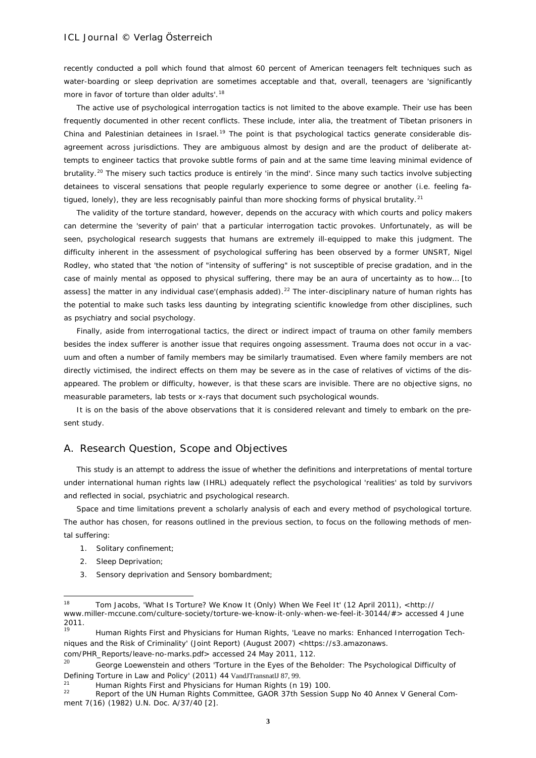recently conducted a poll which found that almost 60 percent of American teenagers felt techniques such as water-boarding or sleep deprivation are sometimes acceptable and that, overall, teenagers are 'significantly more in favor of torture than older adults'.[18]

The active use of psychological interrogation tactics is not limited to the above example. Their use has been frequently documented in other recent conflicts. These include, inter alia, the treatment of Tibetan prisoners in China and Palestinian detainees in Israel.[19] The point is that psychological tactics generate considerable disagreement across jurisdictions. They are ambiguous almost by design and are the product of deliberate attempts to engineer tactics that provoke subtle forms of pain and at the same time leaving minimal evidence of brutality.[20] The misery such tactics produce is entirely 'in the mind'. Since many such tactics involve subjecting detainees to visceral sensations that people regularly experience to some degree or another (i.e. feeling fatigued, lonely), they are less recognisably painful than more shocking forms of physical brutality.[21]

The validity of the torture standard, however, depends on the accuracy with which courts and policy makers can determine the 'severity of pain' that a particular interrogation tactic provokes. Unfortunately, as will be seen, psychological research suggests that humans are extremely ill-equipped to make this judgment. The difficulty inherent in the assessment of psychological suffering has been observed by a former UNSRT, Nigel Rodley, who stated that 'the notion of "intensity of suffering" is not susceptible of precise gradation, and in the case of mainly mental as opposed to physical suffering, there may be an aura of uncertainty as to how… [to assess] the matter in any individual case'(emphasis added).[22] The inter-disciplinary nature of human rights has the potential to make such tasks less daunting by integrating scientific knowledge from other disciplines, such as psychiatry and social psychology.

Finally, aside from interrogational tactics, the direct or indirect impact of trauma on other family members besides the index sufferer is another issue that requires ongoing assessment. Trauma does not occur in a vacuum and often a number of family members may be similarly traumatised. Even where family members are not directly victimised, the indirect effects on them may be severe as in the case of relatives of victims of the disappeared. The problem or difficulty, however, is that these scars are invisible. There are no objective signs, no measurable parameters, lab tests or x-rays that document such psychological wounds.

It is on the basis of the above observations that it is considered relevant and timely to embark on the present study.

## A. Research Question, Scope and Objectives

This study is an attempt to address the issue of whether the definitions and interpretations of mental torture under international human rights law (IHRL) adequately reflect the psychological 'realities' as told by survivors and reflected in social, psychiatric and psychological research.

Space and time limitations prevent a scholarly analysis of each and every method of psychological torture. The author has chosen, for reasons outlined in the previous section, to focus on the following methods of mental suffering:

1. Solitary confinement;
2. Sleep Deprivation;
3. Sensory deprivation and Sensory bombardment;

---

[18] Tom Jacobs, 'What Is Torture? We Know It (Only) When We Feel It' (12 April 2011), <http://www.miller-mccune.com/culture-society/torture-we-know-it-only-when-we-feel-it-30144/#> accessed 4 June 2011.

[19] Human Rights First and Physicians for Human Rights, 'Leave no marks: Enhanced Interrogation Techniques and the Risk of Criminality' (Joint Report) (August 2007) <https://s3.amazonaws.com/PHR_Reports/leave-no-marks.pdf> accessed 24 May 2011, 112.

[20] George Loewenstein and others 'Torture in the Eyes of the Beholder: The Psychological Difficulty of Defining Torture in Law and Policy' (2011) 44 VandJTransnatlJ 87, 99.

[21] Human Rights First and Physicians for Human Rights (n 19) 100.

[22] Report of the UN Human Rights Committee, GAOR 37th Session Supp No 40 Annex V General Comment 7(16) (1982) U.N. Doc. A/37/40 [2].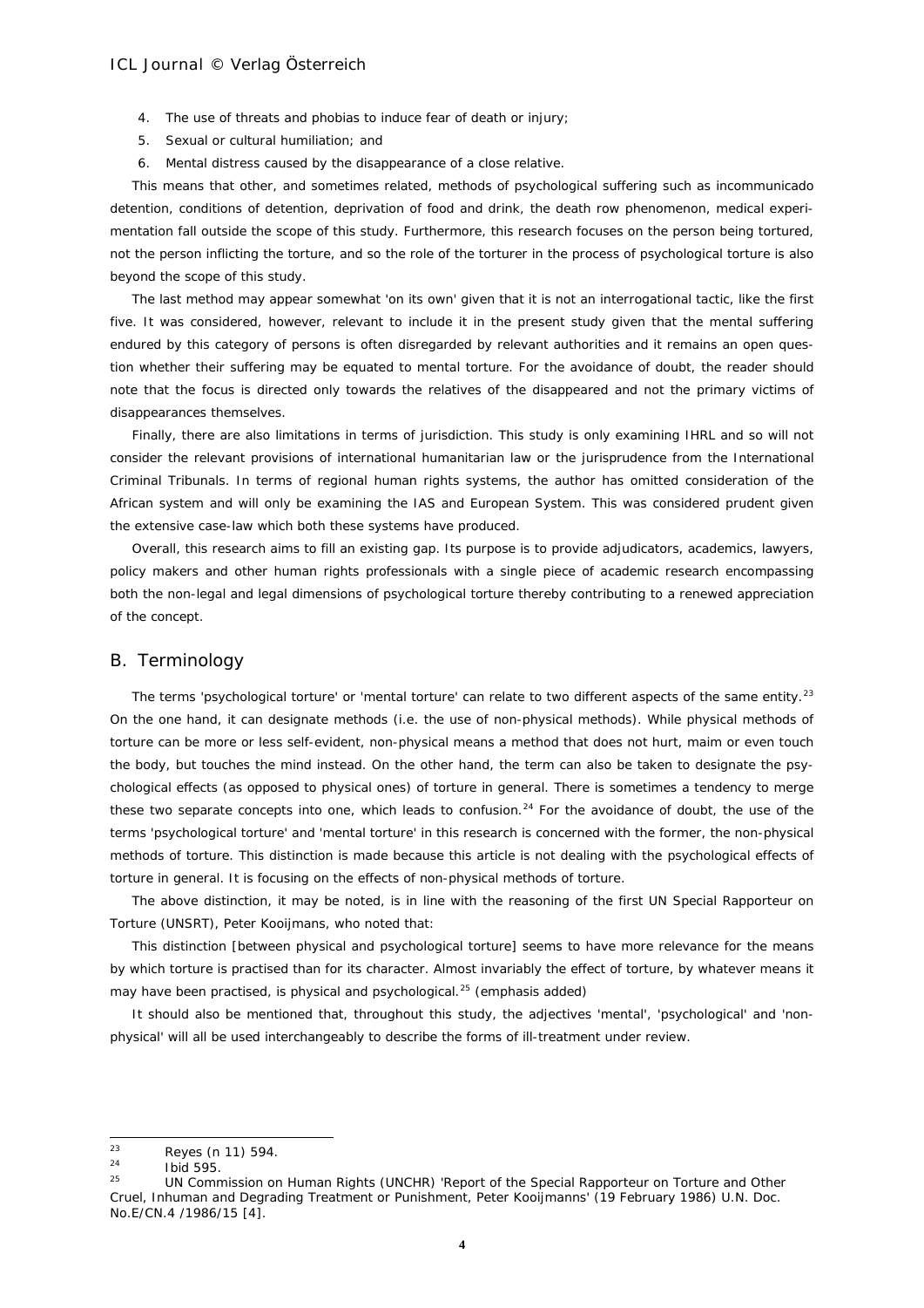4. The use of threats and phobias to induce fear of death or injury;
5. Sexual or cultural humiliation; and
6. Mental distress caused by the disappearance of a close relative.

This means that other, and sometimes related, methods of psychological suffering such as incommunicado detention, conditions of detention, deprivation of food and drink, the death row phenomenon, medical experimentation fall outside the scope of this study. Furthermore, this research focuses on the person being tortured, not the person inflicting the torture, and so the role of the torturer in the process of psychological torture is also beyond the scope of this study.

The last method may appear somewhat 'on its own' given that it is not an interrogational tactic, like the first five. It was considered, however, relevant to include it in the present study given that the mental suffering endured by this category of persons is often disregarded by relevant authorities and it remains an open question whether their suffering may be equated to mental torture. For the avoidance of doubt, the reader should note that the focus is directed only towards the relatives of the disappeared and not the primary victims of disappearances themselves.

Finally, there are also limitations in terms of jurisdiction. This study is only examining IHRL and so will not consider the relevant provisions of international humanitarian law or the jurisprudence from the International Criminal Tribunals. In terms of regional human rights systems, the author has omitted consideration of the African system and will only be examining the IAS and European System. This was considered prudent given the extensive case-law which both these systems have produced.

Overall, this research aims to fill an existing gap. Its purpose is to provide adjudicators, academics, lawyers, policy makers and other human rights professionals with a single piece of academic research encompassing both the non-legal and legal dimensions of psychological torture thereby contributing to a renewed appreciation of the concept.

## B. Terminology

The terms 'psychological torture' or 'mental torture' can relate to two different aspects of the same entity.[23] On the one hand, it can designate methods (i.e. the use of non-physical methods). While physical methods of torture can be more or less self-evident, non-physical means a method that does not hurt, maim or even touch the body, but touches the mind instead. On the other hand, the term can also be taken to designate the psychological effects (as opposed to physical ones) of torture in general. There is sometimes a tendency to merge these two separate concepts into one, which leads to confusion.[24] For the avoidance of doubt, the use of the terms 'psychological torture' and 'mental torture' in this research is concerned with the former, the non-physical methods of torture. This distinction is made because this article is not dealing with the psychological effects of torture in general. It is focusing on the effects of non-physical methods of torture.

The above distinction, it may be noted, is in line with the reasoning of the first UN Special Rapporteur on Torture (UNSRT), Peter Kooijmans, who noted that:

This distinction [between physical and psychological torture] seems to have more relevance for the means by which torture is practised than for its character. Almost invariably the effect of torture, by whatever means it may have been practised, is physical and psychological.[25] (emphasis added)

It should also be mentioned that, throughout this study, the adjectives 'mental', 'psychological' and 'non-physical' will all be used interchangeably to describe the forms of ill-treatment under review.

---

[23] Reyes (n 11) 594.

[24] Ibid 595.

[25] UN Commission on Human Rights (UNCHR) 'Report of the Special Rapporteur on Torture and Other Cruel, Inhuman and Degrading Treatment or Punishment, Peter Kooijmanns' (19 February 1986) U.N. Doc. No.E/CN.4 /1986/15 [4].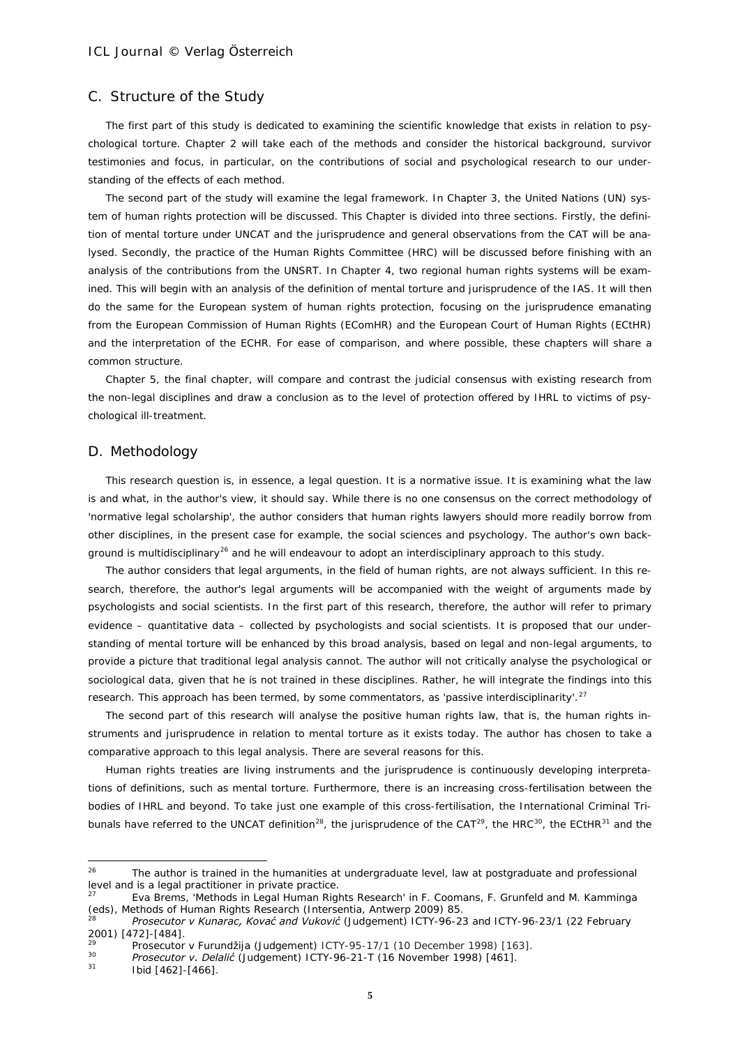## C. Structure of the Study

The first part of this study is dedicated to examining the scientific knowledge that exists in relation to psychological torture. Chapter 2 will take each of the methods and consider the historical background, survivor testimonies and focus, in particular, on the contributions of social and psychological research to our understanding of the effects of each method.

The second part of the study will examine the legal framework. In Chapter 3, the United Nations (UN) system of human rights protection will be discussed. This Chapter is divided into three sections. Firstly, the definition of mental torture under UNCAT and the jurisprudence and general observations from the CAT will be analysed. Secondly, the practice of the Human Rights Committee (HRC) will be discussed before finishing with an analysis of the contributions from the UNSRT. In Chapter 4, two regional human rights systems will be examined. This will begin with an analysis of the definition of mental torture and jurisprudence of the IAS. It will then do the same for the European system of human rights protection, focusing on the jurisprudence emanating from the European Commission of Human Rights (EComHR) and the European Court of Human Rights (ECtHR) and the interpretation of the ECHR. For ease of comparison, and where possible, these chapters will share a common structure.

Chapter 5, the final chapter, will compare and contrast the judicial consensus with existing research from the non-legal disciplines and draw a conclusion as to the level of protection offered by IHRL to victims of psychological ill-treatment.

## D. Methodology

This research question is, in essence, a legal question. It is a normative issue. It is examining what the law is and what, in the author's view, it should say. While there is no one consensus on the correct methodology of 'normative legal scholarship', the author considers that human rights lawyers should more readily borrow from other disciplines, in the present case for example, the social sciences and psychology. The author's own background is multidisciplinary[26] and he will endeavour to adopt an interdisciplinary approach to this study.

The author considers that legal arguments, in the field of human rights, are not always sufficient. In this research, therefore, the author's legal arguments will be accompanied with the weight of arguments made by psychologists and social scientists. In the first part of this research, therefore, the author will refer to primary evidence – quantitative data – collected by psychologists and social scientists. It is proposed that our understanding of mental torture will be enhanced by this broad analysis, based on legal and non-legal arguments, to provide a picture that traditional legal analysis cannot. The author will not critically analyse the psychological or sociological data, given that he is not trained in these disciplines. Rather, he will integrate the findings into this research. This approach has been termed, by some commentators, as 'passive interdisciplinarity'.[27]

The second part of this research will analyse the positive human rights law, that is, the human rights instruments and jurisprudence in relation to mental torture as it exists today. The author has chosen to take a comparative approach to this legal analysis. There are several reasons for this.

Human rights treaties are living instruments and the jurisprudence is continuously developing interpretations of definitions, such as mental torture. Furthermore, there is an increasing cross-fertilisation between the bodies of IHRL and beyond. To take just one example of this cross-fertilisation, the International Criminal Tribunals have referred to the UNCAT definition[28], the jurisprudence of the CAT[29], the HRC[30], the ECtHR[31] and the

---

[26] The author is trained in the humanities at undergraduate level, law at postgraduate and professional level and is a legal practitioner in private practice.

[27] Eva Brems, 'Methods in Legal Human Rights Research' in F. Coomans, F. Grunfeld and M. Kamminga (eds), Methods of Human Rights Research (Intersentia, Antwerp 2009) 85.

[28] *Prosecutor v Kunarac, Kovać and Vuković* (Judgement) ICTY-96-23 and ICTY-96-23/1 (22 February 2001) [472]-[484].

[29] Prosecutor v Furundžija (Judgement) ICTY-95-17/1 (10 December 1998) [163].

[30] *Prosecutor v. Delalić* (Judgement) ICTY-96-21-T (16 November 1998) [461].

[31] Ibid [462]-[466].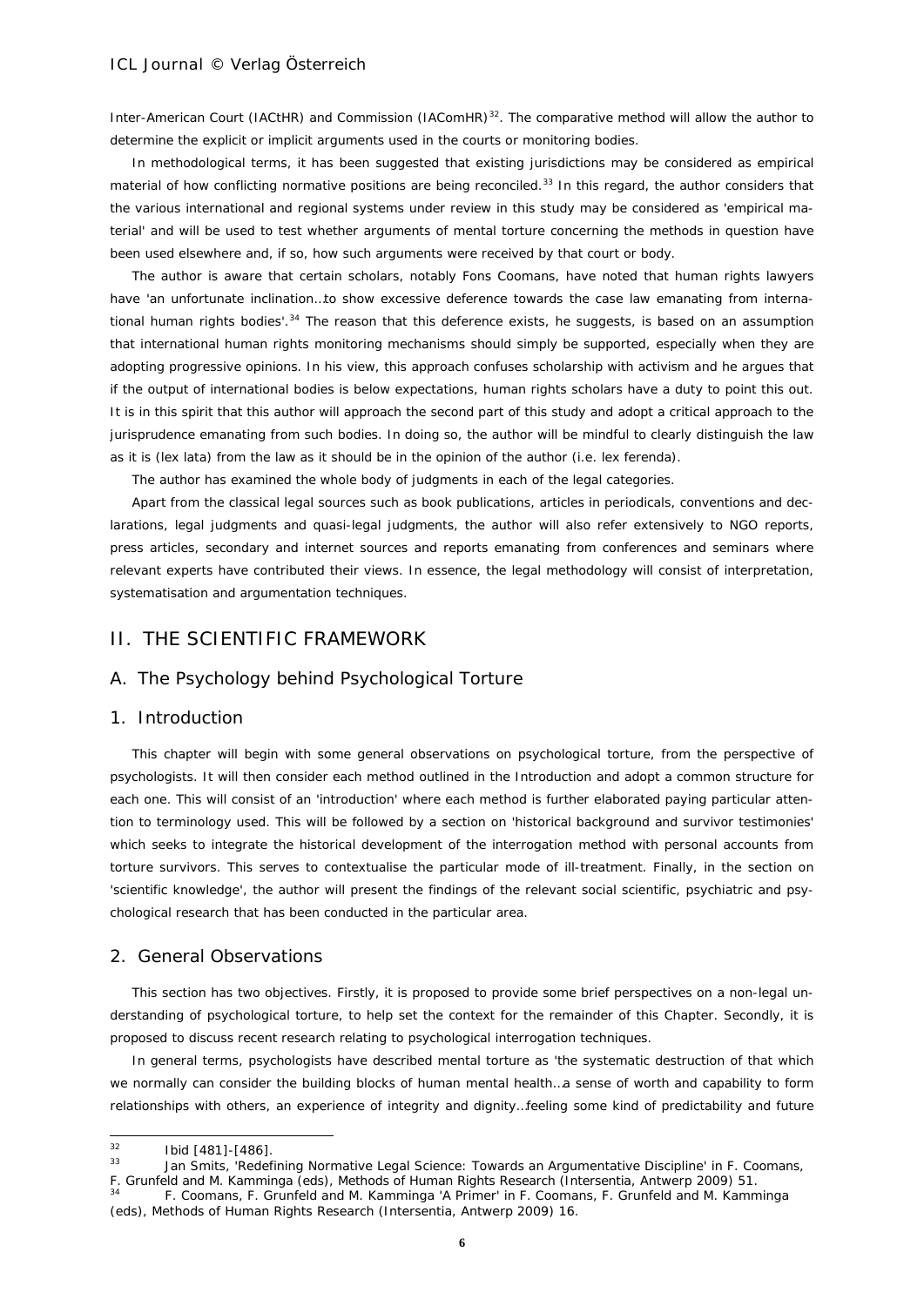Inter-American Court (IACtHR) and Commission (IAComHR)[32]. The comparative method will allow the author to determine the explicit or implicit arguments used in the courts or monitoring bodies.

In methodological terms, it has been suggested that existing jurisdictions may be considered as empirical material of how conflicting normative positions are being reconciled.[33] In this regard, the author considers that the various international and regional systems under review in this study may be considered as 'empirical material' and will be used to test whether arguments of mental torture concerning the methods in question have been used elsewhere and, if so, how such arguments were received by that court or body.

The author is aware that certain scholars, notably Fons Coomans, have noted that human rights lawyers have 'an unfortunate inclination…to show excessive deference towards the case law emanating from international human rights bodies'.[34] The reason that this deference exists, he suggests, is based on an assumption that international human rights monitoring mechanisms should simply be supported, especially when they are adopting progressive opinions. In his view, this approach confuses scholarship with activism and he argues that if the output of international bodies is below expectations, human rights scholars have a duty to point this out. It is in this spirit that this author will approach the second part of this study and adopt a critical approach to the jurisprudence emanating from such bodies. In doing so, the author will be mindful to clearly distinguish the law as it is (lex lata) from the law as it should be in the opinion of the author (i.e. lex ferenda).

The author has examined the whole body of judgments in each of the legal categories.

Apart from the classical legal sources such as book publications, articles in periodicals, conventions and declarations, legal judgments and quasi-legal judgments, the author will also refer extensively to NGO reports, press articles, secondary and internet sources and reports emanating from conferences and seminars where relevant experts have contributed their views. In essence, the legal methodology will consist of interpretation, systematisation and argumentation techniques.

## II. THE SCIENTIFIC FRAMEWORK

### A. The Psychology behind Psychological Torture

### 1. Introduction

This chapter will begin with some general observations on psychological torture, from the perspective of psychologists. It will then consider each method outlined in the Introduction and adopt a common structure for each one. This will consist of an 'introduction' where each method is further elaborated paying particular attention to terminology used. This will be followed by a section on 'historical background and survivor testimonies' which seeks to integrate the historical development of the interrogation method with personal accounts from torture survivors. This serves to contextualise the particular mode of ill-treatment. Finally, in the section on 'scientific knowledge', the author will present the findings of the relevant social scientific, psychiatric and psychological research that has been conducted in the particular area.

### 2. General Observations

This section has two objectives. Firstly, it is proposed to provide some brief perspectives on a non-legal understanding of psychological torture, to help set the context for the remainder of this Chapter. Secondly, it is proposed to discuss recent research relating to psychological interrogation techniques.

In general terms, psychologists have described mental torture as 'the systematic destruction of that which we normally can consider the building blocks of human mental health…a sense of worth and capability to form relationships with others, an experience of integrity and dignity…feeling some kind of predictability and future

---

[32] Ibid [481]-[486].

[33] Jan Smits, 'Redefining Normative Legal Science: Towards an Argumentative Discipline' in F. Coomans, F. Grunfeld and M. Kamminga (eds), Methods of Human Rights Research (Intersentia, Antwerp 2009) 51.

[34] F. Coomans, F. Grunfeld and M. Kamminga 'A Primer' in F. Coomans, F. Grunfeld and M. Kamminga (eds), Methods of Human Rights Research (Intersentia, Antwerp 2009) 16.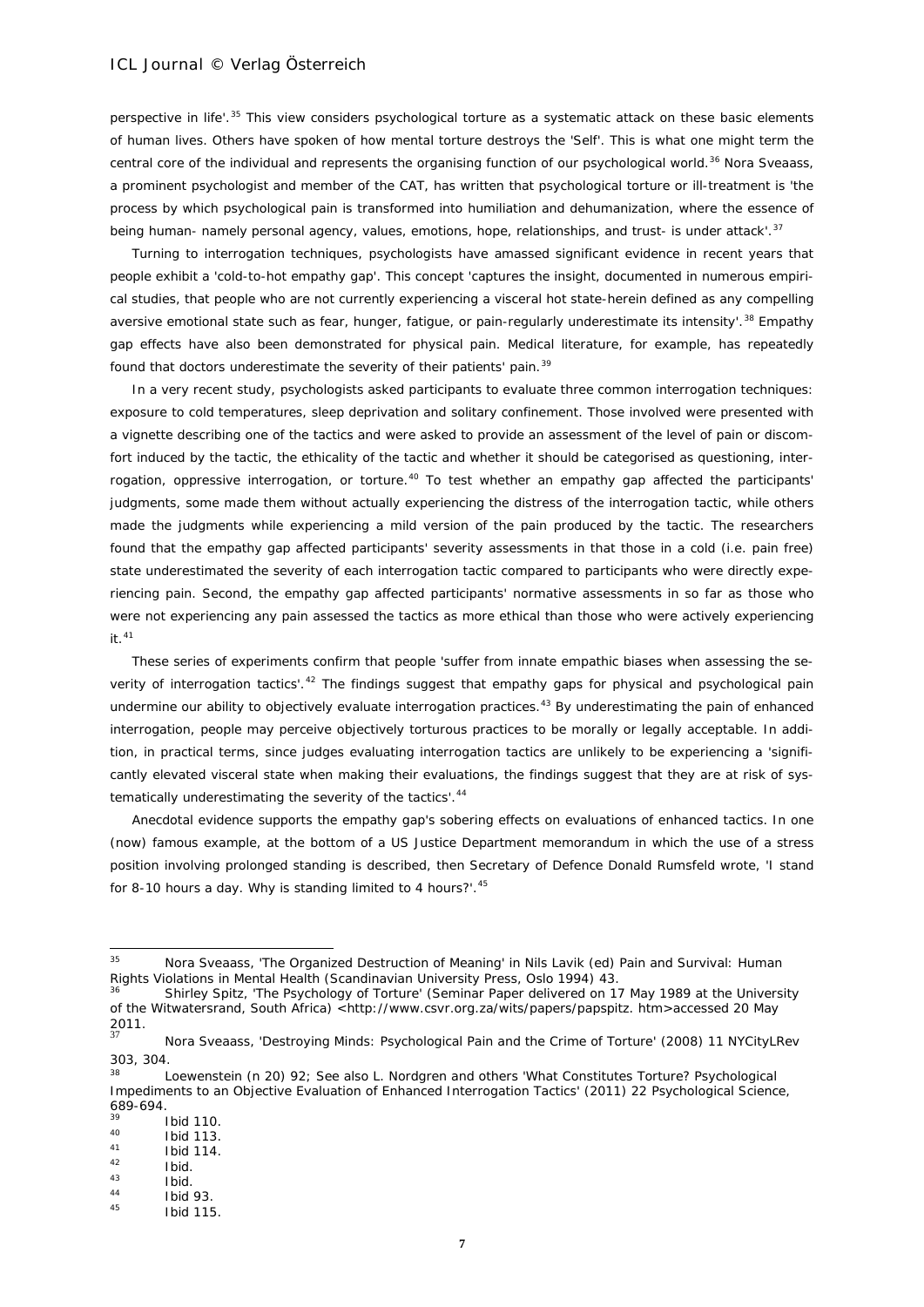perspective in life'.[35] This view considers psychological torture as a systematic attack on these basic elements of human lives. Others have spoken of how mental torture destroys the 'Self'. This is what one might term the central core of the individual and represents the organising function of our psychological world.[36] Nora Sveaass, a prominent psychologist and member of the CAT, has written that psychological torture or ill-treatment is 'the process by which psychological pain is transformed into humiliation and dehumanization, where the essence of being human- namely personal agency, values, emotions, hope, relationships, and trust- is under attack'.[37]

Turning to interrogation techniques, psychologists have amassed significant evidence in recent years that people exhibit a 'cold-to-hot empathy gap'. This concept 'captures the insight, documented in numerous empirical studies, that people who are not currently experiencing a visceral hot state-herein defined as any compelling aversive emotional state such as fear, hunger, fatigue, or pain-regularly underestimate its intensity'.[38] Empathy gap effects have also been demonstrated for physical pain. Medical literature, for example, has repeatedly found that doctors underestimate the severity of their patients' pain.[39]

In a very recent study, psychologists asked participants to evaluate three common interrogation techniques: exposure to cold temperatures, sleep deprivation and solitary confinement. Those involved were presented with a vignette describing one of the tactics and were asked to provide an assessment of the level of pain or discomfort induced by the tactic, the ethicality of the tactic and whether it should be categorised as questioning, interrogation, oppressive interrogation, or torture.[40] To test whether an empathy gap affected the participants' judgments, some made them without actually experiencing the distress of the interrogation tactic, while others made the judgments while experiencing a mild version of the pain produced by the tactic. The researchers found that the empathy gap affected participants' severity assessments in that those in a cold (i.e. pain free) state underestimated the severity of each interrogation tactic compared to participants who were directly experiencing pain. Second, the empathy gap affected participants' normative assessments in so far as those who were not experiencing any pain assessed the tactics as more ethical than those who were actively experiencing it.[41]

These series of experiments confirm that people 'suffer from innate empathic biases when assessing the severity of interrogation tactics'.[42] The findings suggest that empathy gaps for physical and psychological pain undermine our ability to objectively evaluate interrogation practices.[43] By underestimating the pain of enhanced interrogation, people may perceive objectively torturous practices to be morally or legally acceptable. In addition, in practical terms, since judges evaluating interrogation tactics are unlikely to be experiencing a 'significantly elevated visceral state when making their evaluations, the findings suggest that they are at risk of systematically underestimating the severity of the tactics'.[44]

Anecdotal evidence supports the empathy gap's sobering effects on evaluations of enhanced tactics. In one (now) famous example, at the bottom of a US Justice Department memorandum in which the use of a stress position involving prolonged standing is described, then Secretary of Defence Donald Rumsfeld wrote, 'I stand for 8-10 hours a day. Why is standing limited to 4 hours?'.[45]

---

[35] Nora Sveaass, 'The Organized Destruction of Meaning' in Nils Lavik (ed) Pain and Survival: Human Rights Violations in Mental Health (Scandinavian University Press, Oslo 1994) 43.

[36] Shirley Spitz, 'The Psychology of Torture' (Seminar Paper delivered on 17 May 1989 at the University of the Witwatersrand, South Africa) <http://www.csvr.org.za/wits/papers/papspitz. htm>accessed 20 May 2011.

[37] Nora Sveaass, 'Destroying Minds: Psychological Pain and the Crime of Torture' (2008) 11 NYCityLRev 303, 304.

[38] Loewenstein (n 20) 92; See also L. Nordgren and others 'What Constitutes Torture? Psychological Impediments to an Objective Evaluation of Enhanced Interrogation Tactics' (2011) 22 Psychological Science, 689-694.

[39] Ibid 110.

[40] Ibid 113.

[41] Ibid 114.

[42] Ibid.

[43] Ibid.

[44] Ibid 93.

[45] Ibid 115.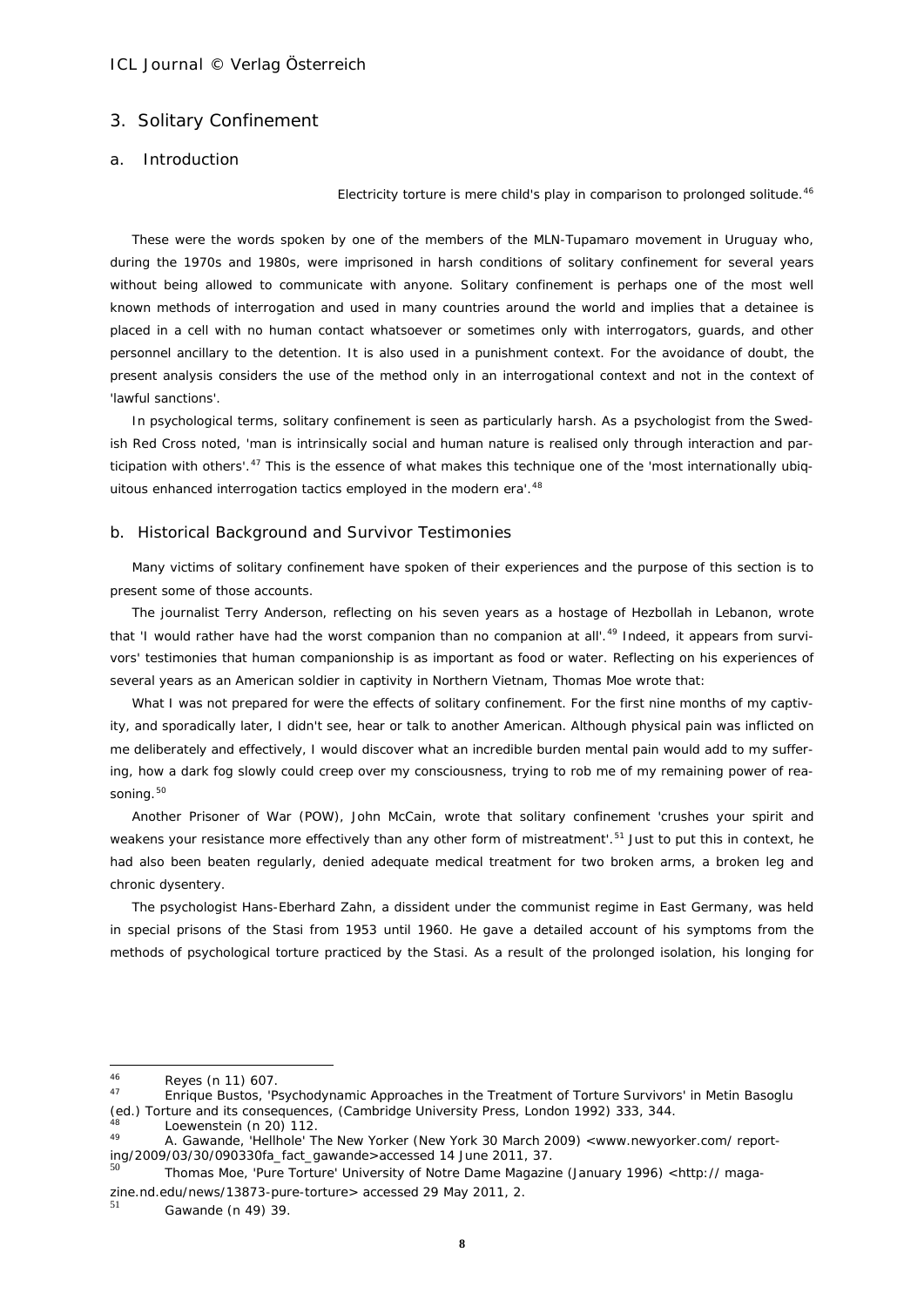## 3. Solitary Confinement

### a. Introduction

> Electricity torture is mere child's play in comparison to prolonged solitude.[46]

These were the words spoken by one of the members of the MLN-Tupamaro movement in Uruguay who, during the 1970s and 1980s, were imprisoned in harsh conditions of solitary confinement for several years without being allowed to communicate with anyone. Solitary confinement is perhaps one of the most well known methods of interrogation and used in many countries around the world and implies that a detainee is placed in a cell with no human contact whatsoever or sometimes only with interrogators, guards, and other personnel ancillary to the detention. It is also used in a punishment context. For the avoidance of doubt, the present analysis considers the use of the method only in an interrogational context and not in the context of 'lawful sanctions'.

In psychological terms, solitary confinement is seen as particularly harsh. As a psychologist from the Swedish Red Cross noted, 'man is intrinsically social and human nature is realised only through interaction and participation with others'.[47] This is the essence of what makes this technique one of the 'most internationally ubiquitous enhanced interrogation tactics employed in the modern era'.[48]

### b. Historical Background and Survivor Testimonies

Many victims of solitary confinement have spoken of their experiences and the purpose of this section is to present some of those accounts.

The journalist Terry Anderson, reflecting on his seven years as a hostage of Hezbollah in Lebanon, wrote that 'I would rather have had the worst companion than no companion at all'.[49] Indeed, it appears from survivors' testimonies that human companionship is as important as food or water. Reflecting on his experiences of several years as an American soldier in captivity in Northern Vietnam, Thomas Moe wrote that:

What I was not prepared for were the effects of solitary confinement. For the first nine months of my captivity, and sporadically later, I didn't see, hear or talk to another American. Although physical pain was inflicted on me deliberately and effectively, I would discover what an incredible burden mental pain would add to my suffering, how a dark fog slowly could creep over my consciousness, trying to rob me of my remaining power of reasoning.[50]

Another Prisoner of War (POW), John McCain, wrote that solitary confinement 'crushes your spirit and weakens your resistance more effectively than any other form of mistreatment'.[51] Just to put this in context, he had also been beaten regularly, denied adequate medical treatment for two broken arms, a broken leg and chronic dysentery.

The psychologist Hans-Eberhard Zahn, a dissident under the communist regime in East Germany, was held in special prisons of the Stasi from 1953 until 1960. He gave a detailed account of his symptoms from the methods of psychological torture practiced by the Stasi. As a result of the prolonged isolation, his longing for

---

[46] Reyes (n 11) 607.

[47] Enrique Bustos, 'Psychodynamic Approaches in the Treatment of Torture Survivors' in Metin Basoglu (ed.) Torture and its consequences, (Cambridge University Press, London 1992) 333, 344.

[48] Loewenstein (n 20) 112.

[49] A. Gawande, 'Hellhole' The New Yorker (New York 30 March 2009) <www.newyorker.com/ reporting/2009/03/30/090330fa_fact_gawande>accessed 14 June 2011, 37.

[50] Thomas Moe, 'Pure Torture' University of Notre Dame Magazine (January 1996) <http:// magazine.nd.edu/news/13873-pure-torture> accessed 29 May 2011, 2.

[51] Gawande (n 49) 39.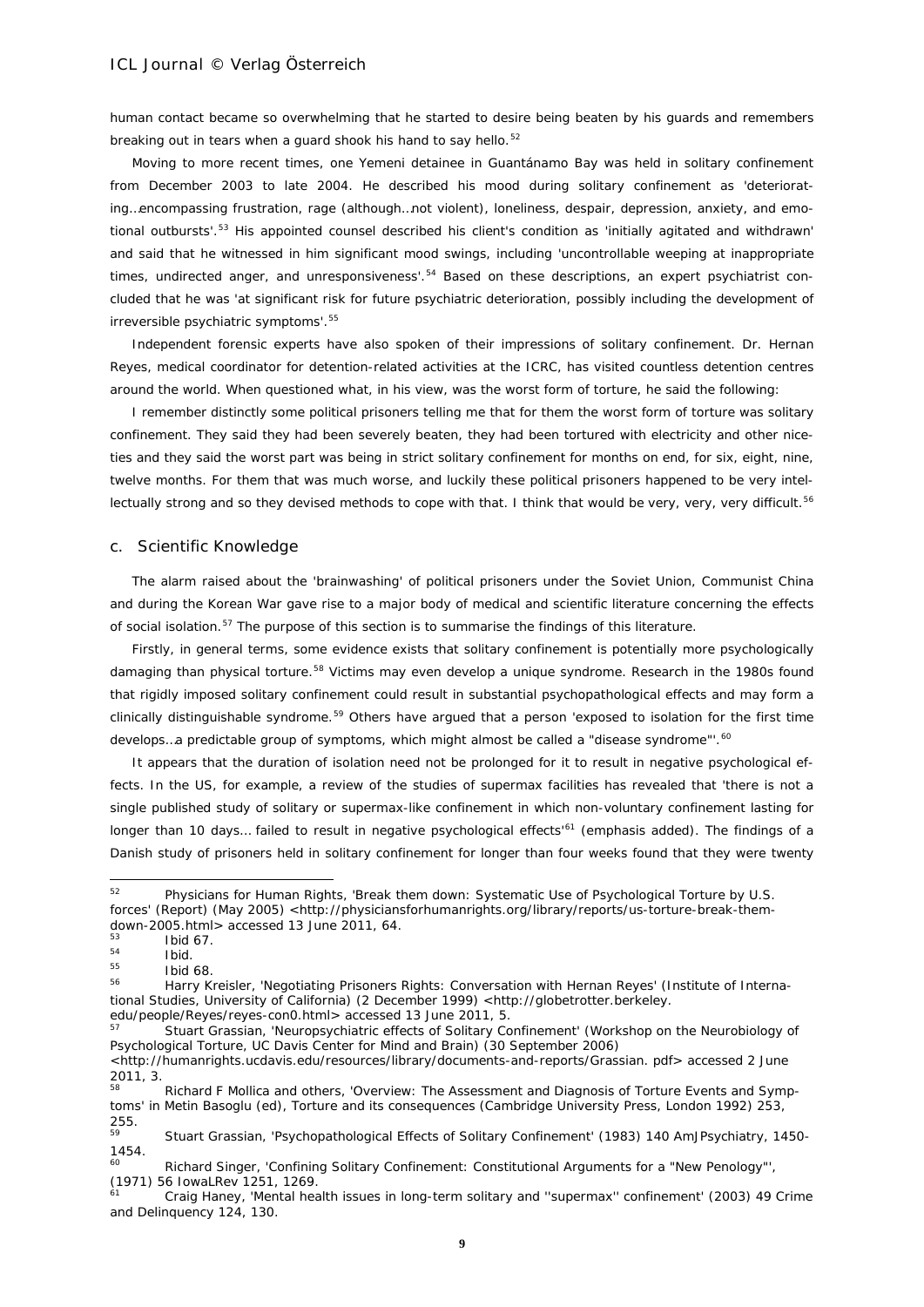human contact became so overwhelming that he started to desire being beaten by his guards and remembers breaking out in tears when a guard shook his hand to say hello.[52]

Moving to more recent times, one Yemeni detainee in Guantánamo Bay was held in solitary confinement from December 2003 to late 2004. He described his mood during solitary confinement as 'deteriorating…encompassing frustration, rage (although…not violent), loneliness, despair, depression, anxiety, and emotional outbursts'.[53] His appointed counsel described his client's condition as 'initially agitated and withdrawn' and said that he witnessed in him significant mood swings, including 'uncontrollable weeping at inappropriate times, undirected anger, and unresponsiveness'.[54] Based on these descriptions, an expert psychiatrist concluded that he was 'at significant risk for future psychiatric deterioration, possibly including the development of irreversible psychiatric symptoms'.[55]

Independent forensic experts have also spoken of their impressions of solitary confinement. Dr. Hernan Reyes, medical coordinator for detention-related activities at the ICRC, has visited countless detention centres around the world. When questioned what, in his view, was the worst form of torture, he said the following:

I remember distinctly some political prisoners telling me that for them the worst form of torture was solitary confinement. They said they had been severely beaten, they had been tortured with electricity and other niceties and they said the worst part was being in strict solitary confinement for months on end, for six, eight, nine, twelve months. For them that was much worse, and luckily these political prisoners happened to be very intellectually strong and so they devised methods to cope with that. I think that would be very, very, very difficult.[56]

## c. Scientific Knowledge

The alarm raised about the 'brainwashing' of political prisoners under the Soviet Union, Communist China and during the Korean War gave rise to a major body of medical and scientific literature concerning the effects of social isolation.[57] The purpose of this section is to summarise the findings of this literature.

Firstly, in general terms, some evidence exists that solitary confinement is potentially more psychologically damaging than physical torture.[58] Victims may even develop a unique syndrome. Research in the 1980s found that rigidly imposed solitary confinement could result in substantial psychopathological effects and may form a clinically distinguishable syndrome.[59] Others have argued that a person 'exposed to isolation for the first time develops…a predictable group of symptoms, which might almost be called a "disease syndrome"'.[60]

It appears that the duration of isolation need not be prolonged for it to result in negative psychological effects. In the US, for example, a review of the studies of supermax facilities has revealed that 'there is not a single published study of solitary or supermax-like confinement in which non-voluntary confinement lasting for longer than 10 days… failed to result in negative psychological effects'[61] (emphasis added). The findings of a Danish study of prisoners held in solitary confinement for longer than four weeks found that they were twenty

---

[52] Physicians for Human Rights, 'Break them down: Systematic Use of Psychological Torture by U.S. forces' (Report) (May 2005) <http://physiciansforhumanrights.org/library/reports/us-torture-break-them-down-2005.html> accessed 13 June 2011, 64.

[53] Ibid 67.

[54] Ibid.

[55] Ibid 68.

[56] Harry Kreisler, 'Negotiating Prisoners Rights: Conversation with Hernan Reyes' (Institute of International Studies, University of California) (2 December 1999) <http://globetrotter.berkeley.edu/people/Reyes/reyes-con0.html> accessed 13 June 2011, 5.

[57] Stuart Grassian, 'Neuropsychiatric effects of Solitary Confinement' (Workshop on the Neurobiology of Psychological Torture, UC Davis Center for Mind and Brain) (30 September 2006) <http://humanrights.ucdavis.edu/resources/library/documents-and-reports/Grassian. pdf> accessed 2 June 2011, 3.

[58] Richard F Mollica and others, 'Overview: The Assessment and Diagnosis of Torture Events and Symptoms' in Metin Basoglu (ed), Torture and its consequences (Cambridge University Press, London 1992) 253, 255.

[59] Stuart Grassian, 'Psychopathological Effects of Solitary Confinement' (1983) 140 AmJPsychiatry, 1450-1454.

[60] Richard Singer, 'Confining Solitary Confinement: Constitutional Arguments for a "New Penology"', (1971) 56 IowaLRev 1251, 1269.

[61] Craig Haney, 'Mental health issues in long-term solitary and ''supermax'' confinement' (2003) 49 Crime and Delinquency 124, 130.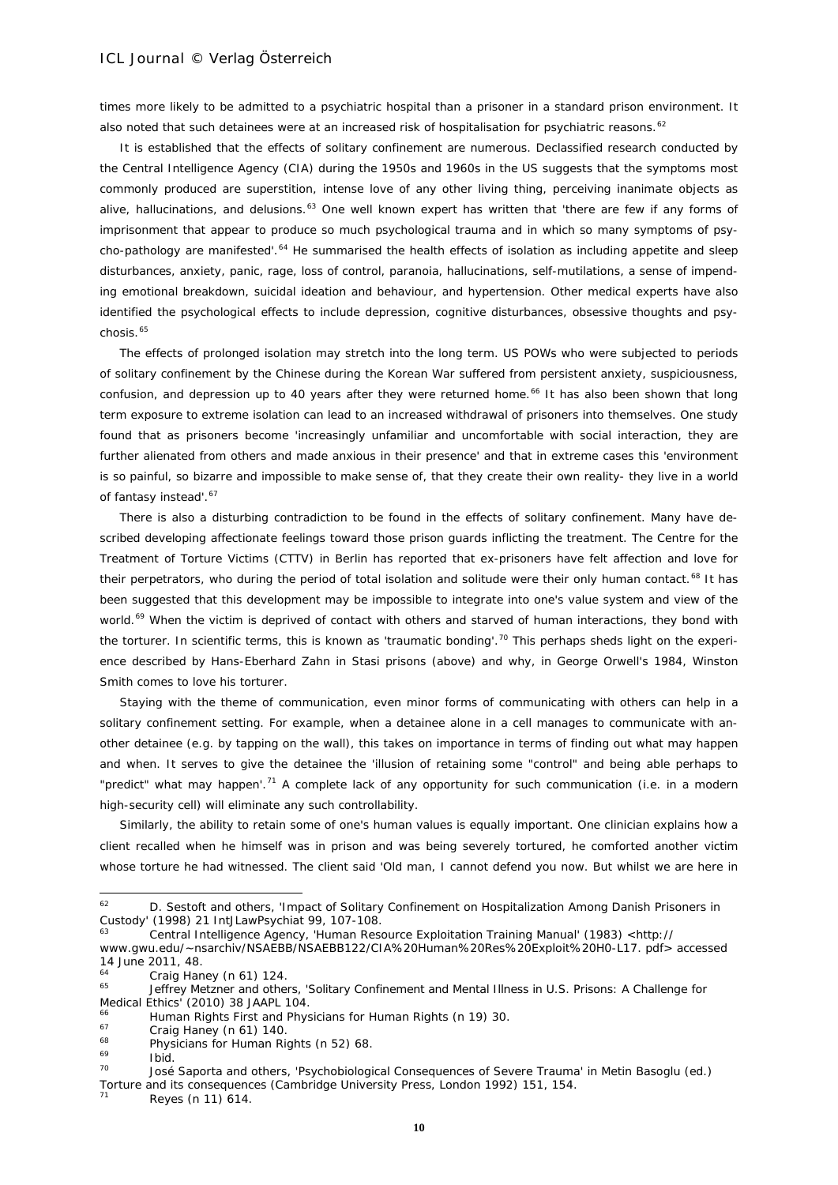times more likely to be admitted to a psychiatric hospital than a prisoner in a standard prison environment. It also noted that such detainees were at an increased risk of hospitalisation for psychiatric reasons.[62]

It is established that the effects of solitary confinement are numerous. Declassified research conducted by the Central Intelligence Agency (CIA) during the 1950s and 1960s in the US suggests that the symptoms most commonly produced are superstition, intense love of any other living thing, perceiving inanimate objects as alive, hallucinations, and delusions.[63] One well known expert has written that 'there are few if any forms of imprisonment that appear to produce so much psychological trauma and in which so many symptoms of psycho-pathology are manifested'.[64] He summarised the health effects of isolation as including appetite and sleep disturbances, anxiety, panic, rage, loss of control, paranoia, hallucinations, self-mutilations, a sense of impending emotional breakdown, suicidal ideation and behaviour, and hypertension. Other medical experts have also identified the psychological effects to include depression, cognitive disturbances, obsessive thoughts and psychosis.[65]

The effects of prolonged isolation may stretch into the long term. US POWs who were subjected to periods of solitary confinement by the Chinese during the Korean War suffered from persistent anxiety, suspiciousness, confusion, and depression up to 40 years after they were returned home.[66] It has also been shown that long term exposure to extreme isolation can lead to an increased withdrawal of prisoners into themselves. One study found that as prisoners become 'increasingly unfamiliar and uncomfortable with social interaction, they are further alienated from others and made anxious in their presence' and that in extreme cases this 'environment is so painful, so bizarre and impossible to make sense of, that they create their own reality- they live in a world of fantasy instead'.[67]

There is also a disturbing contradiction to be found in the effects of solitary confinement. Many have described developing affectionate feelings toward those prison guards inflicting the treatment. The Centre for the Treatment of Torture Victims (CTTV) in Berlin has reported that ex-prisoners have felt affection and love for their perpetrators, who during the period of total isolation and solitude were their only human contact.[68] It has been suggested that this development may be impossible to integrate into one's value system and view of the world.[69] When the victim is deprived of contact with others and starved of human interactions, they bond with the torturer. In scientific terms, this is known as 'traumatic bonding'.[70] This perhaps sheds light on the experience described by Hans-Eberhard Zahn in Stasi prisons (above) and why, in George Orwell's 1984, Winston Smith comes to love his torturer.

Staying with the theme of communication, even minor forms of communicating with others can help in a solitary confinement setting. For example, when a detainee alone in a cell manages to communicate with another detainee (e.g. by tapping on the wall), this takes on importance in terms of finding out what may happen and when. It serves to give the detainee the 'illusion of retaining some "control" and being able perhaps to "predict" what may happen'.[71] A complete lack of any opportunity for such communication (i.e. in a modern high-security cell) will eliminate any such controllability.

Similarly, the ability to retain some of one's human values is equally important. One clinician explains how a client recalled when he himself was in prison and was being severely tortured, he comforted another victim whose torture he had witnessed. The client said 'Old man, I cannot defend you now. But whilst we are here in

---

[62] D. Sestoft and others, 'Impact of Solitary Confinement on Hospitalization Among Danish Prisoners in Custody' (1998) 21 IntJLawPsychiat 99, 107-108.

[63] Central Intelligence Agency, 'Human Resource Exploitation Training Manual' (1983) <http://www.gwu.edu/~nsarchiv/NSAEBB/NSAEBB122/CIA%20Human%20Res%20Exploit%20H0-L17. pdf> accessed 14 June 2011, 48.

[64] Craig Haney (n 61) 124.

[65] Jeffrey Metzner and others, 'Solitary Confinement and Mental Illness in U.S. Prisons: A Challenge for Medical Ethics' (2010) 38 JAAPL 104.

[66] Human Rights First and Physicians for Human Rights (n 19) 30.

[67] Craig Haney (n 61) 140.

[68] Physicians for Human Rights (n 52) 68.

[69] Ibid.

[70] José Saporta and others, 'Psychobiological Consequences of Severe Trauma' in Metin Basoglu (ed.) Torture and its consequences (Cambridge University Press, London 1992) 151, 154.

[71] Reyes (n 11) 614.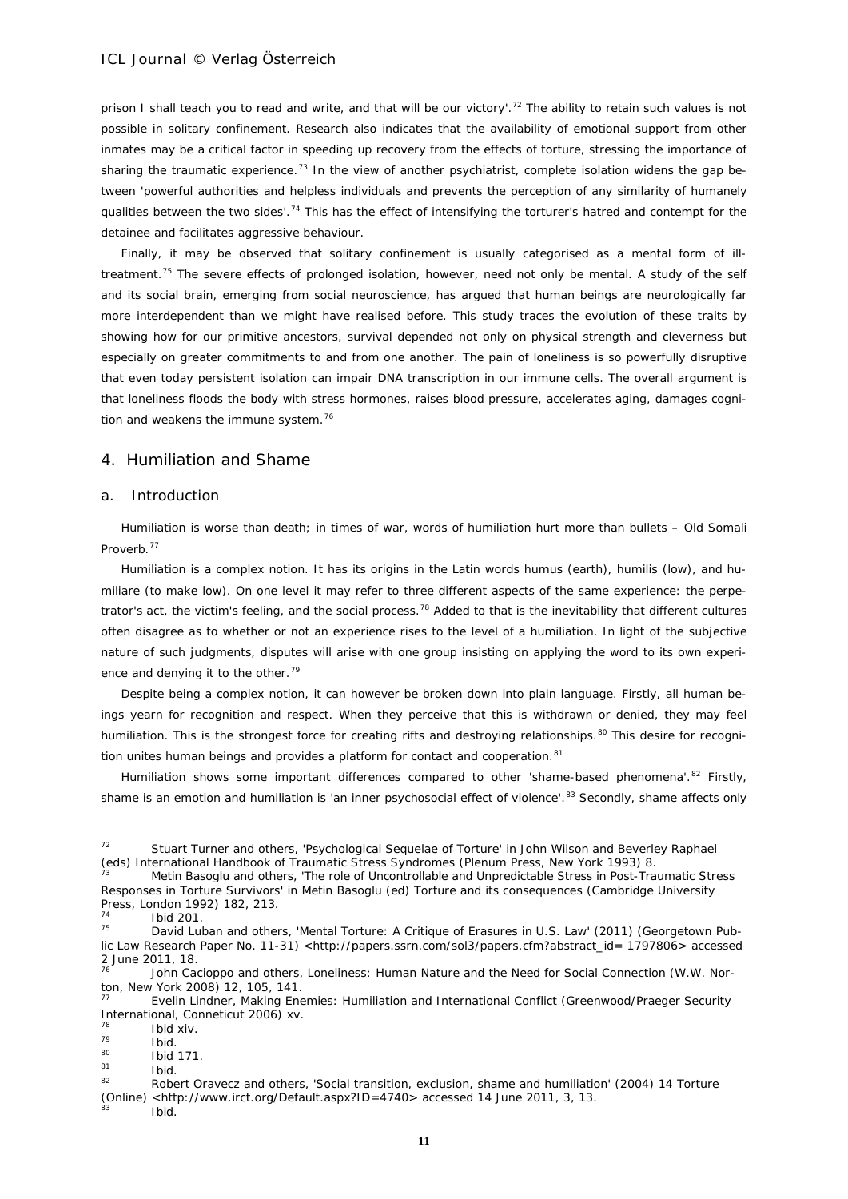prison I shall teach you to read and write, and that will be our victory'.[72] The ability to retain such values is not possible in solitary confinement. Research also indicates that the availability of emotional support from other inmates may be a critical factor in speeding up recovery from the effects of torture, stressing the importance of sharing the traumatic experience.[73] In the view of another psychiatrist, complete isolation widens the gap between 'powerful authorities and helpless individuals and prevents the perception of any similarity of humanely qualities between the two sides'.[74] This has the effect of intensifying the torturer's hatred and contempt for the detainee and facilitates aggressive behaviour.

Finally, it may be observed that solitary confinement is usually categorised as a mental form of ill-treatment.[75] The severe effects of prolonged isolation, however, need not only be mental. A study of the self and its social brain, emerging from social neuroscience, has argued that human beings are neurologically far more interdependent than we might have realised before. This study traces the evolution of these traits by showing how for our primitive ancestors, survival depended not only on physical strength and cleverness but especially on greater commitments to and from one another. The pain of loneliness is so powerfully disruptive that even today persistent isolation can impair DNA transcription in our immune cells. The overall argument is that loneliness floods the body with stress hormones, raises blood pressure, accelerates aging, damages cognition and weakens the immune system.[76]

## 4. Humiliation and Shame

### a. Introduction

Humiliation is worse than death; in times of war, words of humiliation hurt more than bullets – Old Somali Proverb.[77]

Humiliation is a complex notion. It has its origins in the Latin words humus (earth), humilis (low), and humiliare (to make low). On one level it may refer to three different aspects of the same experience: the perpetrator's act, the victim's feeling, and the social process.[78] Added to that is the inevitability that different cultures often disagree as to whether or not an experience rises to the level of a humiliation. In light of the subjective nature of such judgments, disputes will arise with one group insisting on applying the word to its own experience and denying it to the other.[79]

Despite being a complex notion, it can however be broken down into plain language. Firstly, all human beings yearn for recognition and respect. When they perceive that this is withdrawn or denied, they may feel humiliation. This is the strongest force for creating rifts and destroying relationships.[80] This desire for recognition unites human beings and provides a platform for contact and cooperation.[81]

Humiliation shows some important differences compared to other 'shame-based phenomena'.[82] Firstly, shame is an emotion and humiliation is 'an inner psychosocial effect of violence'.[83] Secondly, shame affects only

---

[72] Stuart Turner and others, 'Psychological Sequelae of Torture' in John Wilson and Beverley Raphael (eds) International Handbook of Traumatic Stress Syndromes (Plenum Press, New York 1993) 8.

[73] Metin Basoglu and others, 'The role of Uncontrollable and Unpredictable Stress in Post-Traumatic Stress Responses in Torture Survivors' in Metin Basoglu (ed) Torture and its consequences (Cambridge University Press, London 1992) 182, 213.

[74] Ibid 201.

[75] David Luban and others, 'Mental Torture: A Critique of Erasures in U.S. Law' (2011) (Georgetown Public Law Research Paper No. 11-31) <http://papers.ssrn.com/sol3/papers.cfm?abstract_id= 1797806> accessed 2 June 2011, 18.

[76] John Cacioppo and others, Loneliness: Human Nature and the Need for Social Connection (W.W. Norton, New York 2008) 12, 105, 141.

[77] Evelin Lindner, Making Enemies: Humiliation and International Conflict (Greenwood/Praeger Security International, Conneticut 2006) xv.

[78] Ibid xiv.

[79] Ibid.

[80] Ibid 171.

[81] Ibid.

[82] Robert Oravecz and others, 'Social transition, exclusion, shame and humiliation' (2004) 14 Torture (Online) <http://www.irct.org/Default.aspx?ID=4740> accessed 14 June 2011, 3, 13.

[83] Ibid.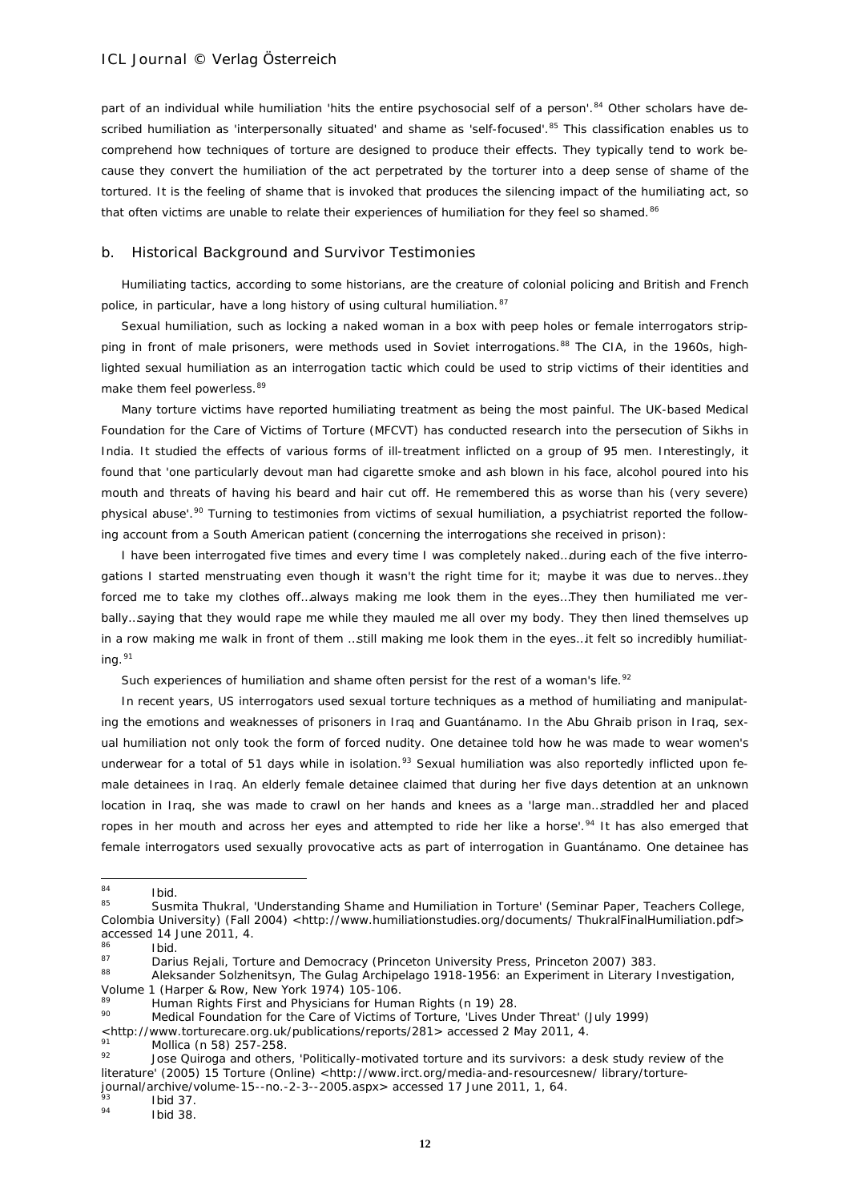part of an individual while humiliation 'hits the entire psychosocial self of a person'.[84] Other scholars have described humiliation as 'interpersonally situated' and shame as 'self-focused'.[85] This classification enables us to comprehend how techniques of torture are designed to produce their effects. They typically tend to work because they convert the humiliation of the act perpetrated by the torturer into a deep sense of shame of the tortured. It is the feeling of shame that is invoked that produces the silencing impact of the humiliating act, so that often victims are unable to relate their experiences of humiliation for they feel so shamed.[86]

### b. Historical Background and Survivor Testimonies

Humiliating tactics, according to some historians, are the creature of colonial policing and British and French police, in particular, have a long history of using cultural humiliation.[87]

Sexual humiliation, such as locking a naked woman in a box with peep holes or female interrogators stripping in front of male prisoners, were methods used in Soviet interrogations.[88] The CIA, in the 1960s, highlighted sexual humiliation as an interrogation tactic which could be used to strip victims of their identities and make them feel powerless.[89]

Many torture victims have reported humiliating treatment as being the most painful. The UK-based Medical Foundation for the Care of Victims of Torture (MFCVT) has conducted research into the persecution of Sikhs in India. It studied the effects of various forms of ill-treatment inflicted on a group of 95 men. Interestingly, it found that 'one particularly devout man had cigarette smoke and ash blown in his face, alcohol poured into his mouth and threats of having his beard and hair cut off. He remembered this as worse than his (very severe) physical abuse'.[90] Turning to testimonies from victims of sexual humiliation, a psychiatrist reported the following account from a South American patient (concerning the interrogations she received in prison):

I have been interrogated five times and every time I was completely naked…during each of the five interrogations I started menstruating even though it wasn't the right time for it; maybe it was due to nerves…they forced me to take my clothes off…always making me look them in the eyes…They then humiliated me verbally…saying that they would rape me while they mauled me all over my body. They then lined themselves up in a row making me walk in front of them …still making me look them in the eyes…it felt so incredibly humiliating.[91]

Such experiences of humiliation and shame often persist for the rest of a woman's life.[92]

In recent years, US interrogators used sexual torture techniques as a method of humiliating and manipulating the emotions and weaknesses of prisoners in Iraq and Guantánamo. In the Abu Ghraib prison in Iraq, sexual humiliation not only took the form of forced nudity. One detainee told how he was made to wear women's underwear for a total of 51 days while in isolation.[93] Sexual humiliation was also reportedly inflicted upon female detainees in Iraq. An elderly female detainee claimed that during her five days detention at an unknown location in Iraq, she was made to crawl on her hands and knees as a 'large man…straddled her and placed ropes in her mouth and across her eyes and attempted to ride her like a horse'.[94] It has also emerged that female interrogators used sexually provocative acts as part of interrogation in Guantánamo. One detainee has

---

[84] Ibid.

[85] Susmita Thukral, 'Understanding Shame and Humiliation in Torture' (Seminar Paper, Teachers College, Colombia University) (Fall 2004) <http://www.humiliationstudies.org/documents/ ThukralFinalHumiliation.pdf> accessed 14 June 2011, 4.

[86] Ibid.

[87] Darius Rejali, Torture and Democracy (Princeton University Press, Princeton 2007) 383.

[88] Aleksander Solzhenitsyn, The Gulag Archipelago 1918-1956: an Experiment in Literary Investigation, Volume 1 (Harper & Row, New York 1974) 105-106.

[89] Human Rights First and Physicians for Human Rights (n 19) 28.

[90] Medical Foundation for the Care of Victims of Torture, 'Lives Under Threat' (July 1999) <http://www.torturecare.org.uk/publications/reports/281> accessed 2 May 2011, 4.

[91] Mollica (n 58) 257-258.

[92] Jose Quiroga and others, 'Politically-motivated torture and its survivors: a desk study review of the literature' (2005) 15 Torture (Online) <http://www.irct.org/media-and-resourcesnew/ library/torture-journal/archive/volume-15--no.-2-3--2005.aspx> accessed 17 June 2011, 1, 64.

[93] Ibid 37.

[94] Ibid 38.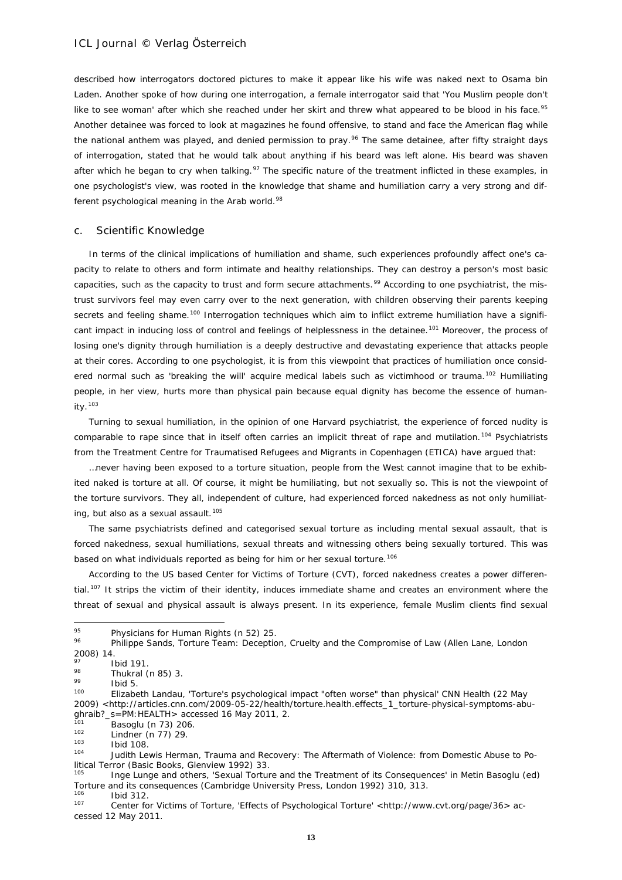described how interrogators doctored pictures to make it appear like his wife was naked next to Osama bin Laden. Another spoke of how during one interrogation, a female interrogator said that 'You Muslim people don't like to see woman' after which she reached under her skirt and threw what appeared to be blood in his face.[95] Another detainee was forced to look at magazines he found offensive, to stand and face the American flag while the national anthem was played, and denied permission to pray.[96] The same detainee, after fifty straight days of interrogation, stated that he would talk about anything if his beard was left alone. His beard was shaven after which he began to cry when talking.[97] The specific nature of the treatment inflicted in these examples, in one psychologist's view, was rooted in the knowledge that shame and humiliation carry a very strong and different psychological meaning in the Arab world.[98]

### c. Scientific Knowledge

In terms of the clinical implications of humiliation and shame, such experiences profoundly affect one's capacity to relate to others and form intimate and healthy relationships. They can destroy a person's most basic capacities, such as the capacity to trust and form secure attachments.[99] According to one psychiatrist, the mistrust survivors feel may even carry over to the next generation, with children observing their parents keeping secrets and feeling shame.[100] Interrogation techniques which aim to inflict extreme humiliation have a significant impact in inducing loss of control and feelings of helplessness in the detainee.[101] Moreover, the process of losing one's dignity through humiliation is a deeply destructive and devastating experience that attacks people at their cores. According to one psychologist, it is from this viewpoint that practices of humiliation once considered normal such as 'breaking the will' acquire medical labels such as victimhood or trauma.[102] Humiliating people, in her view, hurts more than physical pain because equal dignity has become the essence of humanity.[103]

Turning to sexual humiliation, in the opinion of one Harvard psychiatrist, the experience of forced nudity is comparable to rape since that in itself often carries an implicit threat of rape and mutilation.[104] Psychiatrists from the Treatment Centre for Traumatised Refugees and Migrants in Copenhagen (ETICA) have argued that:

> …never having been exposed to a torture situation, people from the West cannot imagine that to be exhibited naked is torture at all. Of course, it might be humiliating, but not sexually so. This is not the viewpoint of the torture survivors. They all, independent of culture, had experienced forced nakedness as not only humiliating, but also as a sexual assault.[105]

The same psychiatrists defined and categorised sexual torture as including mental sexual assault, that is forced nakedness, sexual humiliations, sexual threats and witnessing others being sexually tortured. This was based on what individuals reported as being for him or her sexual torture.[106]

According to the US based Center for Victims of Torture (CVT), forced nakedness creates a power differential.[107] It strips the victim of their identity, induces immediate shame and creates an environment where the threat of sexual and physical assault is always present. In its experience, female Muslim clients find sexual

---

[95] Physicians for Human Rights (n 52) 25.

[96] Philippe Sands, Torture Team: Deception, Cruelty and the Compromise of Law (Allen Lane, London 2008) 14.

[97] Ibid 191.

[98] Thukral (n 85) 3.

[99] Ibid 5.

[100] Elizabeth Landau, 'Torture's psychological impact "often worse" than physical' CNN Health (22 May 2009) <http://articles.cnn.com/2009-05-22/health/torture.health.effects_1_torture-physical-symptoms-abu-ghraib?_s=PM:HEALTH> accessed 16 May 2011, 2.

[101] Basoglu (n 73) 206.

[102] Lindner (n 77) 29.

[103] Ibid 108.

[104] Judith Lewis Herman, Trauma and Recovery: The Aftermath of Violence: from Domestic Abuse to Political Terror (Basic Books, Glenview 1992) 33.

[105] Inge Lunge and others, 'Sexual Torture and the Treatment of its Consequences' in Metin Basoglu (ed) Torture and its consequences (Cambridge University Press, London 1992) 310, 313.

[106] Ibid 312.

[107] Center for Victims of Torture, 'Effects of Psychological Torture' <http://www.cvt.org/page/36> accessed 12 May 2011.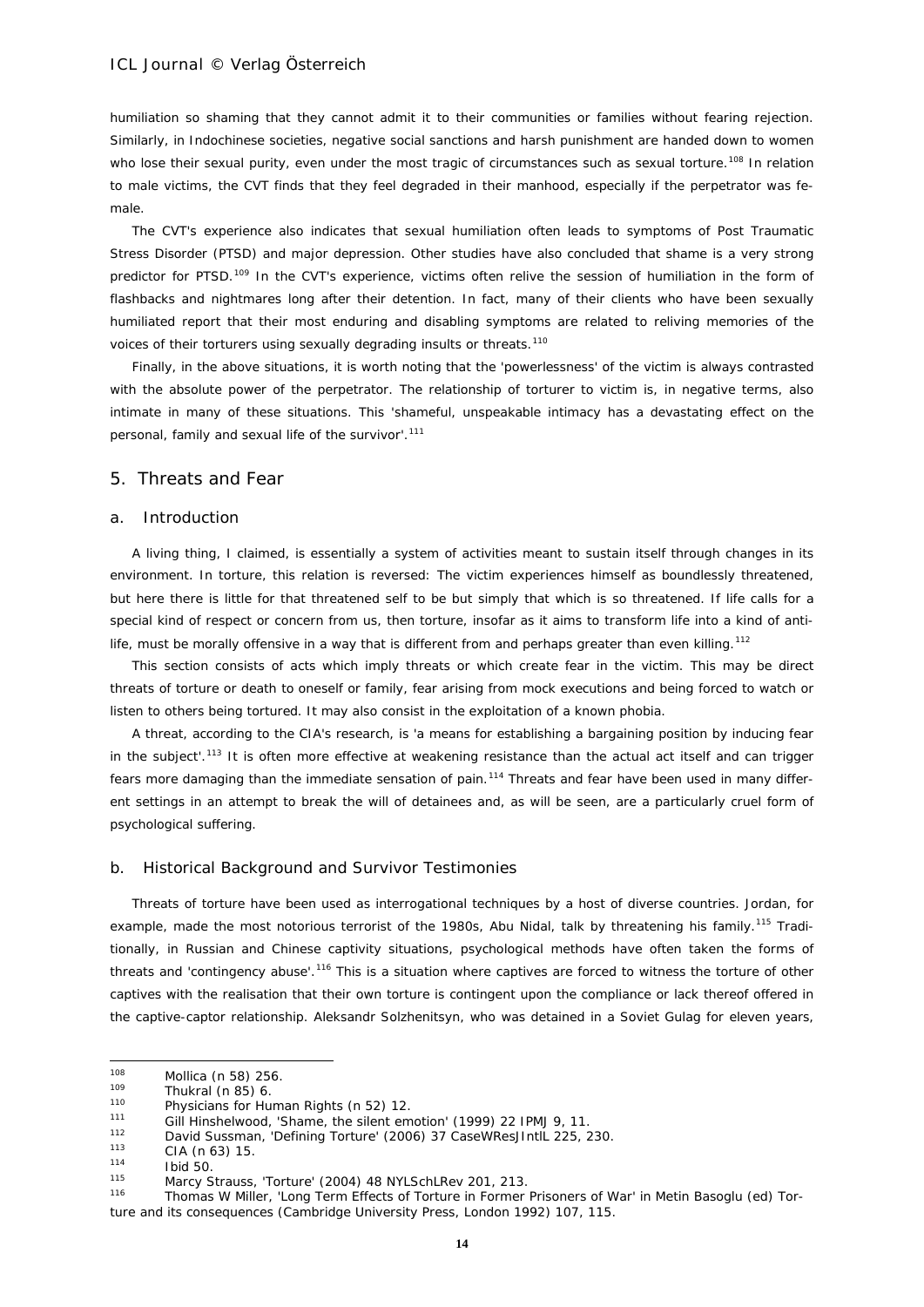humiliation so shaming that they cannot admit it to their communities or families without fearing rejection. Similarly, in Indochinese societies, negative social sanctions and harsh punishment are handed down to women who lose their sexual purity, even under the most tragic of circumstances such as sexual torture.[108] In relation to male victims, the CVT finds that they feel degraded in their manhood, especially if the perpetrator was female.

The CVT's experience also indicates that sexual humiliation often leads to symptoms of Post Traumatic Stress Disorder (PTSD) and major depression. Other studies have also concluded that shame is a very strong predictor for PTSD.[109] In the CVT's experience, victims often relive the session of humiliation in the form of flashbacks and nightmares long after their detention. In fact, many of their clients who have been sexually humiliated report that their most enduring and disabling symptoms are related to reliving memories of the voices of their torturers using sexually degrading insults or threats.[110]

Finally, in the above situations, it is worth noting that the 'powerlessness' of the victim is always contrasted with the absolute power of the perpetrator. The relationship of torturer to victim is, in negative terms, also intimate in many of these situations. This 'shameful, unspeakable intimacy has a devastating effect on the personal, family and sexual life of the survivor'.[111]

## 5. Threats and Fear

### a. Introduction

A living thing, I claimed, is essentially a system of activities meant to sustain itself through changes in its environment. In torture, this relation is reversed: The victim experiences himself as boundlessly threatened, but here there is little for that threatened self to be but simply that which is so threatened. If life calls for a special kind of respect or concern from us, then torture, insofar as it aims to transform life into a kind of anti-life, must be morally offensive in a way that is different from and perhaps greater than even killing.[112]

This section consists of acts which imply threats or which create fear in the victim. This may be direct threats of torture or death to oneself or family, fear arising from mock executions and being forced to watch or listen to others being tortured. It may also consist in the exploitation of a known phobia.

A threat, according to the CIA's research, is 'a means for establishing a bargaining position by inducing fear in the subject'.[113] It is often more effective at weakening resistance than the actual act itself and can trigger fears more damaging than the immediate sensation of pain.[114] Threats and fear have been used in many different settings in an attempt to break the will of detainees and, as will be seen, are a particularly cruel form of psychological suffering.

### b. Historical Background and Survivor Testimonies

Threats of torture have been used as interrogational techniques by a host of diverse countries. Jordan, for example, made the most notorious terrorist of the 1980s, Abu Nidal, talk by threatening his family.[115] Traditionally, in Russian and Chinese captivity situations, psychological methods have often taken the forms of threats and 'contingency abuse'.[116] This is a situation where captives are forced to witness the torture of other captives with the realisation that their own torture is contingent upon the compliance or lack thereof offered in the captive-captor relationship. Aleksandr Solzhenitsyn, who was detained in a Soviet Gulag for eleven years,

---

[108] Mollica (n 58) 256.

[109] Thukral (n 85) 6.

[110] Physicians for Human Rights (n 52) 12.

[111] Gill Hinshelwood, 'Shame, the silent emotion' (1999) 22 IPMJ 9, 11.

[112] David Sussman, 'Defining Torture' (2006) 37 CaseWResJIntlL 225, 230.

[113] CIA (n 63) 15.

[114] Ibid 50.

[115] Marcy Strauss, 'Torture' (2004) 48 NYLSchLRev 201, 213.

[116] Thomas W Miller, 'Long Term Effects of Torture in Former Prisoners of War' in Metin Basoglu (ed) Torture and its consequences (Cambridge University Press, London 1992) 107, 115.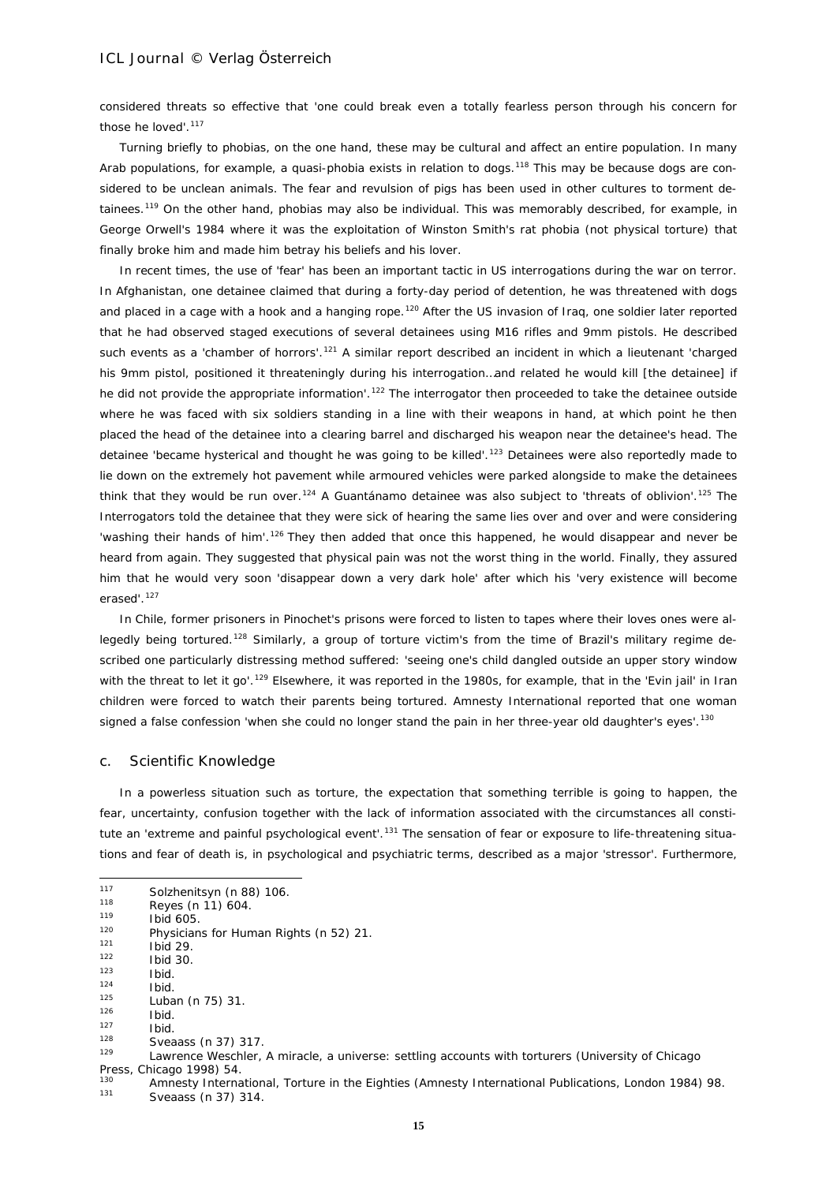considered threats so effective that 'one could break even a totally fearless person through his concern for those he loved'.[117]

Turning briefly to phobias, on the one hand, these may be cultural and affect an entire population. In many Arab populations, for example, a quasi-phobia exists in relation to dogs.[118] This may be because dogs are considered to be unclean animals. The fear and revulsion of pigs has been used in other cultures to torment detainees.[119] On the other hand, phobias may also be individual. This was memorably described, for example, in George Orwell's 1984 where it was the exploitation of Winston Smith's rat phobia (not physical torture) that finally broke him and made him betray his beliefs and his lover.

In recent times, the use of 'fear' has been an important tactic in US interrogations during the war on terror. In Afghanistan, one detainee claimed that during a forty-day period of detention, he was threatened with dogs and placed in a cage with a hook and a hanging rope.[120] After the US invasion of Iraq, one soldier later reported that he had observed staged executions of several detainees using M16 rifles and 9mm pistols. He described such events as a 'chamber of horrors'.[121] A similar report described an incident in which a lieutenant 'charged his 9mm pistol, positioned it threateningly during his interrogation…and related he would kill [the detainee] if he did not provide the appropriate information'.[122] The interrogator then proceeded to take the detainee outside where he was faced with six soldiers standing in a line with their weapons in hand, at which point he then placed the head of the detainee into a clearing barrel and discharged his weapon near the detainee's head. The detainee 'became hysterical and thought he was going to be killed'.[123] Detainees were also reportedly made to lie down on the extremely hot pavement while armoured vehicles were parked alongside to make the detainees think that they would be run over.[124] A Guantánamo detainee was also subject to 'threats of oblivion'.[125] The Interrogators told the detainee that they were sick of hearing the same lies over and over and were considering 'washing their hands of him'.[126] They then added that once this happened, he would disappear and never be heard from again. They suggested that physical pain was not the worst thing in the world. Finally, they assured him that he would very soon 'disappear down a very dark hole' after which his 'very existence will become erased'.[127]

In Chile, former prisoners in Pinochet's prisons were forced to listen to tapes where their loves ones were allegedly being tortured.[128] Similarly, a group of torture victim's from the time of Brazil's military regime described one particularly distressing method suffered: 'seeing one's child dangled outside an upper story window with the threat to let it go'.[129] Elsewhere, it was reported in the 1980s, for example, that in the 'Evin jail' in Iran children were forced to watch their parents being tortured. Amnesty International reported that one woman signed a false confession 'when she could no longer stand the pain in her three-year old daughter's eyes'.[130]

### c. Scientific Knowledge

In a powerless situation such as torture, the expectation that something terrible is going to happen, the fear, uncertainty, confusion together with the lack of information associated with the circumstances all constitute an 'extreme and painful psychological event'.[131] The sensation of fear or exposure to life-threatening situations and fear of death is, in psychological and psychiatric terms, described as a major 'stressor'. Furthermore,

---

[117] Solzhenitsyn (n 88) 106.

[118] Reyes (n 11) 604.

[119] Ibid 605.

[120] Physicians for Human Rights (n 52) 21.

[121] Ibid 29.

[122] Ibid 30.

[123] Ibid.

[124] Ibid.

[125] Luban (n 75) 31.

[126] Ibid.

[127] Ibid.

[128] Sveaass (n 37) 317.

[129] Lawrence Weschler, A miracle, a universe: settling accounts with torturers (University of Chicago Press, Chicago 1998) 54.

[130] Amnesty International, Torture in the Eighties (Amnesty International Publications, London 1984) 98.

[131] Sveaass (n 37) 314.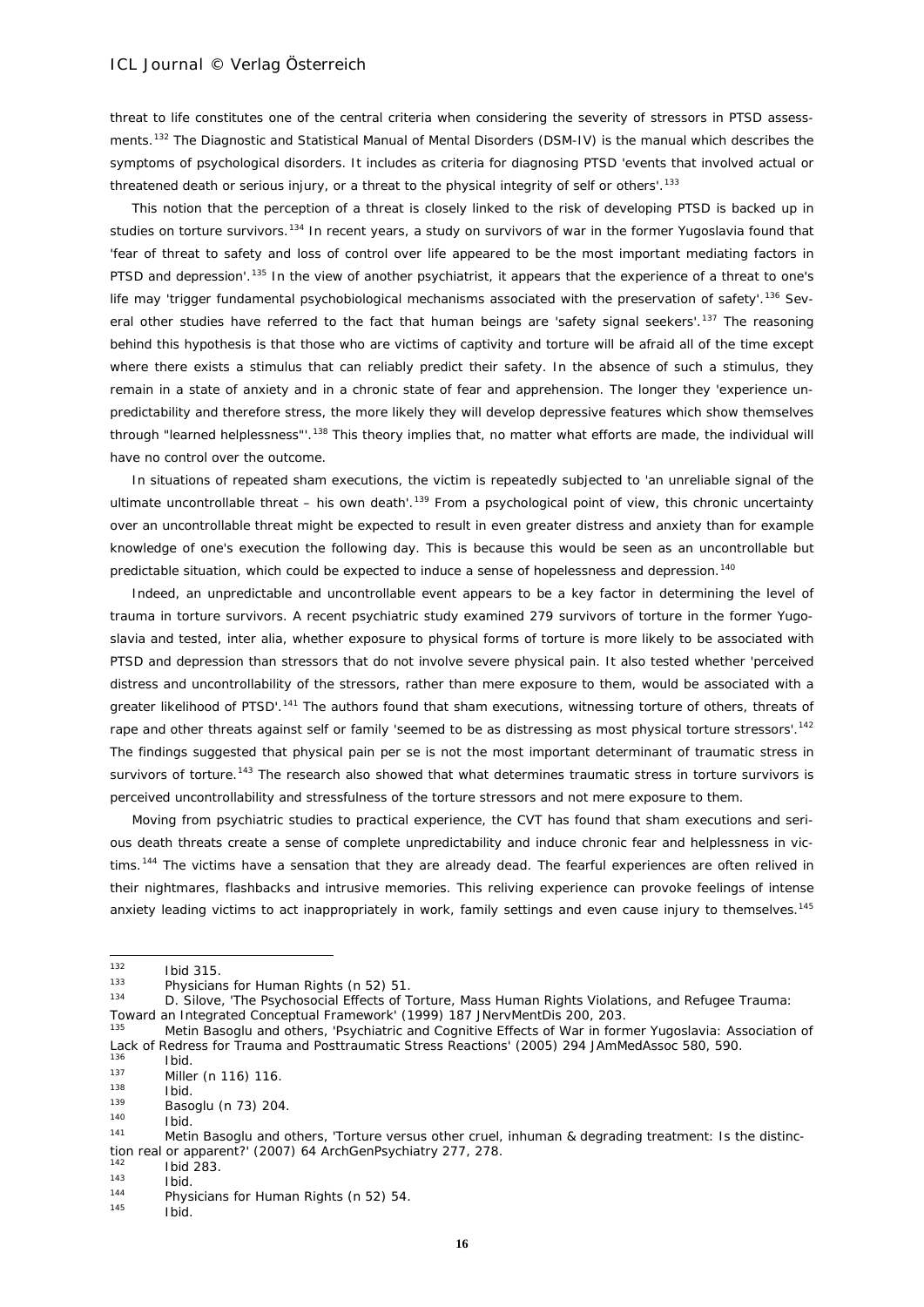threat to life constitutes one of the central criteria when considering the severity of stressors in PTSD assessments.[132] The Diagnostic and Statistical Manual of Mental Disorders (DSM-IV) is the manual which describes the symptoms of psychological disorders. It includes as criteria for diagnosing PTSD 'events that involved actual or threatened death or serious injury, or a threat to the physical integrity of self or others'.[133]

This notion that the perception of a threat is closely linked to the risk of developing PTSD is backed up in studies on torture survivors.[134] In recent years, a study on survivors of war in the former Yugoslavia found that 'fear of threat to safety and loss of control over life appeared to be the most important mediating factors in PTSD and depression'.[135] In the view of another psychiatrist, it appears that the experience of a threat to one's life may 'trigger fundamental psychobiological mechanisms associated with the preservation of safety'.[136] Several other studies have referred to the fact that human beings are 'safety signal seekers'.[137] The reasoning behind this hypothesis is that those who are victims of captivity and torture will be afraid all of the time except where there exists a stimulus that can reliably predict their safety. In the absence of such a stimulus, they remain in a state of anxiety and in a chronic state of fear and apprehension. The longer they 'experience unpredictability and therefore stress, the more likely they will develop depressive features which show themselves through "learned helplessness"'.[138] This theory implies that, no matter what efforts are made, the individual will have no control over the outcome.

In situations of repeated sham executions, the victim is repeatedly subjected to 'an unreliable signal of the ultimate uncontrollable threat – his own death'.[139] From a psychological point of view, this chronic uncertainty over an uncontrollable threat might be expected to result in even greater distress and anxiety than for example knowledge of one's execution the following day. This is because this would be seen as an uncontrollable but predictable situation, which could be expected to induce a sense of hopelessness and depression.[140]

Indeed, an unpredictable and uncontrollable event appears to be a key factor in determining the level of trauma in torture survivors. A recent psychiatric study examined 279 survivors of torture in the former Yugoslavia and tested, inter alia, whether exposure to physical forms of torture is more likely to be associated with PTSD and depression than stressors that do not involve severe physical pain. It also tested whether 'perceived distress and uncontrollability of the stressors, rather than mere exposure to them, would be associated with a greater likelihood of PTSD'.[141] The authors found that sham executions, witnessing torture of others, threats of rape and other threats against self or family 'seemed to be as distressing as most physical torture stressors'.[142] The findings suggested that physical pain per se is not the most important determinant of traumatic stress in survivors of torture.[143] The research also showed that what determines traumatic stress in torture survivors is perceived uncontrollability and stressfulness of the torture stressors and not mere exposure to them.

Moving from psychiatric studies to practical experience, the CVT has found that sham executions and serious death threats create a sense of complete unpredictability and induce chronic fear and helplessness in victims.[144] The victims have a sensation that they are already dead. The fearful experiences are often relived in their nightmares, flashbacks and intrusive memories. This reliving experience can provoke feelings of intense anxiety leading victims to act inappropriately in work, family settings and even cause injury to themselves.[145]

---

[132] Ibid 315.

[133] Physicians for Human Rights (n 52) 51.

[134] D. Silove, 'The Psychosocial Effects of Torture, Mass Human Rights Violations, and Refugee Trauma: Toward an Integrated Conceptual Framework' (1999) 187 JNervMentDis 200, 203.

[135] Metin Basoglu and others, 'Psychiatric and Cognitive Effects of War in former Yugoslavia: Association of Lack of Redress for Trauma and Posttraumatic Stress Reactions' (2005) 294 JAmMedAssoc 580, 590.

[136] Ibid.

[137] Miller (n 116) 116.

[138] Ibid.

[139] Basoglu (n 73) 204.

[140] Ibid.

[141] Metin Basoglu and others, 'Torture versus other cruel, inhuman & degrading treatment: Is the distinction real or apparent?' (2007) 64 ArchGenPsychiatry 277, 278.

[142] Ibid 283.

[143] Ibid.

[144] Physicians for Human Rights (n 52) 54.

[145] Ibid.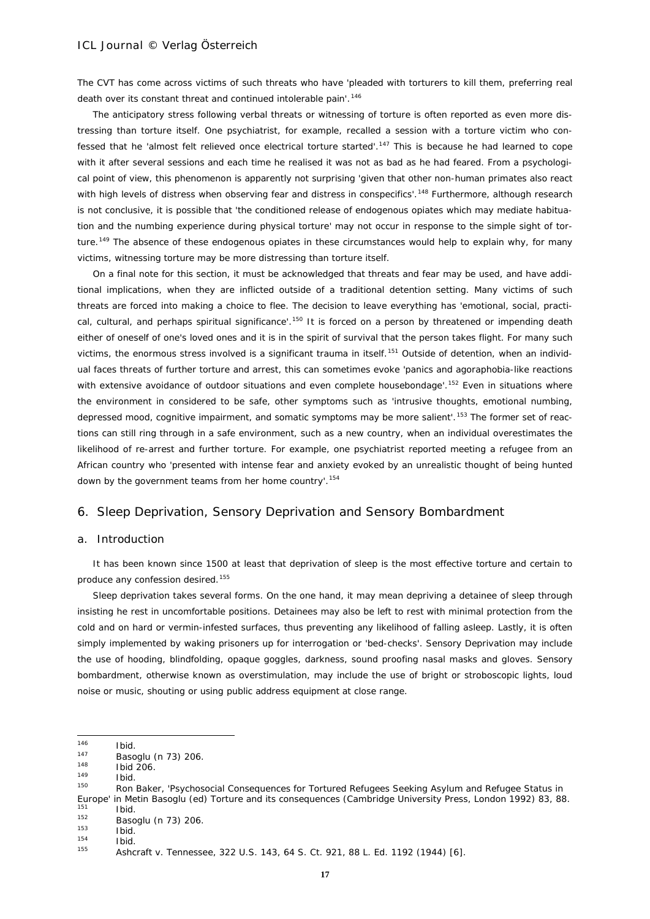The CVT has come across victims of such threats who have 'pleaded with torturers to kill them, preferring real death over its constant threat and continued intolerable pain'.[146]

The anticipatory stress following verbal threats or witnessing of torture is often reported as even more distressing than torture itself. One psychiatrist, for example, recalled a session with a torture victim who confessed that he 'almost felt relieved once electrical torture started'.[147] This is because he had learned to cope with it after several sessions and each time he realised it was not as bad as he had feared. From a psychological point of view, this phenomenon is apparently not surprising 'given that other non-human primates also react with high levels of distress when observing fear and distress in conspecifics'.[148] Furthermore, although research is not conclusive, it is possible that 'the conditioned release of endogenous opiates which may mediate habituation and the numbing experience during physical torture' may not occur in response to the simple sight of torture.[149] The absence of these endogenous opiates in these circumstances would help to explain why, for many victims, witnessing torture may be more distressing than torture itself.

On a final note for this section, it must be acknowledged that threats and fear may be used, and have additional implications, when they are inflicted outside of a traditional detention setting. Many victims of such threats are forced into making a choice to flee. The decision to leave everything has 'emotional, social, practical, cultural, and perhaps spiritual significance'.[150] It is forced on a person by threatened or impending death either of oneself of one's loved ones and it is in the spirit of survival that the person takes flight. For many such victims, the enormous stress involved is a significant trauma in itself.[151] Outside of detention, when an individual faces threats of further torture and arrest, this can sometimes evoke 'panics and agoraphobia-like reactions with extensive avoidance of outdoor situations and even complete housebondage'.[152] Even in situations where the environment in considered to be safe, other symptoms such as 'intrusive thoughts, emotional numbing, depressed mood, cognitive impairment, and somatic symptoms may be more salient'.[153] The former set of reactions can still ring through in a safe environment, such as a new country, when an individual overestimates the likelihood of re-arrest and further torture. For example, one psychiatrist reported meeting a refugee from an African country who 'presented with intense fear and anxiety evoked by an unrealistic thought of being hunted down by the government teams from her home country'.[154]

## 6. Sleep Deprivation, Sensory Deprivation and Sensory Bombardment

### a. Introduction

It has been known since 1500 at least that deprivation of sleep is the most effective torture and certain to produce any confession desired.[155]

Sleep deprivation takes several forms. On the one hand, it may mean depriving a detainee of sleep through insisting he rest in uncomfortable positions. Detainees may also be left to rest with minimal protection from the cold and on hard or vermin-infested surfaces, thus preventing any likelihood of falling asleep. Lastly, it is often simply implemented by waking prisoners up for interrogation or 'bed-checks'. Sensory Deprivation may include the use of hooding, blindfolding, opaque goggles, darkness, sound proofing nasal masks and gloves. Sensory bombardment, otherwise known as overstimulation, may include the use of bright or stroboscopic lights, loud noise or music, shouting or using public address equipment at close range.

---

[146] Ibid.

[147] Basoglu (n 73) 206.

[148] Ibid 206.

[149] Ibid.

[150] Ron Baker, 'Psychosocial Consequences for Tortured Refugees Seeking Asylum and Refugee Status in Europe' in Metin Basoglu (ed) Torture and its consequences (Cambridge University Press, London 1992) 83, 88.

[151] Ibid.

[152] Basoglu (n 73) 206.

[153] Ibid.

[154] Ibid.

[155] Ashcraft v. Tennessee, 322 U.S. 143, 64 S. Ct. 921, 88 L. Ed. 1192 (1944) [6].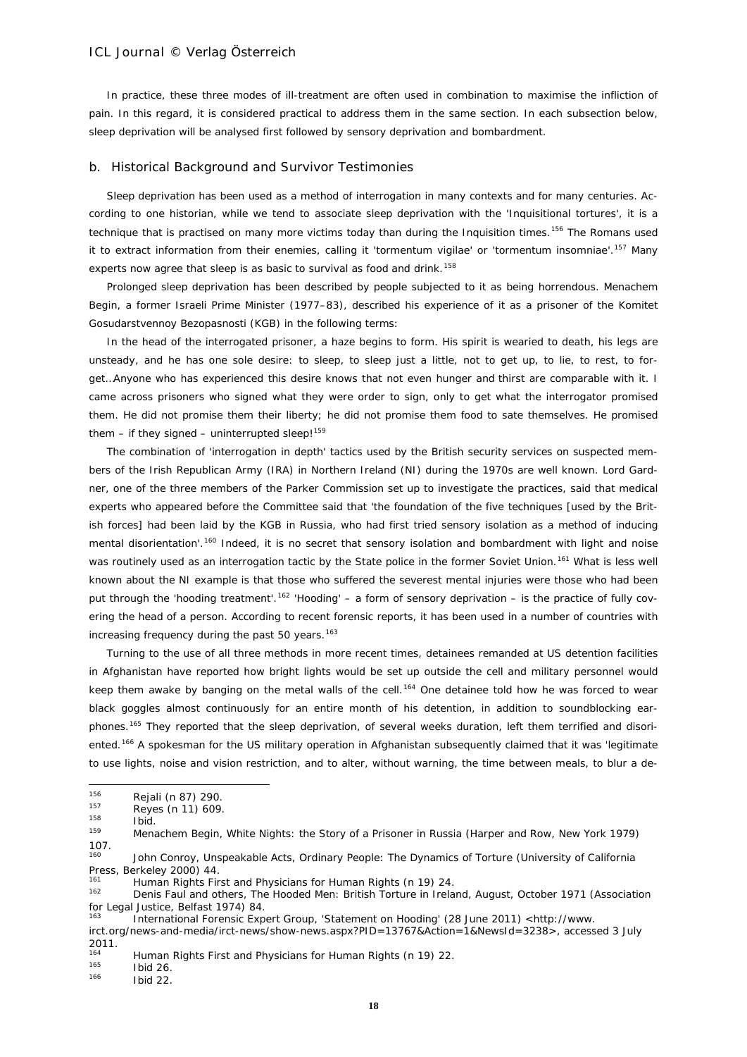In practice, these three modes of ill-treatment are often used in combination to maximise the infliction of pain. In this regard, it is considered practical to address them in the same section. In each subsection below, sleep deprivation will be analysed first followed by sensory deprivation and bombardment.

### b. Historical Background and Survivor Testimonies

Sleep deprivation has been used as a method of interrogation in many contexts and for many centuries. According to one historian, while we tend to associate sleep deprivation with the 'Inquisitional tortures', it is a technique that is practised on many more victims today than during the Inquisition times.[156] The Romans used it to extract information from their enemies, calling it 'tormentum vigilae' or 'tormentum insomniae'.[157] Many experts now agree that sleep is as basic to survival as food and drink.[158]

Prolonged sleep deprivation has been described by people subjected to it as being horrendous. Menachem Begin, a former Israeli Prime Minister (1977–83), described his experience of it as a prisoner of the Komitet Gosudarstvennoy Bezopasnosti (KGB) in the following terms:

In the head of the interrogated prisoner, a haze begins to form. His spirit is wearied to death, his legs are unsteady, and he has one sole desire: to sleep, to sleep just a little, not to get up, to lie, to rest, to forget…Anyone who has experienced this desire knows that not even hunger and thirst are comparable with it. I came across prisoners who signed what they were order to sign, only to get what the interrogator promised them. He did not promise them their liberty; he did not promise them food to sate themselves. He promised them – if they signed – uninterrupted sleep![159]

The combination of 'interrogation in depth' tactics used by the British security services on suspected members of the Irish Republican Army (IRA) in Northern Ireland (NI) during the 1970s are well known. Lord Gardner, one of the three members of the Parker Commission set up to investigate the practices, said that medical experts who appeared before the Committee said that 'the foundation of the five techniques [used by the British forces] had been laid by the KGB in Russia, who had first tried sensory isolation as a method of inducing mental disorientation'.[160] Indeed, it is no secret that sensory isolation and bombardment with light and noise was routinely used as an interrogation tactic by the State police in the former Soviet Union.[161] What is less well known about the NI example is that those who suffered the severest mental injuries were those who had been put through the 'hooding treatment'.[162] 'Hooding' – a form of sensory deprivation – is the practice of fully covering the head of a person. According to recent forensic reports, it has been used in a number of countries with increasing frequency during the past 50 years.[163]

Turning to the use of all three methods in more recent times, detainees remanded at US detention facilities in Afghanistan have reported how bright lights would be set up outside the cell and military personnel would keep them awake by banging on the metal walls of the cell.[164] One detainee told how he was forced to wear black goggles almost continuously for an entire month of his detention, in addition to soundblocking earphones.[165] They reported that the sleep deprivation, of several weeks duration, left them terrified and disoriented.[166] A spokesman for the US military operation in Afghanistan subsequently claimed that it was 'legitimate to use lights, noise and vision restriction, and to alter, without warning, the time between meals, to blur a de-

---

[156] Rejali (n 87) 290.

[157] Reyes (n 11) 609.

[158] Ibid.

[159] Menachem Begin, White Nights: the Story of a Prisoner in Russia (Harper and Row, New York 1979) 107.

[160] John Conroy, Unspeakable Acts, Ordinary People: The Dynamics of Torture (University of California Press, Berkeley 2000) 44.

[161] Human Rights First and Physicians for Human Rights (n 19) 24.

[162] Denis Faul and others, The Hooded Men: British Torture in Ireland, August, October 1971 (Association for Legal Justice, Belfast 1974) 84.

[163] International Forensic Expert Group, 'Statement on Hooding' (28 June 2011) <http://www.irct.org/news-and-media/irct-news/show-news.aspx?PID=13767&Action=1&NewsId=3238>, accessed 3 July 2011.

[164] Human Rights First and Physicians for Human Rights (n 19) 22.

[165] Ibid 26.

[166] Ibid 22.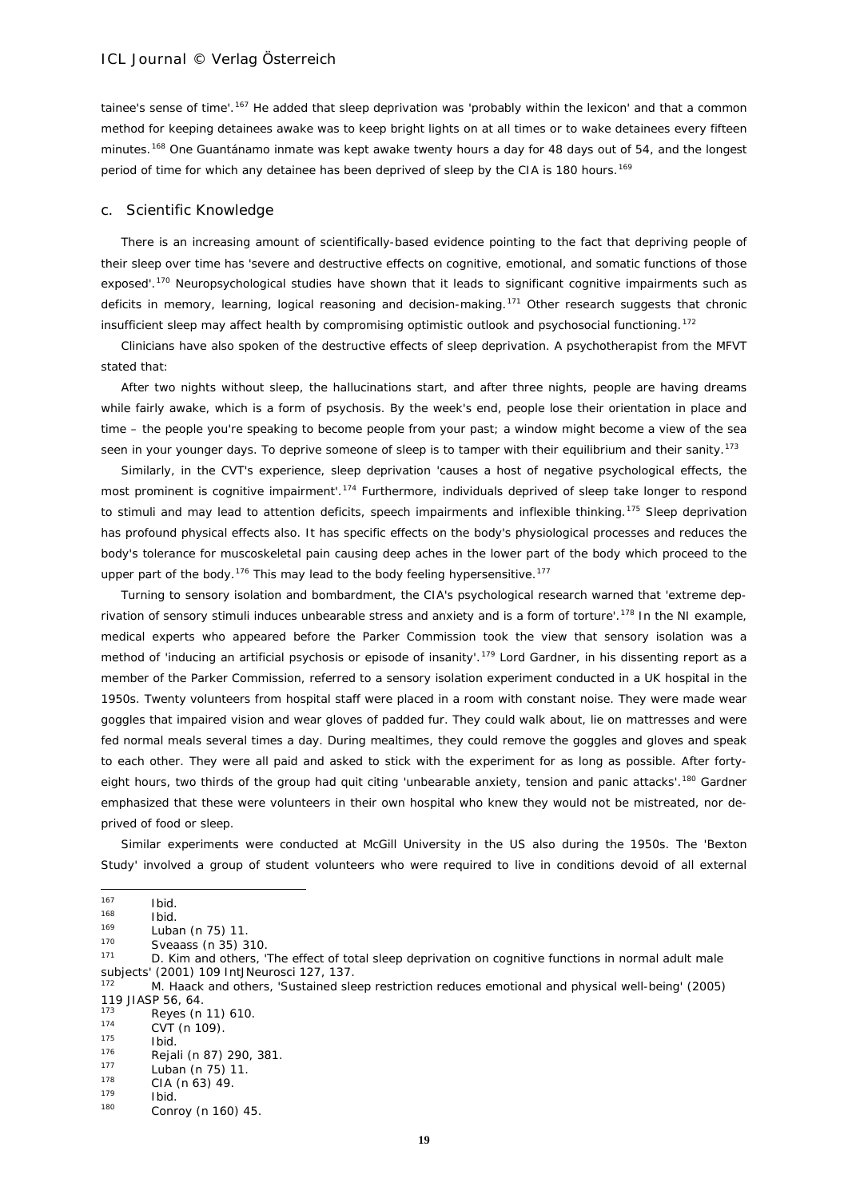tainee's sense of time'.[167] He added that sleep deprivation was 'probably within the lexicon' and that a common method for keeping detainees awake was to keep bright lights on at all times or to wake detainees every fifteen minutes.[168] One Guantánamo inmate was kept awake twenty hours a day for 48 days out of 54, and the longest period of time for which any detainee has been deprived of sleep by the CIA is 180 hours.[169]

### c. Scientific Knowledge

There is an increasing amount of scientifically-based evidence pointing to the fact that depriving people of their sleep over time has 'severe and destructive effects on cognitive, emotional, and somatic functions of those exposed'.[170] Neuropsychological studies have shown that it leads to significant cognitive impairments such as deficits in memory, learning, logical reasoning and decision-making.[171] Other research suggests that chronic insufficient sleep may affect health by compromising optimistic outlook and psychosocial functioning.[172]

Clinicians have also spoken of the destructive effects of sleep deprivation. A psychotherapist from the MFVT stated that:

After two nights without sleep, the hallucinations start, and after three nights, people are having dreams while fairly awake, which is a form of psychosis. By the week's end, people lose their orientation in place and time – the people you're speaking to become people from your past; a window might become a view of the sea seen in your younger days. To deprive someone of sleep is to tamper with their equilibrium and their sanity.[173]

Similarly, in the CVT's experience, sleep deprivation 'causes a host of negative psychological effects, the most prominent is cognitive impairment'.[174] Furthermore, individuals deprived of sleep take longer to respond to stimuli and may lead to attention deficits, speech impairments and inflexible thinking.[175] Sleep deprivation has profound physical effects also. It has specific effects on the body's physiological processes and reduces the body's tolerance for muscoskeletal pain causing deep aches in the lower part of the body which proceed to the upper part of the body.[176] This may lead to the body feeling hypersensitive.[177]

Turning to sensory isolation and bombardment, the CIA's psychological research warned that 'extreme deprivation of sensory stimuli induces unbearable stress and anxiety and is a form of torture'.[178] In the NI example, medical experts who appeared before the Parker Commission took the view that sensory isolation was a method of 'inducing an artificial psychosis or episode of insanity'.[179] Lord Gardner, in his dissenting report as a member of the Parker Commission, referred to a sensory isolation experiment conducted in a UK hospital in the 1950s. Twenty volunteers from hospital staff were placed in a room with constant noise. They were made wear goggles that impaired vision and wear gloves of padded fur. They could walk about, lie on mattresses and were fed normal meals several times a day. During mealtimes, they could remove the goggles and gloves and speak to each other. They were all paid and asked to stick with the experiment for as long as possible. After forty-eight hours, two thirds of the group had quit citing 'unbearable anxiety, tension and panic attacks'.[180] Gardner emphasized that these were volunteers in their own hospital who knew they would not be mistreated, nor deprived of food or sleep.

Similar experiments were conducted at McGill University in the US also during the 1950s. The 'Bexton Study' involved a group of student volunteers who were required to live in conditions devoid of all external

---

[167] Ibid.

[168] Ibid.

[169] Luban (n 75) 11.

[170] Sveaass (n 35) 310.

[171] D. Kim and others, 'The effect of total sleep deprivation on cognitive functions in normal adult male subjects' (2001) 109 IntJNeurosci 127, 137.

[172] M. Haack and others, 'Sustained sleep restriction reduces emotional and physical well-being' (2005) 119 JIASP 56, 64.

[173] Reyes (n 11) 610.

[174] CVT (n 109).

[175] Ibid.

[176] Rejali (n 87) 290, 381.

[177] Luban (n 75) 11.

[178] CIA (n 63) 49.

[179] Ibid.

[180] Conroy (n 160) 45.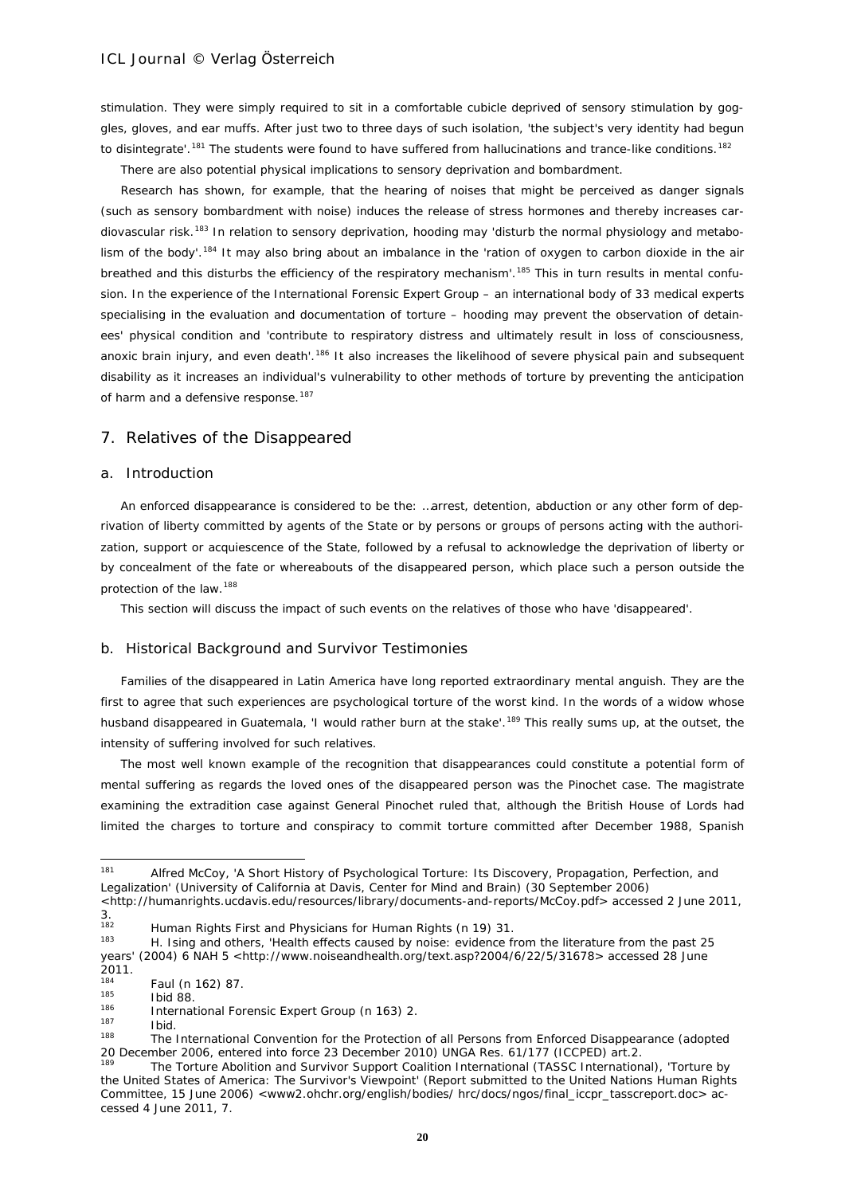stimulation. They were simply required to sit in a comfortable cubicle deprived of sensory stimulation by goggles, gloves, and ear muffs. After just two to three days of such isolation, 'the subject's very identity had begun to disintegrate'.[181] The students were found to have suffered from hallucinations and trance-like conditions.[182]

There are also potential physical implications to sensory deprivation and bombardment.

Research has shown, for example, that the hearing of noises that might be perceived as danger signals (such as sensory bombardment with noise) induces the release of stress hormones and thereby increases cardiovascular risk.[183] In relation to sensory deprivation, hooding may 'disturb the normal physiology and metabolism of the body'.[184] It may also bring about an imbalance in the 'ration of oxygen to carbon dioxide in the air breathed and this disturbs the efficiency of the respiratory mechanism'.[185] This in turn results in mental confusion. In the experience of the International Forensic Expert Group – an international body of 33 medical experts specialising in the evaluation and documentation of torture – hooding may prevent the observation of detainees' physical condition and 'contribute to respiratory distress and ultimately result in loss of consciousness, anoxic brain injury, and even death'.[186] It also increases the likelihood of severe physical pain and subsequent disability as it increases an individual's vulnerability to other methods of torture by preventing the anticipation of harm and a defensive response.[187]

## 7. Relatives of the Disappeared

### a. Introduction

An enforced disappearance is considered to be the: …arrest, detention, abduction or any other form of deprivation of liberty committed by agents of the State or by persons or groups of persons acting with the authorization, support or acquiescence of the State, followed by a refusal to acknowledge the deprivation of liberty or by concealment of the fate or whereabouts of the disappeared person, which place such a person outside the protection of the law.[188]

This section will discuss the impact of such events on the relatives of those who have 'disappeared'.

### b. Historical Background and Survivor Testimonies

Families of the disappeared in Latin America have long reported extraordinary mental anguish. They are the first to agree that such experiences are psychological torture of the worst kind. In the words of a widow whose husband disappeared in Guatemala, 'I would rather burn at the stake'.[189] This really sums up, at the outset, the intensity of suffering involved for such relatives.

The most well known example of the recognition that disappearances could constitute a potential form of mental suffering as regards the loved ones of the disappeared person was the Pinochet case. The magistrate examining the extradition case against General Pinochet ruled that, although the British House of Lords had limited the charges to torture and conspiracy to commit torture committed after December 1988, Spanish

---

[181] Alfred McCoy, 'A Short History of Psychological Torture: Its Discovery, Propagation, Perfection, and Legalization' (University of California at Davis, Center for Mind and Brain) (30 September 2006) <http://humanrights.ucdavis.edu/resources/library/documents-and-reports/McCoy.pdf> accessed 2 June 2011, 3.

[182] Human Rights First and Physicians for Human Rights (n 19) 31.

[183] H. Ising and others, 'Health effects caused by noise: evidence from the literature from the past 25 years' (2004) 6 NAH 5 <http://www.noiseandhealth.org/text.asp?2004/6/22/5/31678> accessed 28 June 2011.

[184] Faul (n 162) 87.

[185] Ibid 88.

[186] International Forensic Expert Group (n 163) 2.

[187] Ibid.

[188] The International Convention for the Protection of all Persons from Enforced Disappearance (adopted 20 December 2006, entered into force 23 December 2010) UNGA Res. 61/177 (ICCPED) art.2.

[189] The Torture Abolition and Survivor Support Coalition International (TASSC International), 'Torture by the United States of America: The Survivor's Viewpoint' (Report submitted to the United Nations Human Rights Committee, 15 June 2006) <www2.ohchr.org/english/bodies/ hrc/docs/ngos/final_iccpr_tasscreport.doc> accessed 4 June 2011, 7.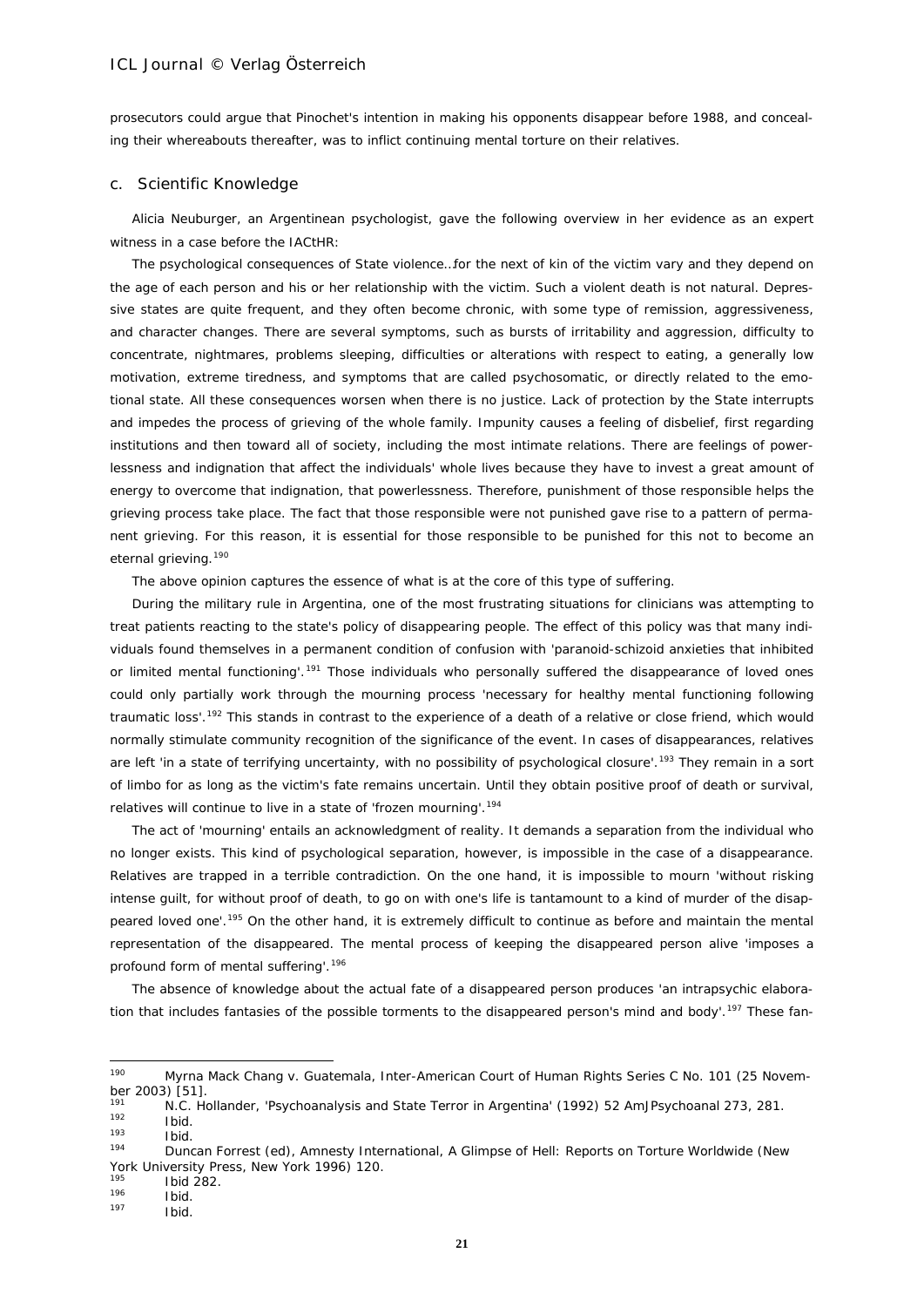prosecutors could argue that Pinochet's intention in making his opponents disappear before 1988, and concealing their whereabouts thereafter, was to inflict continuing mental torture on their relatives.

### c. Scientific Knowledge

Alicia Neuburger, an Argentinean psychologist, gave the following overview in her evidence as an expert witness in a case before the IACtHR:

The psychological consequences of State violence…for the next of kin of the victim vary and they depend on the age of each person and his or her relationship with the victim. Such a violent death is not natural. Depressive states are quite frequent, and they often become chronic, with some type of remission, aggressiveness, and character changes. There are several symptoms, such as bursts of irritability and aggression, difficulty to concentrate, nightmares, problems sleeping, difficulties or alterations with respect to eating, a generally low motivation, extreme tiredness, and symptoms that are called psychosomatic, or directly related to the emotional state. All these consequences worsen when there is no justice. Lack of protection by the State interrupts and impedes the process of grieving of the whole family. Impunity causes a feeling of disbelief, first regarding institutions and then toward all of society, including the most intimate relations. There are feelings of powerlessness and indignation that affect the individuals' whole lives because they have to invest a great amount of energy to overcome that indignation, that powerlessness. Therefore, punishment of those responsible helps the grieving process take place. The fact that those responsible were not punished gave rise to a pattern of permanent grieving. For this reason, it is essential for those responsible to be punished for this not to become an eternal grieving.[190]

The above opinion captures the essence of what is at the core of this type of suffering.

During the military rule in Argentina, one of the most frustrating situations for clinicians was attempting to treat patients reacting to the state's policy of disappearing people. The effect of this policy was that many individuals found themselves in a permanent condition of confusion with 'paranoid-schizoid anxieties that inhibited or limited mental functioning'.[191] Those individuals who personally suffered the disappearance of loved ones could only partially work through the mourning process 'necessary for healthy mental functioning following traumatic loss'.[192] This stands in contrast to the experience of a death of a relative or close friend, which would normally stimulate community recognition of the significance of the event. In cases of disappearances, relatives are left 'in a state of terrifying uncertainty, with no possibility of psychological closure'.[193] They remain in a sort of limbo for as long as the victim's fate remains uncertain. Until they obtain positive proof of death or survival, relatives will continue to live in a state of 'frozen mourning'.[194]

The act of 'mourning' entails an acknowledgment of reality. It demands a separation from the individual who no longer exists. This kind of psychological separation, however, is impossible in the case of a disappearance. Relatives are trapped in a terrible contradiction. On the one hand, it is impossible to mourn 'without risking intense guilt, for without proof of death, to go on with one's life is tantamount to a kind of murder of the disappeared loved one'.[195] On the other hand, it is extremely difficult to continue as before and maintain the mental representation of the disappeared. The mental process of keeping the disappeared person alive 'imposes a profound form of mental suffering'.[196]

The absence of knowledge about the actual fate of a disappeared person produces 'an intrapsychic elaboration that includes fantasies of the possible torments to the disappeared person's mind and body'.[197] These fan-

---

[190] *Myrna Mack Chang v. Guatemala*, Inter-American Court of Human Rights Series C No. 101 (25 November 2003) [51].

[191] N.C. Hollander, 'Psychoanalysis and State Terror in Argentina' (1992) 52 AmJPsychoanal 273, 281.

[192] Ibid.

[193] Ibid.

[194] Duncan Forrest (ed), Amnesty International, *A Glimpse of Hell: Reports on Torture Worldwide* (New York University Press, New York 1996) 120.

[195] Ibid 282.

[196] Ibid.

[197] Ibid.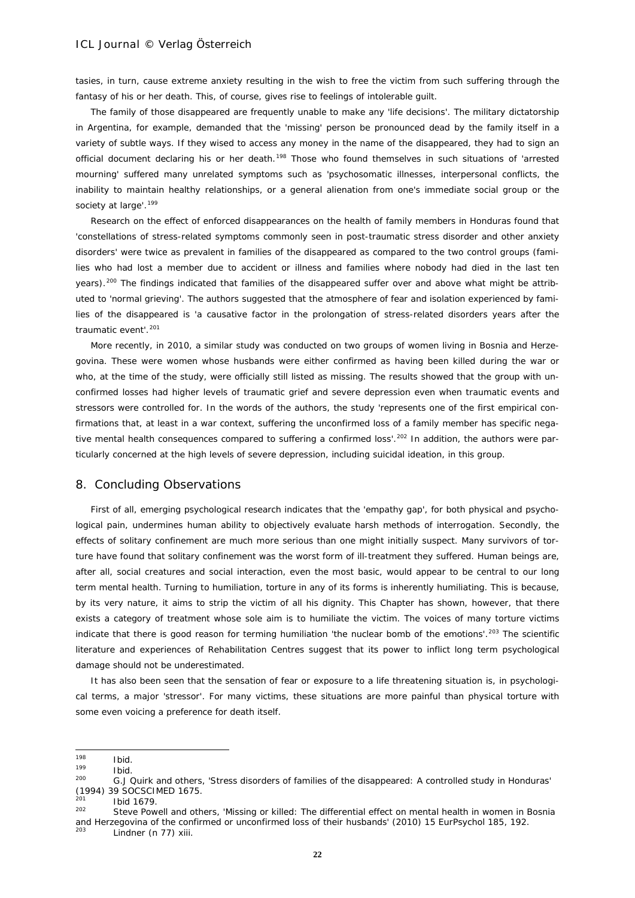tasies, in turn, cause extreme anxiety resulting in the wish to free the victim from such suffering through the fantasy of his or her death. This, of course, gives rise to feelings of intolerable guilt.

The family of those disappeared are frequently unable to make any 'life decisions'. The military dictatorship in Argentina, for example, demanded that the 'missing' person be pronounced dead by the family itself in a variety of subtle ways. If they wised to access any money in the name of the disappeared, they had to sign an official document declaring his or her death.[198] Those who found themselves in such situations of 'arrested mourning' suffered many unrelated symptoms such as 'psychosomatic illnesses, interpersonal conflicts, the inability to maintain healthy relationships, or a general alienation from one's immediate social group or the society at large'.[199]

Research on the effect of enforced disappearances on the health of family members in Honduras found that 'constellations of stress-related symptoms commonly seen in post-traumatic stress disorder and other anxiety disorders' were twice as prevalent in families of the disappeared as compared to the two control groups (families who had lost a member due to accident or illness and families where nobody had died in the last ten years).[200] The findings indicated that families of the disappeared suffer over and above what might be attributed to 'normal grieving'. The authors suggested that the atmosphere of fear and isolation experienced by families of the disappeared is 'a causative factor in the prolongation of stress-related disorders years after the traumatic event'.[201]

More recently, in 2010, a similar study was conducted on two groups of women living in Bosnia and Herzegovina. These were women whose husbands were either confirmed as having been killed during the war or who, at the time of the study, were officially still listed as missing. The results showed that the group with unconfirmed losses had higher levels of traumatic grief and severe depression even when traumatic events and stressors were controlled for. In the words of the authors, the study 'represents one of the first empirical confirmations that, at least in a war context, suffering the unconfirmed loss of a family member has specific negative mental health consequences compared to suffering a confirmed loss'.[202] In addition, the authors were particularly concerned at the high levels of severe depression, including suicidal ideation, in this group.

## 8. Concluding Observations

First of all, emerging psychological research indicates that the 'empathy gap', for both physical and psychological pain, undermines human ability to objectively evaluate harsh methods of interrogation. Secondly, the effects of solitary confinement are much more serious than one might initially suspect. Many survivors of torture have found that solitary confinement was the worst form of ill-treatment they suffered. Human beings are, after all, social creatures and social interaction, even the most basic, would appear to be central to our long term mental health. Turning to humiliation, torture in any of its forms is inherently humiliating. This is because, by its very nature, it aims to strip the victim of all his dignity. This Chapter has shown, however, that there exists a category of treatment whose sole aim is to humiliate the victim. The voices of many torture victims indicate that there is good reason for terming humiliation 'the nuclear bomb of the emotions'.[203] The scientific literature and experiences of Rehabilitation Centres suggest that its power to inflict long term psychological damage should not be underestimated.

It has also been seen that the sensation of fear or exposure to a life threatening situation is, in psychological terms, a major 'stressor'. For many victims, these situations are more painful than physical torture with some even voicing a preference for death itself.

---

[198] Ibid.

[199] Ibid.

[200] G.J Quirk and others, 'Stress disorders of families of the disappeared: A controlled study in Honduras' (1994) 39 SOCSCIMED 1675.

[201] Ibid 1679.

[202] Steve Powell and others, 'Missing or killed: The differential effect on mental health in women in Bosnia and Herzegovina of the confirmed or unconfirmed loss of their husbands' (2010) 15 EurPsychol 185, 192.

[203] Lindner (n 77) xiii.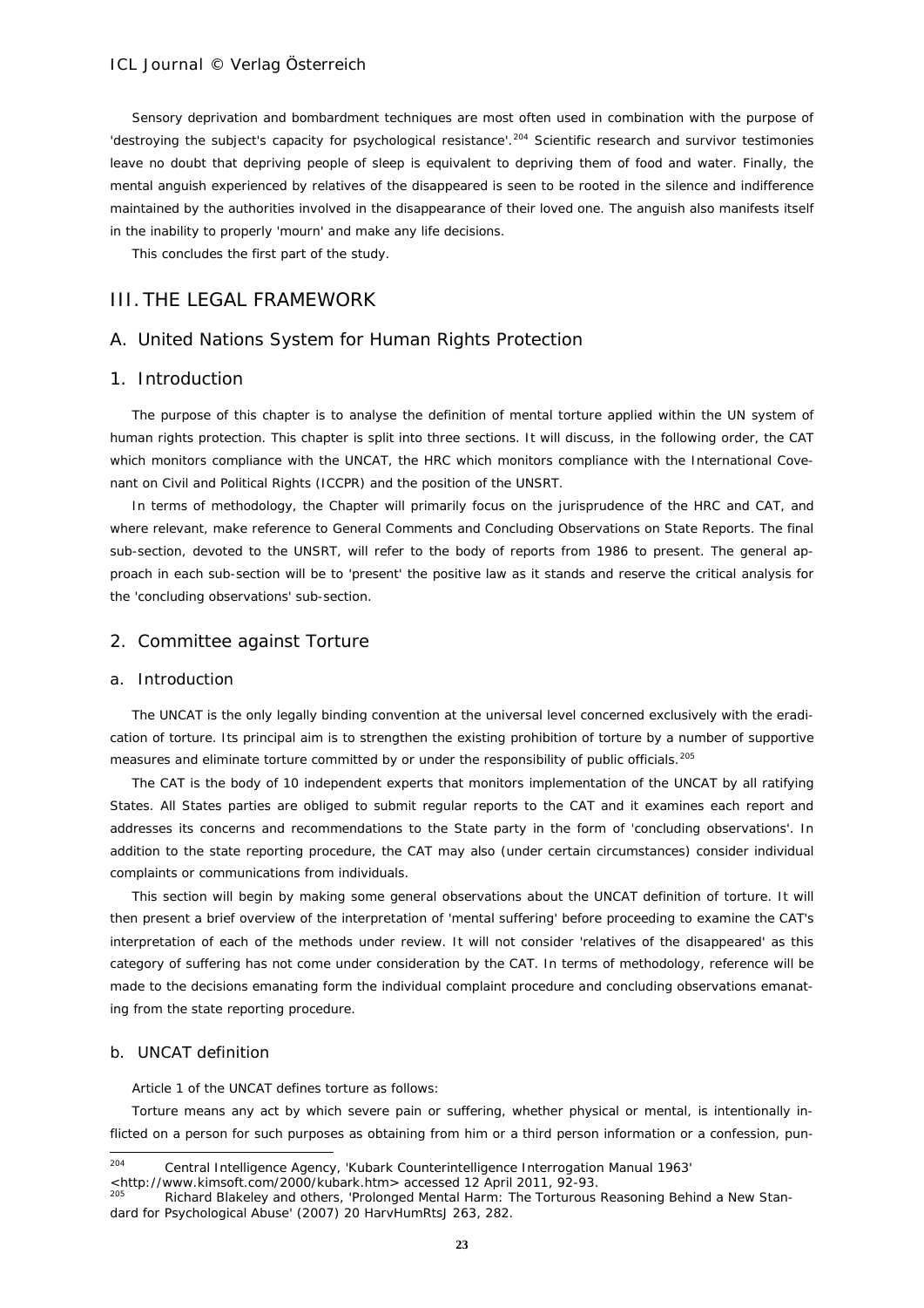Sensory deprivation and bombardment techniques are most often used in combination with the purpose of 'destroying the subject's capacity for psychological resistance'.[204] Scientific research and survivor testimonies leave no doubt that depriving people of sleep is equivalent to depriving them of food and water. Finally, the mental anguish experienced by relatives of the disappeared is seen to be rooted in the silence and indifference maintained by the authorities involved in the disappearance of their loved one. The anguish also manifests itself in the inability to properly 'mourn' and make any life decisions.

This concludes the first part of the study.

# III. THE LEGAL FRAMEWORK

## A. United Nations System for Human Rights Protection

### 1. Introduction

The purpose of this chapter is to analyse the definition of mental torture applied within the UN system of human rights protection. This chapter is split into three sections. It will discuss, in the following order, the CAT which monitors compliance with the UNCAT, the HRC which monitors compliance with the International Covenant on Civil and Political Rights (ICCPR) and the position of the UNSRT.

In terms of methodology, the Chapter will primarily focus on the jurisprudence of the HRC and CAT, and where relevant, make reference to General Comments and Concluding Observations on State Reports. The final sub-section, devoted to the UNSRT, will refer to the body of reports from 1986 to present. The general approach in each sub-section will be to 'present' the positive law as it stands and reserve the critical analysis for the 'concluding observations' sub-section.

### 2. Committee against Torture

#### a. Introduction

The UNCAT is the only legally binding convention at the universal level concerned exclusively with the eradication of torture. Its principal aim is to strengthen the existing prohibition of torture by a number of supportive measures and eliminate torture committed by or under the responsibility of public officials.[205]

The CAT is the body of 10 independent experts that monitors implementation of the UNCAT by all ratifying States. All States parties are obliged to submit regular reports to the CAT and it examines each report and addresses its concerns and recommendations to the State party in the form of 'concluding observations'. In addition to the state reporting procedure, the CAT may also (under certain circumstances) consider individual complaints or communications from individuals.

This section will begin by making some general observations about the UNCAT definition of torture. It will then present a brief overview of the interpretation of 'mental suffering' before proceeding to examine the CAT's interpretation of each of the methods under review. It will not consider 'relatives of the disappeared' as this category of suffering has not come under consideration by the CAT. In terms of methodology, reference will be made to the decisions emanating form the individual complaint procedure and concluding observations emanating from the state reporting procedure.

#### b. UNCAT definition

Article 1 of the UNCAT defines torture as follows:

Torture means any act by which severe pain or suffering, whether physical or mental, is intentionally inflicted on a person for such purposes as obtaining from him or a third person information or a confession, pun-

---

[204] Central Intelligence Agency, 'Kubark Counterintelligence Interrogation Manual 1963' <http://www.kimsoft.com/2000/kubark.htm> accessed 12 April 2011, 92-93.

[205] Richard Blakeley and others, 'Prolonged Mental Harm: The Torturous Reasoning Behind a New Standard for Psychological Abuse' (2007) 20 HarvHumRtsJ 263, 282.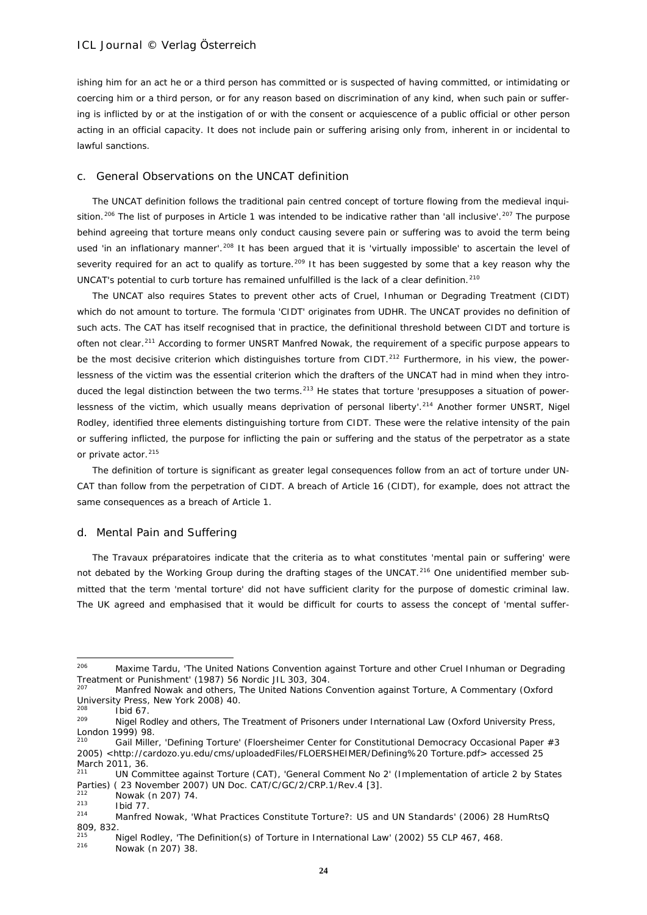ishing him for an act he or a third person has committed or is suspected of having committed, or intimidating or coercing him or a third person, or for any reason based on discrimination of any kind, when such pain or suffering is inflicted by or at the instigation of or with the consent or acquiescence of a public official or other person acting in an official capacity. It does not include pain or suffering arising only from, inherent in or incidental to lawful sanctions.

### c. General Observations on the UNCAT definition

The UNCAT definition follows the traditional pain centred concept of torture flowing from the medieval inquisition.[206] The list of purposes in Article 1 was intended to be indicative rather than 'all inclusive'.[207] The purpose behind agreeing that torture means only conduct causing severe pain or suffering was to avoid the term being used 'in an inflationary manner'.[208] It has been argued that it is 'virtually impossible' to ascertain the level of severity required for an act to qualify as torture.[209] It has been suggested by some that a key reason why the UNCAT's potential to curb torture has remained unfulfilled is the lack of a clear definition.[210]

The UNCAT also requires States to prevent other acts of Cruel, Inhuman or Degrading Treatment (CIDT) which do not amount to torture. The formula 'CIDT' originates from UDHR. The UNCAT provides no definition of such acts. The CAT has itself recognised that in practice, the definitional threshold between CIDT and torture is often not clear.[211] According to former UNSRT Manfred Nowak, the requirement of a specific purpose appears to be the most decisive criterion which distinguishes torture from CIDT.[212] Furthermore, in his view, the powerlessness of the victim was the essential criterion which the drafters of the UNCAT had in mind when they introduced the legal distinction between the two terms.[213] He states that torture 'presupposes a situation of powerlessness of the victim, which usually means deprivation of personal liberty'.[214] Another former UNSRT, Nigel Rodley, identified three elements distinguishing torture from CIDT. These were the relative intensity of the pain or suffering inflicted, the purpose for inflicting the pain or suffering and the status of the perpetrator as a state or private actor.[215]

The definition of torture is significant as greater legal consequences follow from an act of torture under UNCAT than follow from the perpetration of CIDT. A breach of Article 16 (CIDT), for example, does not attract the same consequences as a breach of Article 1.

### d. Mental Pain and Suffering

The Travaux préparatoires indicate that the criteria as to what constitutes 'mental pain or suffering' were not debated by the Working Group during the drafting stages of the UNCAT.[216] One unidentified member submitted that the term 'mental torture' did not have sufficient clarity for the purpose of domestic criminal law. The UK agreed and emphasised that it would be difficult for courts to assess the concept of 'mental suffer-

---

[206] Maxime Tardu, 'The United Nations Convention against Torture and other Cruel Inhuman or Degrading Treatment or Punishment' (1987) 56 Nordic JIL 303, 304.

[207] Manfred Nowak and others, The United Nations Convention against Torture, A Commentary (Oxford University Press, New York 2008) 40.

[208] Ibid 67.

[209] Nigel Rodley and others, The Treatment of Prisoners under International Law (Oxford University Press, London 1999) 98.

[210] Gail Miller, 'Defining Torture' (Floersheimer Center for Constitutional Democracy Occasional Paper #3 2005) <http://cardozo.yu.edu/cms/uploadedFiles/FLOERSHEIMER/Defining%20 Torture.pdf> accessed 25 March 2011, 36.

[211] UN Committee against Torture (CAT), 'General Comment No 2' (Implementation of article 2 by States Parties) ( 23 November 2007) UN Doc. CAT/C/GC/2/CRP.1/Rev.4 [3].

[212] Nowak (n 207) 74.

[213] Ibid 77.

[214] Manfred Nowak, 'What Practices Constitute Torture?: US and UN Standards' (2006) 28 HumRtsQ 809, 832.

[215] Nigel Rodley, 'The Definition(s) of Torture in International Law' (2002) 55 CLP 467, 468.

[216] Nowak (n 207) 38.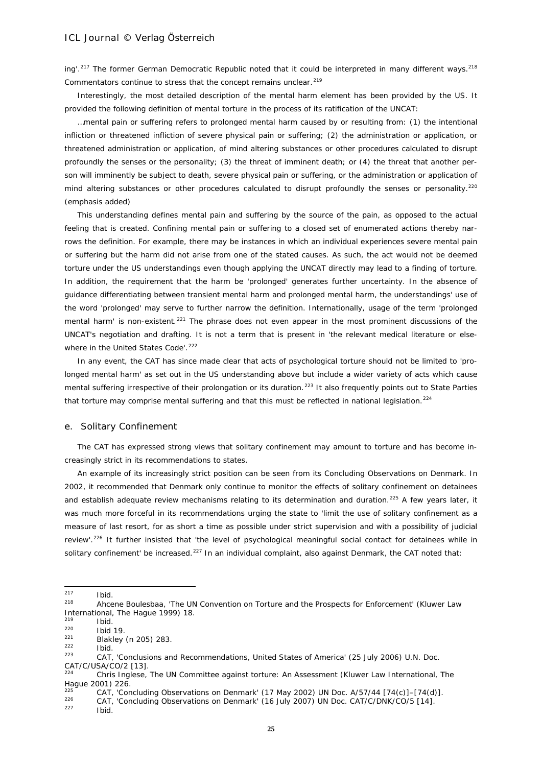ing'.[217] The former German Democratic Republic noted that it could be interpreted in many different ways.[218] Commentators continue to stress that the concept remains unclear.[219]

Interestingly, the most detailed description of the mental harm element has been provided by the US. It provided the following definition of mental torture in the process of its ratification of the UNCAT:

…mental pain or suffering refers to prolonged mental harm caused by or resulting from: (1) the intentional infliction or threatened infliction of severe physical pain or suffering; (2) the administration or application, or threatened administration or application, of mind altering substances or other procedures calculated to disrupt profoundly the senses or the personality; (3) the threat of imminent death; or (4) the threat that another person will imminently be subject to death, severe physical pain or suffering, or the administration or application of mind altering substances or other procedures calculated to disrupt profoundly the senses or personality.[220] (emphasis added)

This understanding defines mental pain and suffering by the source of the pain, as opposed to the actual feeling that is created. Confining mental pain or suffering to a closed set of enumerated actions thereby narrows the definition. For example, there may be instances in which an individual experiences severe mental pain or suffering but the harm did not arise from one of the stated causes. As such, the act would not be deemed torture under the US understandings even though applying the UNCAT directly may lead to a finding of torture. In addition, the requirement that the harm be 'prolonged' generates further uncertainty. In the absence of guidance differentiating between transient mental harm and prolonged mental harm, the understandings' use of the word 'prolonged' may serve to further narrow the definition. Internationally, usage of the term 'prolonged mental harm' is non-existent.[221] The phrase does not even appear in the most prominent discussions of the UNCAT's negotiation and drafting. It is not a term that is present in 'the relevant medical literature or elsewhere in the United States Code'.[222]

In any event, the CAT has since made clear that acts of psychological torture should not be limited to 'prolonged mental harm' as set out in the US understanding above but include a wider variety of acts which cause mental suffering irrespective of their prolongation or its duration.[223] It also frequently points out to State Parties that torture may comprise mental suffering and that this must be reflected in national legislation.[224]

### e. Solitary Confinement

The CAT has expressed strong views that solitary confinement may amount to torture and has become increasingly strict in its recommendations to states.

An example of its increasingly strict position can be seen from its Concluding Observations on Denmark. In 2002, it recommended that Denmark only continue to monitor the effects of solitary confinement on detainees and establish adequate review mechanisms relating to its determination and duration.[225] A few years later, it was much more forceful in its recommendations urging the state to 'limit the use of solitary confinement as a measure of last resort, for as short a time as possible under strict supervision and with a possibility of judicial review'.[226] It further insisted that 'the level of psychological meaningful social contact for detainees while in solitary confinement' be increased.[227] In an individual complaint, also against Denmark, the CAT noted that:

---

[217] Ibid.

[218] Ahcene Boulesbaa, 'The UN Convention on Torture and the Prospects for Enforcement' (Kluwer Law International, The Hague 1999) 18.

[219] Ibid.

[220] Ibid 19.

[221] Blakley (n 205) 283.

[222] Ibid.

[223] CAT, 'Conclusions and Recommendations, United States of America' (25 July 2006) U.N. Doc. CAT/C/USA/CO/2 [13].

[224] Chris Inglese, The UN Committee against torture: An Assessment (Kluwer Law International, The Hague 2001) 226.

[225] CAT, 'Concluding Observations on Denmark' (17 May 2002) UN Doc. A/57/44 [74(c)]–[74(d)].

[226] CAT, 'Concluding Observations on Denmark' (16 July 2007) UN Doc. CAT/C/DNK/CO/5 [14].

[227] Ibid.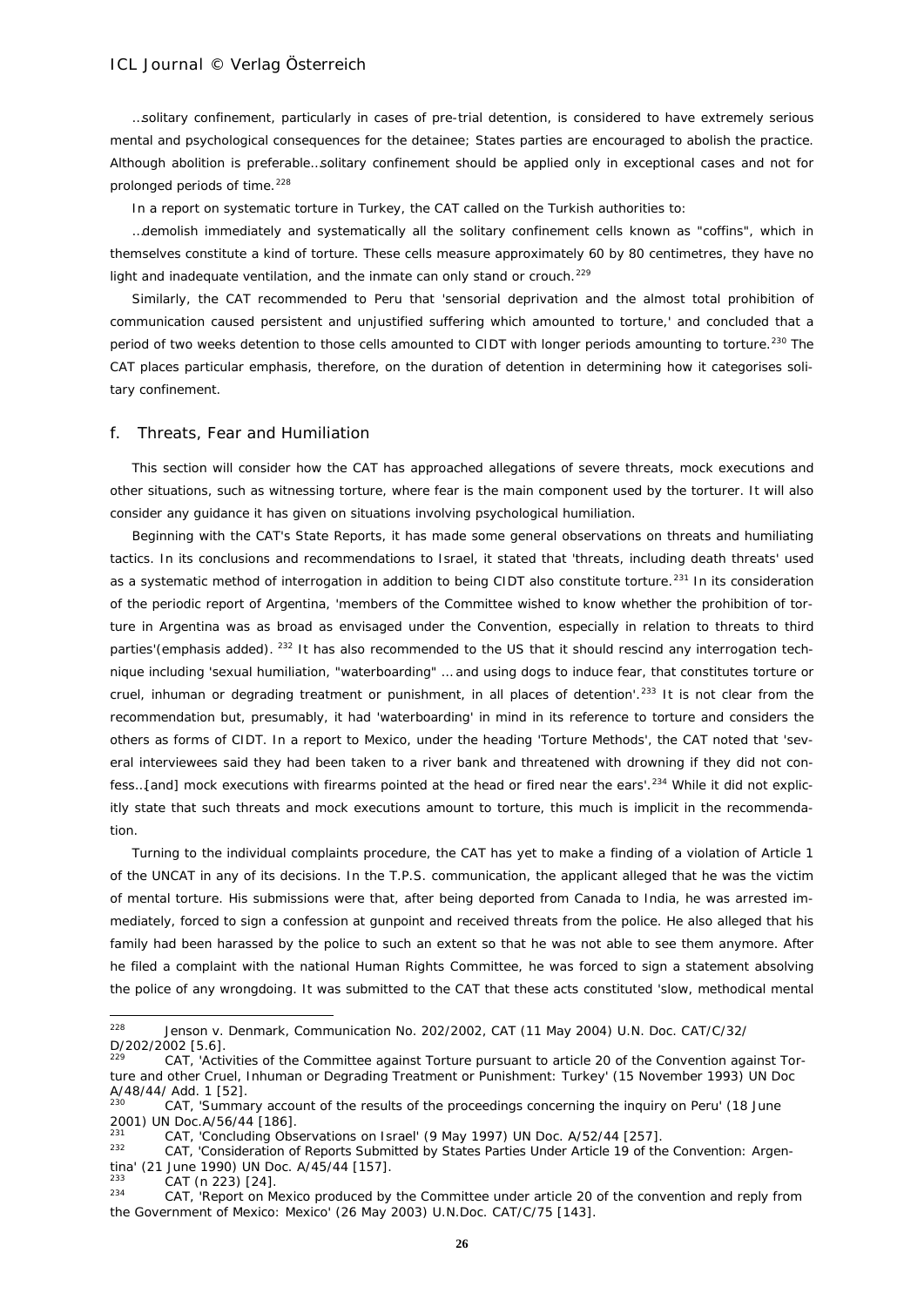…solitary confinement, particularly in cases of pre-trial detention, is considered to have extremely serious mental and psychological consequences for the detainee; States parties are encouraged to abolish the practice. Although abolition is preferable…solitary confinement should be applied only in exceptional cases and not for prolonged periods of time.[228]

In a report on systematic torture in Turkey, the CAT called on the Turkish authorities to:

…demolish immediately and systematically all the solitary confinement cells known as "coffins", which in themselves constitute a kind of torture. These cells measure approximately 60 by 80 centimetres, they have no light and inadequate ventilation, and the inmate can only stand or crouch.[229]

Similarly, the CAT recommended to Peru that 'sensorial deprivation and the almost total prohibition of communication caused persistent and unjustified suffering which amounted to torture,' and concluded that a period of two weeks detention to those cells amounted to CIDT with longer periods amounting to torture.[230] The CAT places particular emphasis, therefore, on the duration of detention in determining how it categorises solitary confinement.

### f. Threats, Fear and Humiliation

This section will consider how the CAT has approached allegations of severe threats, mock executions and other situations, such as witnessing torture, where fear is the main component used by the torturer. It will also consider any guidance it has given on situations involving psychological humiliation.

Beginning with the CAT's State Reports, it has made some general observations on threats and humiliating tactics. In its conclusions and recommendations to Israel, it stated that 'threats, including death threats' used as a systematic method of interrogation in addition to being CIDT also constitute torture.[231] In its consideration of the periodic report of Argentina, 'members of the Committee wished to know whether the prohibition of torture in Argentina was as broad as envisaged under the Convention, especially in relation to threats to third parties'(emphasis added). [232] It has also recommended to the US that it should rescind any interrogation technique including 'sexual humiliation, "waterboarding" … and using dogs to induce fear, that constitutes torture or cruel, inhuman or degrading treatment or punishment, in all places of detention'.[233] It is not clear from the recommendation but, presumably, it had 'waterboarding' in mind in its reference to torture and considers the others as forms of CIDT. In a report to Mexico, under the heading 'Torture Methods', the CAT noted that 'several interviewees said they had been taken to a river bank and threatened with drowning if they did not confess…[and] mock executions with firearms pointed at the head or fired near the ears'.[234] While it did not explicitly state that such threats and mock executions amount to torture, this much is implicit in the recommendation.

Turning to the individual complaints procedure, the CAT has yet to make a finding of a violation of Article 1 of the UNCAT in any of its decisions. In the T.P.S. communication, the applicant alleged that he was the victim of mental torture. His submissions were that, after being deported from Canada to India, he was arrested immediately, forced to sign a confession at gunpoint and received threats from the police. He also alleged that his family had been harassed by the police to such an extent so that he was not able to see them anymore. After he filed a complaint with the national Human Rights Committee, he was forced to sign a statement absolving the police of any wrongdoing. It was submitted to the CAT that these acts constituted 'slow, methodical mental

---

[228] Jenson v. Denmark, Communication No. 202/2002, CAT (11 May 2004) U.N. Doc. CAT/C/32/D/202/2002 [5.6].

[229] CAT, 'Activities of the Committee against Torture pursuant to article 20 of the Convention against Torture and other Cruel, Inhuman or Degrading Treatment or Punishment: Turkey' (15 November 1993) UN Doc A/48/44/ Add. 1 [52].

[230] CAT, 'Summary account of the results of the proceedings concerning the inquiry on Peru' (18 June 2001) UN Doc.A/56/44 [186].

[231] CAT, 'Concluding Observations on Israel' (9 May 1997) UN Doc. A/52/44 [257].

[232] CAT, 'Consideration of Reports Submitted by States Parties Under Article 19 of the Convention: Argentina' (21 June 1990) UN Doc. A/45/44 [157].

[233] CAT (n 223) [24].

[234] CAT, 'Report on Mexico produced by the Committee under article 20 of the convention and reply from the Government of Mexico: Mexico' (26 May 2003) U.N.Doc. CAT/C/75 [143].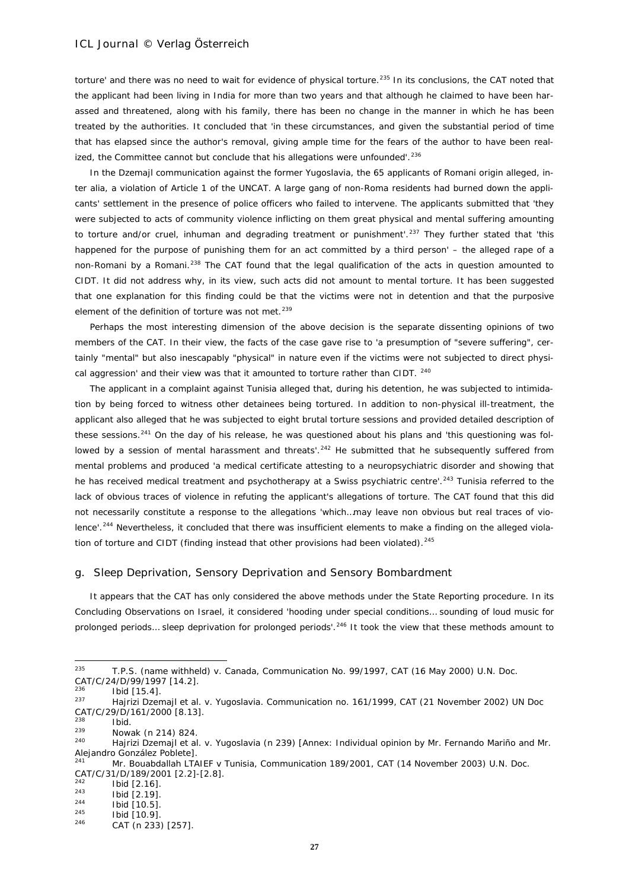torture' and there was no need to wait for evidence of physical torture.[235] In its conclusions, the CAT noted that the applicant had been living in India for more than two years and that although he claimed to have been harassed and threatened, along with his family, there has been no change in the manner in which he has been treated by the authorities. It concluded that 'in these circumstances, and given the substantial period of time that has elapsed since the author's removal, giving ample time for the fears of the author to have been realized, the Committee cannot but conclude that his allegations were unfounded'.[236]

In the Dzemajl communication against the former Yugoslavia, the 65 applicants of Romani origin alleged, inter alia, a violation of Article 1 of the UNCAT. A large gang of non-Roma residents had burned down the applicants' settlement in the presence of police officers who failed to intervene. The applicants submitted that 'they were subjected to acts of community violence inflicting on them great physical and mental suffering amounting to torture and/or cruel, inhuman and degrading treatment or punishment'.[237] They further stated that 'this happened for the purpose of punishing them for an act committed by a third person' – the alleged rape of a non-Romani by a Romani.[238] The CAT found that the legal qualification of the acts in question amounted to CIDT. It did not address why, in its view, such acts did not amount to mental torture. It has been suggested that one explanation for this finding could be that the victims were not in detention and that the purposive element of the definition of torture was not met.[239]

Perhaps the most interesting dimension of the above decision is the separate dissenting opinions of two members of the CAT. In their view, the facts of the case gave rise to 'a presumption of "severe suffering", certainly "mental" but also inescapably "physical" in nature even if the victims were not subjected to direct physical aggression' and their view was that it amounted to torture rather than CIDT. [240]

The applicant in a complaint against Tunisia alleged that, during his detention, he was subjected to intimidation by being forced to witness other detainees being tortured. In addition to non-physical ill-treatment, the applicant also alleged that he was subjected to eight brutal torture sessions and provided detailed description of these sessions.[241] On the day of his release, he was questioned about his plans and 'this questioning was followed by a session of mental harassment and threats'.[242] He submitted that he subsequently suffered from mental problems and produced 'a medical certificate attesting to a neuropsychiatric disorder and showing that he has received medical treatment and psychotherapy at a Swiss psychiatric centre'.[243] Tunisia referred to the lack of obvious traces of violence in refuting the applicant's allegations of torture. The CAT found that this did not necessarily constitute a response to the allegations 'which…may leave non obvious but real traces of violence'.[244] Nevertheless, it concluded that there was insufficient elements to make a finding on the alleged violation of torture and CIDT (finding instead that other provisions had been violated).[245]

### g. Sleep Deprivation, Sensory Deprivation and Sensory Bombardment

It appears that the CAT has only considered the above methods under the State Reporting procedure. In its Concluding Observations on Israel, it considered 'hooding under special conditions… sounding of loud music for prolonged periods… sleep deprivation for prolonged periods'.[246] It took the view that these methods amount to

---

[235] T.P.S. (name withheld) v. Canada, Communication No. 99/1997, CAT (16 May 2000) U.N. Doc. CAT/C/24/D/99/1997 [14.2].

[236] Ibid [15.4].

[237] Hajrizi Dzemajl et al. v. Yugoslavia. Communication no. 161/1999, CAT (21 November 2002) UN Doc CAT/C/29/D/161/2000 [8.13].

[238] Ibid.

[239] Nowak (n 214) 824.

[240] Hajrizi Dzemajl et al. v. Yugoslavia (n 239) [Annex: Individual opinion by Mr. Fernando Mariño and Mr. Alejandro González Poblete].

[241] Mr. Bouabdallah LTAIEF v Tunisia, Communication 189/2001, CAT (14 November 2003) U.N. Doc. CAT/C/31/D/189/2001 [2.2]-[2.8].

[242] Ibid [2.16].

[243] Ibid [2.19].

[244] Ibid [10.5].

[245] Ibid [10.9].

[246] CAT (n 233) [257].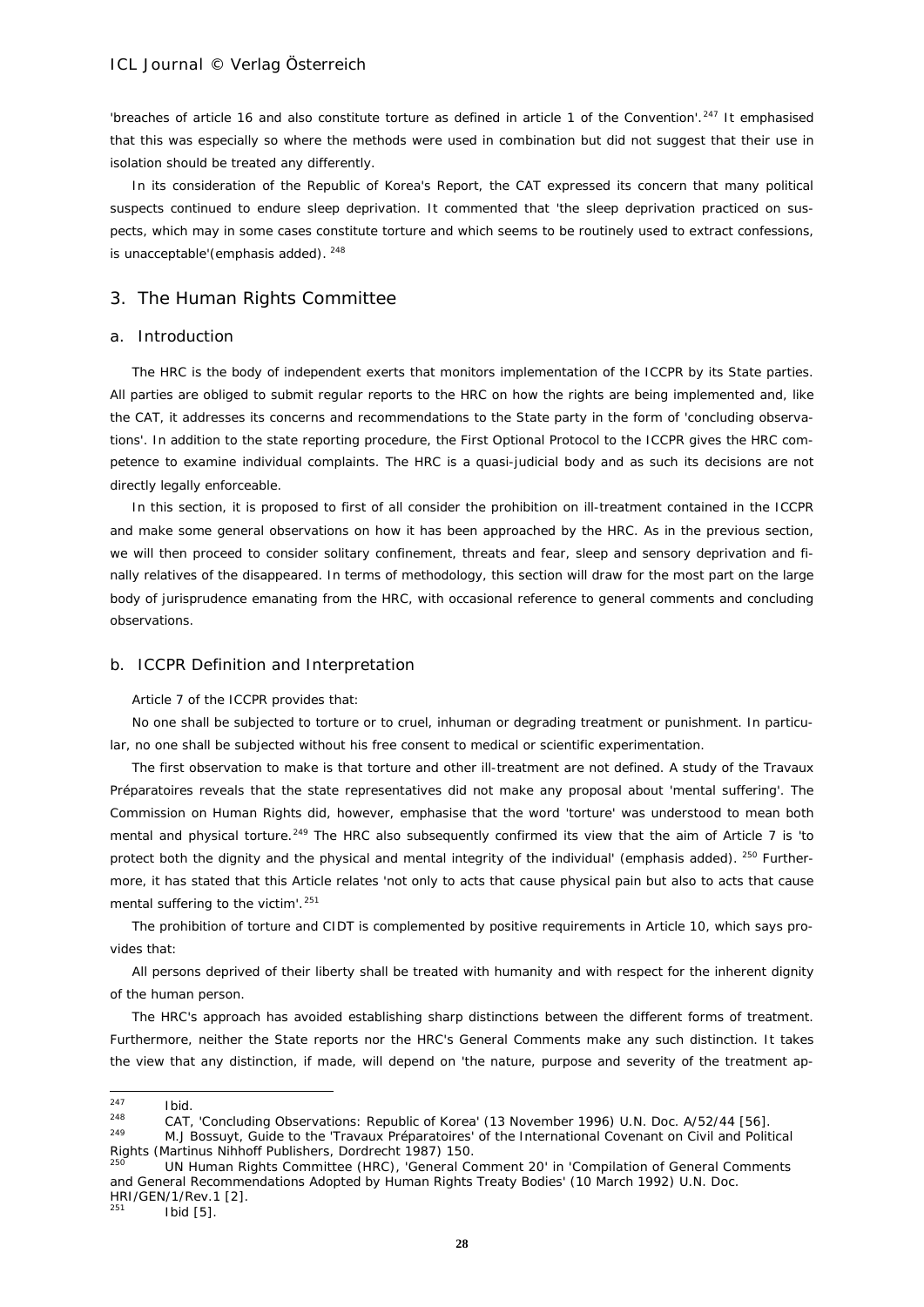'breaches of article 16 and also constitute torture as defined in article 1 of the Convention'.[247] It emphasised that this was especially so where the methods were used in combination but did not suggest that their use in isolation should be treated any differently.

In its consideration of the Republic of Korea's Report, the CAT expressed its concern that many political suspects continued to endure sleep deprivation. It commented that 'the sleep deprivation practiced on suspects, which *may in some cases constitute torture* and which seems to be routinely used to extract confessions, is unacceptable'(emphasis added). [248]

## 3. The Human Rights Committee

### a. Introduction

The HRC is the body of independent exerts that monitors implementation of the ICCPR by its State parties. All parties are obliged to submit regular reports to the HRC on how the rights are being implemented and, like the CAT, it addresses its concerns and recommendations to the State party in the form of 'concluding observations'. In addition to the state reporting procedure, the First Optional Protocol to the ICCPR gives the HRC competence to examine individual complaints. The HRC is a quasi-judicial body and as such its decisions are not directly legally enforceable.

In this section, it is proposed to first of all consider the prohibition on ill-treatment contained in the ICCPR and make some general observations on how it has been approached by the HRC. As in the previous section, we will then proceed to consider solitary confinement, threats and fear, sleep and sensory deprivation and finally relatives of the disappeared. In terms of methodology, this section will draw for the most part on the large body of jurisprudence emanating from the HRC, with occasional reference to general comments and concluding observations.

### b. ICCPR Definition and Interpretation

Article 7 of the ICCPR provides that:

No one shall be subjected to torture or to cruel, inhuman or degrading treatment or punishment. In particular, no one shall be subjected without his free consent to medical or scientific experimentation.

The first observation to make is that torture and other ill-treatment are not defined. A study of the Travaux Préparatoires reveals that the state representatives did not make any proposal about 'mental suffering'. The Commission on Human Rights did, however, emphasise that the word 'torture' was understood to mean both mental and physical torture.[249] The HRC also subsequently confirmed its view that the aim of Article 7 is 'to protect both the dignity and the physical and *mental* integrity of the individual' (emphasis added). [250] Furthermore, it has stated that this Article relates 'not only to acts that cause physical pain but also to acts that cause mental suffering to the victim'.[251]

The prohibition of torture and CIDT is complemented by positive requirements in Article 10, which says provides that:

All persons deprived of their liberty shall be treated with humanity and with respect for the inherent dignity of the human person.

The HRC's approach has avoided establishing sharp distinctions between the different forms of treatment. Furthermore, neither the State reports nor the HRC's General Comments make any such distinction. It takes the view that any distinction, if made, will depend on 'the nature, purpose and severity of the treatment ap-

---

[247] Ibid.

[248] CAT, 'Concluding Observations: Republic of Korea' (13 November 1996) U.N. Doc. A/52/44 [56].

[249] M.J Bossuyt, Guide to the 'Travaux Préparatoires' of the International Covenant on Civil and Political Rights (Martinus Nihhoff Publishers, Dordrecht 1987) 150.

[250] UN Human Rights Committee (HRC), 'General Comment 20' in 'Compilation of General Comments and General Recommendations Adopted by Human Rights Treaty Bodies' (10 March 1992) U.N. Doc. HRI/GEN/1/Rev.1 [2].

[251] Ibid [5].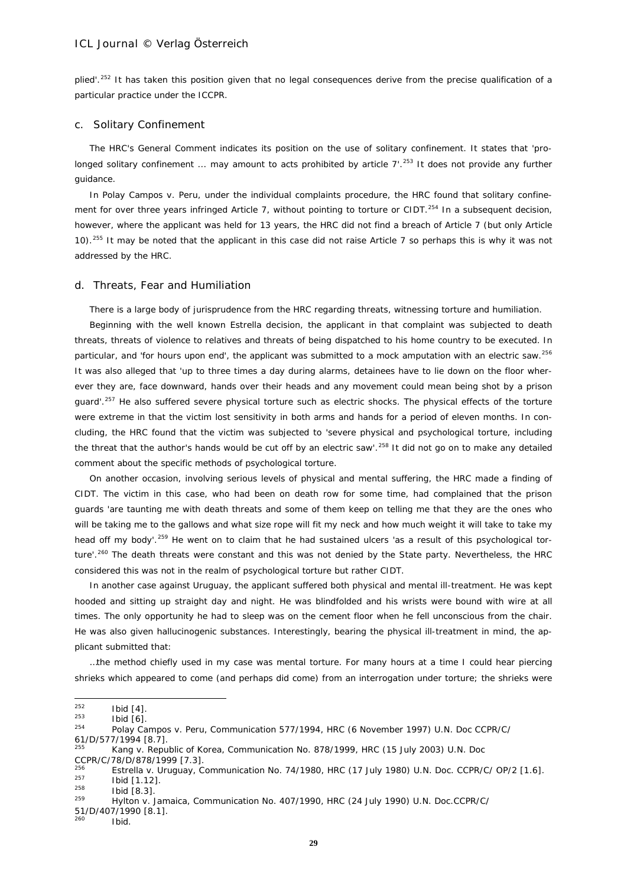plied'.[252] It has taken this position given that no legal consequences derive from the precise qualification of a particular practice under the ICCPR.

### c. Solitary Confinement

The HRC's General Comment indicates its position on the use of solitary confinement. It states that 'prolonged solitary confinement ... may amount to acts prohibited by article 7'.[253] It does not provide any further guidance.

In *Polay Campos v. Peru*, under the individual complaints procedure, the HRC found that solitary confinement for over three years infringed Article 7, without pointing to torture or CIDT.[254] In a subsequent decision, however, where the applicant was held for 13 years, the HRC did not find a breach of Article 7 (but only Article 10).[255] It may be noted that the applicant in this case did not raise Article 7 so perhaps this is why it was not addressed by the HRC.

### d. Threats, Fear and Humiliation

There is a large body of jurisprudence from the HRC regarding threats, witnessing torture and humiliation.

Beginning with the well known *Estrella* decision, the applicant in that complaint was subjected to death threats, threats of violence to relatives and threats of being dispatched to his home country to be executed. In particular, and 'for hours upon end', the applicant was submitted to a mock amputation with an electric saw.[256] It was also alleged that 'up to three times a day during alarms, detainees have to lie down on the floor wherever they are, face downward, hands over their heads and any movement could mean being shot by a prison guard'.[257] He also suffered severe physical torture such as electric shocks. The physical effects of the torture were extreme in that the victim lost sensitivity in both arms and hands for a period of eleven months. In concluding, the HRC found that the victim was subjected to 'severe physical and psychological torture, including the threat that the author's hands would be cut off by an electric saw'.[258] It did not go on to make any detailed comment about the specific methods of psychological torture.

On another occasion, involving serious levels of physical and mental suffering, the HRC made a finding of CIDT. The victim in this case, who had been on death row for some time, had complained that the prison guards 'are taunting me with death threats and some of them keep on telling me that they are the ones who will be taking me to the gallows and what size rope will fit my neck and how much weight it will take to take my head off my body'.[259] He went on to claim that he had sustained ulcers 'as a result of this psychological torture'.[260] The death threats were constant and this was not denied by the State party. Nevertheless, the HRC considered this was not in the realm of psychological torture but rather CIDT.

In another case against Uruguay, the applicant suffered both physical and mental ill-treatment. He was kept hooded and sitting up straight day and night. He was blindfolded and his wrists were bound with wire at all times. The only opportunity he had to sleep was on the cement floor when he fell unconscious from the chair. He was also given hallucinogenic substances. Interestingly, bearing the physical ill-treatment in mind, the applicant submitted that:

> ...the method chiefly used in my case was mental torture. For many hours at a time I could hear piercing shrieks which appeared to come (and perhaps did come) from an interrogation under torture; the shrieks were

---

[252] Ibid [4].

[253] Ibid [6].

[254] Polay Campos v. Peru, Communication 577/1994, HRC (6 November 1997) U.N. Doc CCPR/C/61/D/577/1994 [8.7].

[255] Kang v. Republic of Korea, Communication No. 878/1999, HRC (15 July 2003) U.N. Doc CCPR/C/78/D/878/1999 [7.3].

[256] Estrella v. Uruguay, Communication No. 74/1980, HRC (17 July 1980) U.N. Doc. CCPR/C/ OP/2 [1.6].

[257] Ibid [1.12].

[258] Ibid [8.3].

[259] Hylton v. Jamaica, Communication No. 407/1990, HRC (24 July 1990) U.N. Doc.CCPR/C/51/D/407/1990 [8.1].

[260] Ibid.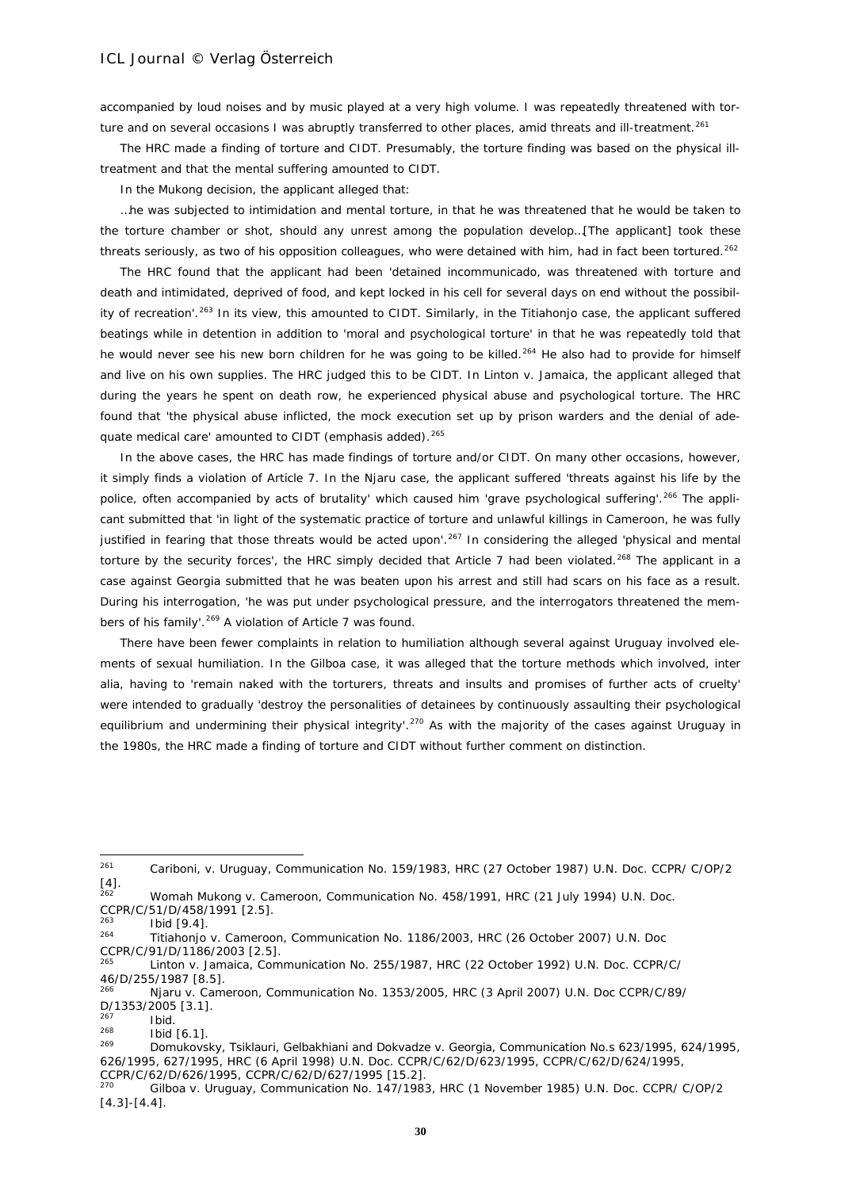accompanied by loud noises and by music played at a very high volume. I was repeatedly threatened with torture and on several occasions I was abruptly transferred to other places, amid threats and ill-treatment.[261]

The HRC made a finding of torture and CIDT. Presumably, the torture finding was based on the physical ill-treatment and that the mental suffering amounted to CIDT.

In the Mukong decision, the applicant alleged that:

…he was subjected to intimidation and mental torture, in that he was threatened that he would be taken to the torture chamber or shot, should any unrest among the population develop…[The applicant] took these threats seriously, as two of his opposition colleagues, who were detained with him, had in fact been tortured.[262]

The HRC found that the applicant had been 'detained incommunicado, was threatened with torture and death and intimidated, deprived of food, and kept locked in his cell for several days on end without the possibility of recreation'.[263] In its view, this amounted to CIDT. Similarly, in the *Titiahonjo* case, the applicant suffered beatings while in detention in addition to 'moral and psychological torture' in that he was repeatedly told that he would never see his new born children for he was going to be killed.[264] He also had to provide for himself and live on his own supplies. The HRC judged this to be CIDT. In *Linton v. Jamaica*, the applicant alleged that during the years he spent on death row, he experienced physical abuse and psychological torture. The HRC found that 'the physical abuse inflicted, the mock execution set up by prison warders and the denial of adequate medical care' amounted to CIDT (emphasis added).[265]

In the above cases, the HRC has made findings of torture and/or CIDT. On many other occasions, however, it simply finds a violation of Article 7. In the *Njaru* case, the applicant suffered 'threats against his life by the police, often accompanied by acts of brutality' which caused him 'grave psychological suffering'.[266] The applicant submitted that 'in light of the systematic practice of torture and unlawful killings in Cameroon, he was fully justified in fearing that those threats would be acted upon'.[267] In considering the alleged 'physical and mental torture by the security forces', the HRC simply decided that Article 7 had been violated.[268] The applicant in a case against Georgia submitted that he was beaten upon his arrest and still had scars on his face as a result. During his interrogation, 'he was put under psychological pressure, and the interrogators threatened the members of his family'.[269] A violation of Article 7 was found.

There have been fewer complaints in relation to humiliation although several against Uruguay involved elements of sexual humiliation. In the *Gilboa* case, it was alleged that the torture methods which involved, inter alia, having to 'remain naked with the torturers, threats and insults and promises of further acts of cruelty' were intended to gradually 'destroy the personalities of detainees by continuously assaulting their psychological equilibrium and undermining their physical integrity'.[270] As with the majority of the cases against Uruguay in the 1980s, the HRC made a finding of torture and CIDT without further comment on distinction.

---

[261] *Cariboni, v. Uruguay*, Communication No. 159/1983, HRC (27 October 1987) U.N. Doc. CCPR/ C/OP/2 [4].

[262] *Womah Mukong v. Cameroon*, Communication No. 458/1991, HRC (21 July 1994) U.N. Doc. CCPR/C/51/D/458/1991 [2.5].

[263] Ibid [9.4].

[264] *Titiahonjo v. Cameroon*, Communication No. 1186/2003, HRC (26 October 2007) U.N. Doc CCPR/C/91/D/1186/2003 [2.5].

[265] *Linton v. Jamaica*, Communication No. 255/1987, HRC (22 October 1992) U.N. Doc. CCPR/C/ 46/D/255/1987 [8.5].

[266] *Njaru v. Cameroon*, Communication No. 1353/2005, HRC (3 April 2007) U.N. Doc CCPR/C/89/ D/1353/2005 [3.1].

[267] Ibid.

[268] Ibid [6.1].

[269] *Domukovsky, Tsiklauri, Gelbakhiani and Dokvadze v. Georgia*, Communication No.s 623/1995, 624/1995, 626/1995, 627/1995, HRC (6 April 1998) U.N. Doc. CCPR/C/62/D/623/1995, CCPR/C/62/D/624/1995, CCPR/C/62/D/626/1995, CCPR/C/62/D/627/1995 [15.2].

[270] *Gilboa v. Uruguay*, Communication No. 147/1983, HRC (1 November 1985) U.N. Doc. CCPR/ C/OP/2 [4.3]-[4.4].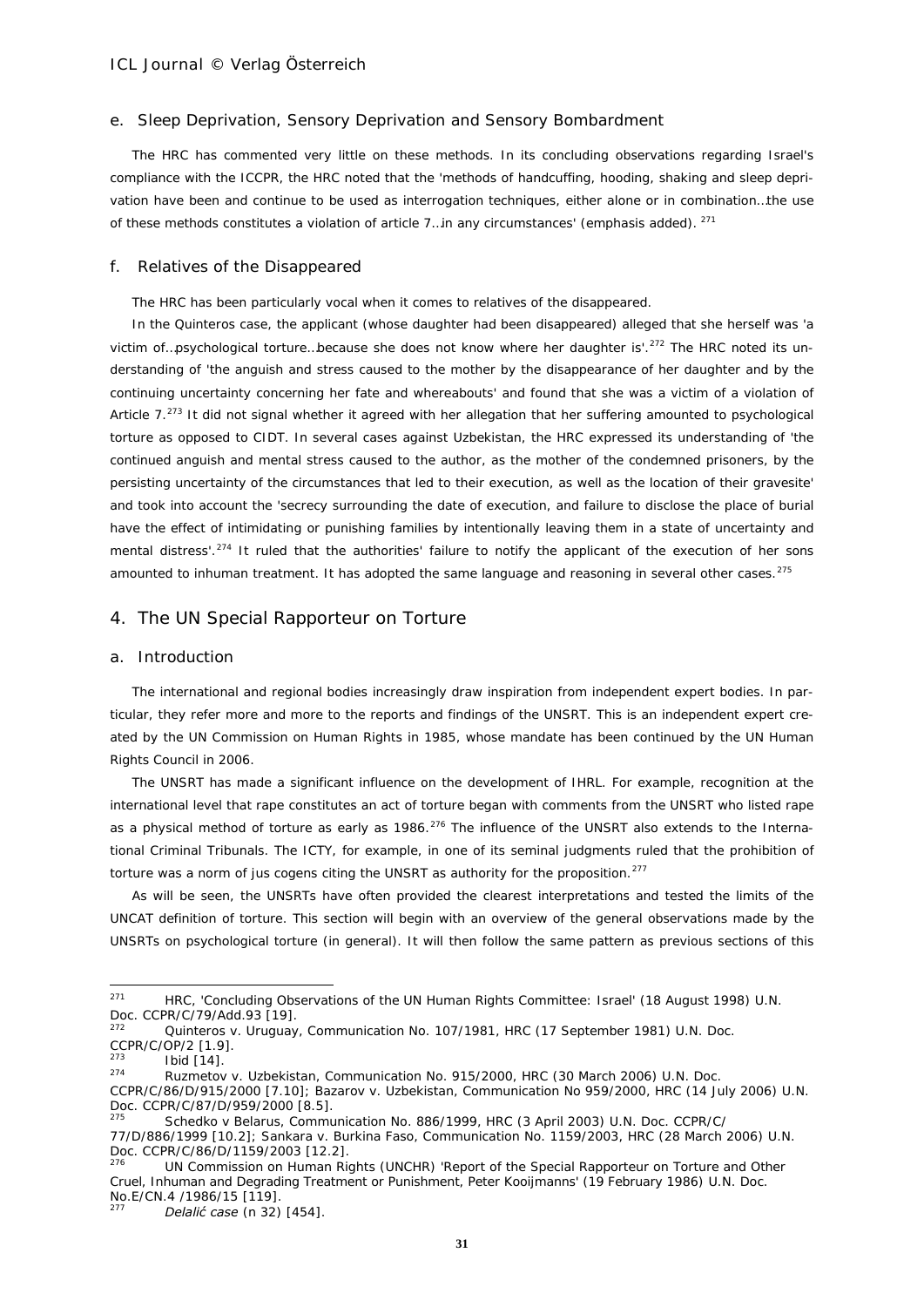### e. Sleep Deprivation, Sensory Deprivation and Sensory Bombardment

The HRC has commented very little on these methods. In its concluding observations regarding Israel's compliance with the ICCPR, the HRC noted that the 'methods of handcuffing, hooding, shaking and sleep deprivation have been and continue to be used as interrogation techniques, either alone or in combination…the use of these methods constitutes a violation of article 7…*in any circumstances*' (emphasis added). [271]

### f. Relatives of the Disappeared

The HRC has been particularly vocal when it comes to relatives of the disappeared.

In the *Quinteros* case, the applicant (whose daughter had been disappeared) alleged that she herself was 'a victim of…psychological torture…because she does not know where her daughter is'.[272] The HRC noted its understanding of 'the anguish and stress caused to the mother by the disappearance of her daughter and by the continuing uncertainty concerning her fate and whereabouts' and found that she was a victim of a violation of Article 7.[273] It did not signal whether it agreed with her allegation that her suffering amounted to psychological torture as opposed to CIDT. In several cases against Uzbekistan, the HRC expressed its understanding of 'the continued anguish and mental stress caused to the author, as the mother of the condemned prisoners, by the persisting uncertainty of the circumstances that led to their execution, as well as the location of their gravesite' and took into account the 'secrecy surrounding the date of execution, and failure to disclose the place of burial have the effect of intimidating or punishing families by intentionally leaving them in a state of uncertainty and mental distress'.[274] It ruled that the authorities' failure to notify the applicant of the execution of her sons amounted to inhuman treatment. It has adopted the same language and reasoning in several other cases.[275]

## 4. The UN Special Rapporteur on Torture

### a. Introduction

The international and regional bodies increasingly draw inspiration from independent expert bodies. In particular, they refer more and more to the reports and findings of the UNSRT. This is an independent expert created by the UN Commission on Human Rights in 1985, whose mandate has been continued by the UN Human Rights Council in 2006.

The UNSRT has made a significant influence on the development of IHRL. For example, recognition at the international level that rape constitutes an act of torture began with comments from the UNSRT who listed rape as a physical method of torture as early as 1986.[276] The influence of the UNSRT also extends to the International Criminal Tribunals. The ICTY, for example, in one of its seminal judgments ruled that the prohibition of torture was a norm of jus cogens citing the UNSRT as authority for the proposition.[277]

As will be seen, the UNSRTs have often provided the clearest interpretations and tested the limits of the UNCAT definition of torture. This section will begin with an overview of the general observations made by the UNSRTs on psychological torture (in general). It will then follow the same pattern as previous sections of this

---

[271] HRC, 'Concluding Observations of the UN Human Rights Committee: Israel' (18 August 1998) U.N. Doc. CCPR/C/79/Add.93 [19].

[272] *Quinteros v. Uruguay*, Communication No. 107/1981, HRC (17 September 1981) U.N. Doc. CCPR/C/OP/2 [1.9].

[273] Ibid [14].

[274] *Ruzmetov v. Uzbekistan*, Communication No. 915/2000, HRC (30 March 2006) U.N. Doc. CCPR/C/86/D/915/2000 [7.10]; *Bazarov v. Uzbekistan*, Communication No 959/2000, HRC (14 July 2006) U.N. Doc. CCPR/C/87/D/959/2000 [8.5].

[275] *Schedko v Belarus*, Communication No. 886/1999, HRC (3 April 2003) U.N. Doc. CCPR/C/77/D/886/1999 [10.2]; *Sankara v. Burkina Faso*, Communication No. 1159/2003, HRC (28 March 2006) U.N. Doc. CCPR/C/86/D/1159/2003 [12.2].

[276] UN Commission on Human Rights (UNCHR) 'Report of the Special Rapporteur on Torture and Other Cruel, Inhuman and Degrading Treatment or Punishment, Peter Kooijmanns' (19 February 1986) U.N. Doc. No.E/CN.4 /1986/15 [119].

[277] *Delalić case* (n 32) [454].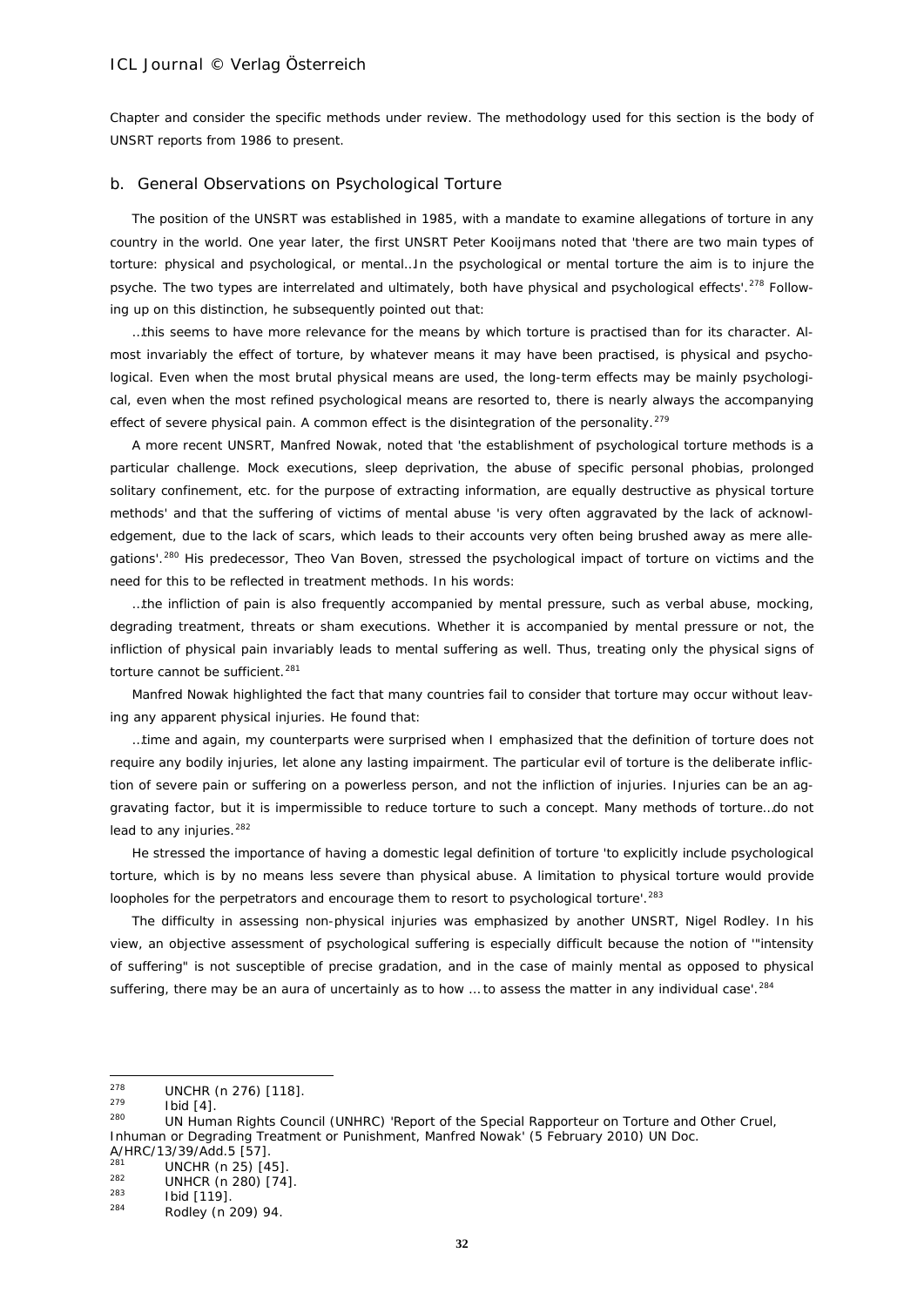Chapter and consider the specific methods under review. The methodology used for this section is the body of UNSRT reports from 1986 to present.

### b. General Observations on Psychological Torture

The position of the UNSRT was established in 1985, with a mandate to examine allegations of torture in any country in the world. One year later, the first UNSRT Peter Kooijmans noted that 'there are two main types of torture: physical and psychological, or mental…In the psychological or mental torture the aim is to injure the psyche. The two types are interrelated and ultimately, both have physical and psychological effects'.[278] Following up on this distinction, he subsequently pointed out that:

…this seems to have more relevance for the means by which torture is practised than for its character. Almost invariably the effect of torture, by whatever means it may have been practised, is physical and psychological. Even when the most brutal physical means are used, the long-term effects may be mainly psychological, even when the most refined psychological means are resorted to, there is nearly always the accompanying effect of severe physical pain. A common effect is the disintegration of the personality.[279]

A more recent UNSRT, Manfred Nowak, noted that 'the establishment of psychological torture methods is a particular challenge. Mock executions, sleep deprivation, the abuse of specific personal phobias, prolonged solitary confinement, etc. for the purpose of extracting information, are equally destructive as physical torture methods' and that the suffering of victims of mental abuse 'is very often aggravated by the lack of acknowledgement, due to the lack of scars, which leads to their accounts very often being brushed away as mere allegations'.[280] His predecessor, Theo Van Boven, stressed the psychological impact of torture on victims and the need for this to be reflected in treatment methods. In his words:

…the infliction of pain is also frequently accompanied by mental pressure, such as verbal abuse, mocking, degrading treatment, threats or sham executions. Whether it is accompanied by mental pressure or not, the infliction of physical pain invariably leads to mental suffering as well. Thus, treating only the physical signs of torture cannot be sufficient.[281]

Manfred Nowak highlighted the fact that many countries fail to consider that torture may occur without leaving any apparent physical injuries. He found that:

…time and again, my counterparts were surprised when I emphasized that the definition of torture does not require any bodily injuries, let alone any lasting impairment. The particular evil of torture is the deliberate infliction of severe pain or suffering on a powerless person, and not the infliction of injuries. Injuries can be an aggravating factor, but it is impermissible to reduce torture to such a concept. Many methods of torture…do not lead to any injuries.[282]

He stressed the importance of having a domestic legal definition of torture 'to explicitly include psychological torture, which is by no means less severe than physical abuse. A limitation to physical torture would provide loopholes for the perpetrators and encourage them to resort to psychological torture'.[283]

The difficulty in assessing non-physical injuries was emphasized by another UNSRT, Nigel Rodley. In his view, an objective assessment of psychological suffering is especially difficult because the notion of '"intensity of suffering" is not susceptible of precise gradation, and in the case of mainly mental as opposed to physical suffering, there may be an aura of uncertainly as to how … to assess the matter in any individual case'.[284]

---

[278] UNCHR (n 276) [118].

[279] Ibid [4].

[280] UN Human Rights Council (UNHRC) 'Report of the Special Rapporteur on Torture and Other Cruel, Inhuman or Degrading Treatment or Punishment, Manfred Nowak' (5 February 2010) UN Doc. A/HRC/13/39/Add.5 [57].

[281] UNCHR (n 25) [45].

[282] UNHCR (n 280) [74].

[283] Ibid [119].

[284] Rodley (n 209) 94.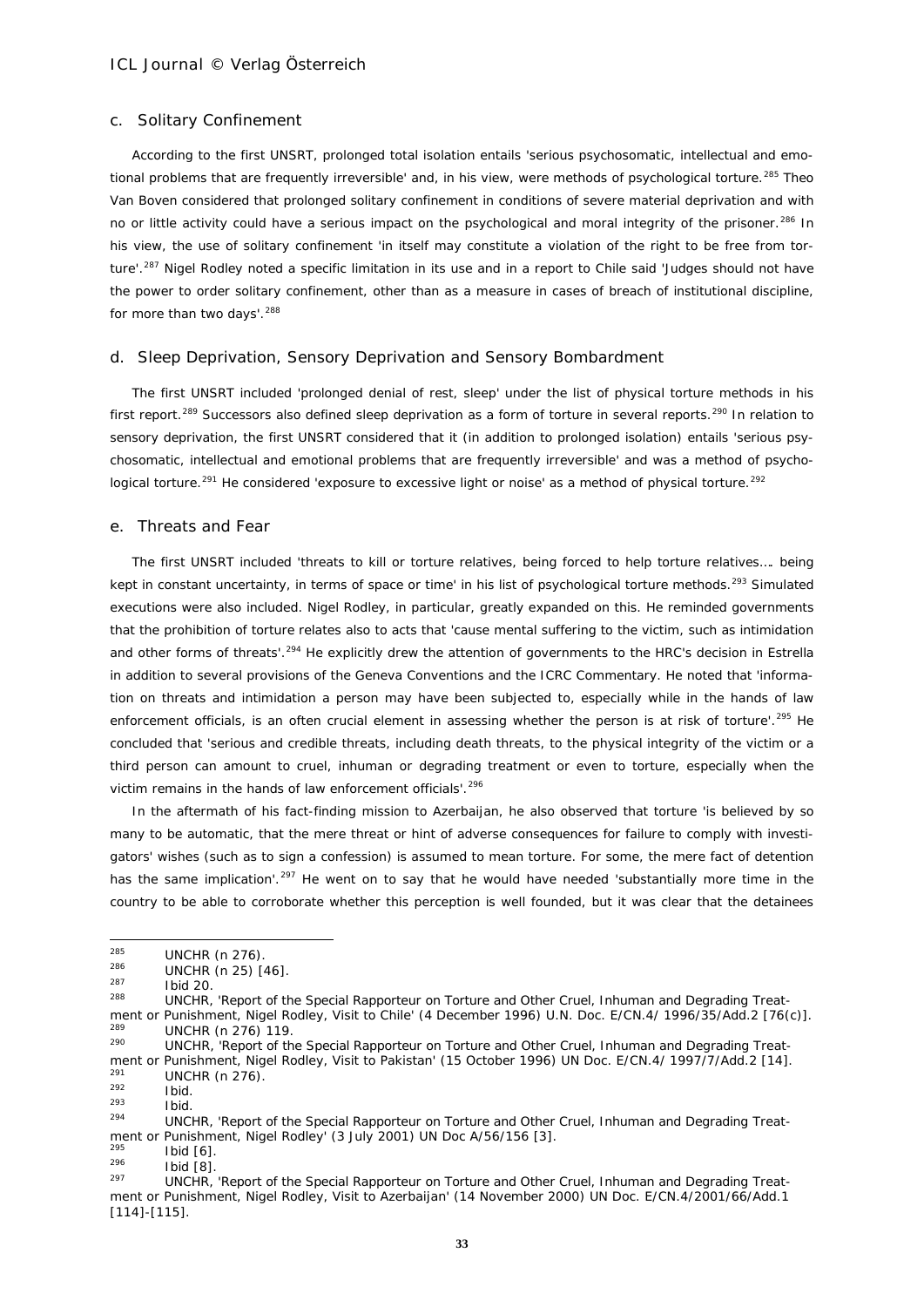### c. Solitary Confinement

According to the first UNSRT, prolonged total isolation entails 'serious psychosomatic, intellectual and emotional problems that are frequently irreversible' and, in his view, were methods of psychological torture.[285] Theo Van Boven considered that prolonged solitary confinement in conditions of severe material deprivation and with no or little activity could have a serious impact on the psychological and moral integrity of the prisoner.[286] In his view, the use of solitary confinement 'in itself may constitute a violation of the right to be free from torture'.[287] Nigel Rodley noted a specific limitation in its use and in a report to Chile said 'Judges should not have the power to order solitary confinement, other than as a measure in cases of breach of institutional discipline, for more than two days'.[288]

### d. Sleep Deprivation, Sensory Deprivation and Sensory Bombardment

The first UNSRT included 'prolonged denial of rest, sleep' under the list of physical torture methods in his first report.[289] Successors also defined sleep deprivation as a form of torture in several reports.[290] In relation to sensory deprivation, the first UNSRT considered that it (in addition to prolonged isolation) entails 'serious psychosomatic, intellectual and emotional problems that are frequently irreversible' and was a method of psychological torture.[291] He considered 'exposure to excessive light or noise' as a method of physical torture.[292]

### e. Threats and Fear

The first UNSRT included 'threats to kill or torture relatives, being forced to help torture relatives…. being kept in constant uncertainty, in terms of space or time' in his list of psychological torture methods.[293] Simulated executions were also included. Nigel Rodley, in particular, greatly expanded on this. He reminded governments that the prohibition of torture relates also to acts that 'cause mental suffering to the victim, such as intimidation and other forms of threats'.[294] He explicitly drew the attention of governments to the HRC's decision in Estrella in addition to several provisions of the Geneva Conventions and the ICRC Commentary. He noted that 'information on threats and intimidation a person may have been subjected to, especially while in the hands of law enforcement officials, is an often crucial element in assessing whether the person is at risk of torture'.[295] He concluded that 'serious and credible threats, including death threats, to the physical integrity of the victim or a third person can amount to cruel, inhuman or degrading treatment or even to torture, especially when the victim remains in the hands of law enforcement officials'.[296]

In the aftermath of his fact-finding mission to Azerbaijan, he also observed that torture 'is believed by so many to be automatic, that the mere threat or hint of adverse consequences for failure to comply with investigators' wishes (such as to sign a confession) is assumed to mean torture. For some, the mere fact of detention has the same implication'.[297] He went on to say that he would have needed 'substantially more time in the country to be able to corroborate whether this perception is well founded, but it was clear that the detainees

---

[285] UNCHR (n 276).

[286] UNCHR (n 25) [46].

[287] Ibid 20.

[288] UNCHR, 'Report of the Special Rapporteur on Torture and Other Cruel, Inhuman and Degrading Treatment or Punishment, Nigel Rodley, Visit to Chile' (4 December 1996) U.N. Doc. E/CN.4/ 1996/35/Add.2 [76(c)].

[289] UNCHR (n 276) 119.

[290] UNCHR, 'Report of the Special Rapporteur on Torture and Other Cruel, Inhuman and Degrading Treatment or Punishment, Nigel Rodley, Visit to Pakistan' (15 October 1996) UN Doc. E/CN.4/ 1997/7/Add.2 [14].

[291] UNCHR (n 276).

[292] Ibid.

[293] Ibid.

[294] UNCHR, 'Report of the Special Rapporteur on Torture and Other Cruel, Inhuman and Degrading Treatment or Punishment, Nigel Rodley' (3 July 2001) UN Doc A/56/156 [3].

[295] Ibid [6].

[296] Ibid [8].

[297] UNCHR, 'Report of the Special Rapporteur on Torture and Other Cruel, Inhuman and Degrading Treatment or Punishment, Nigel Rodley, Visit to Azerbaijan' (14 November 2000) UN Doc. E/CN.4/2001/66/Add.1 [114]-[115].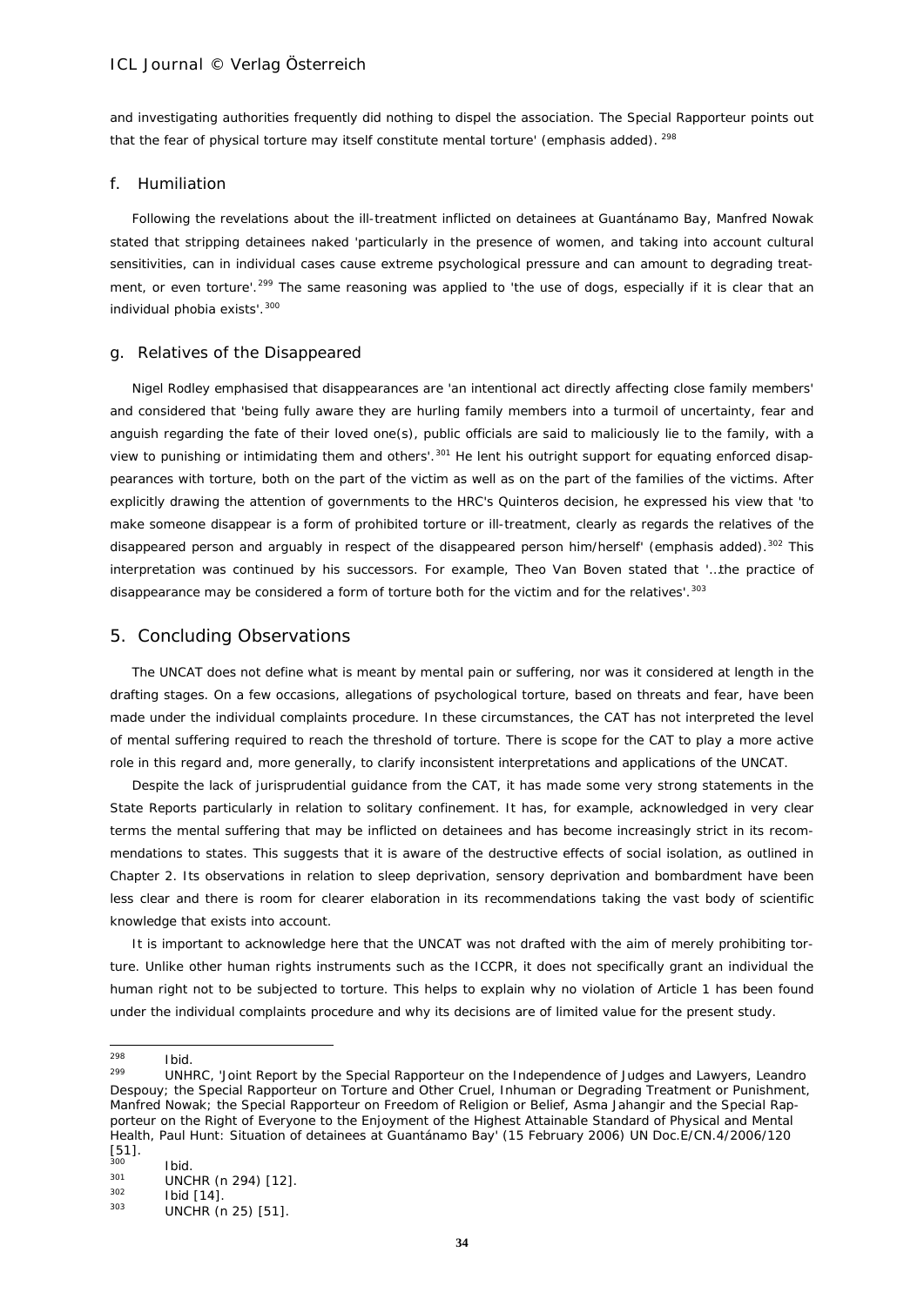and investigating authorities frequently did nothing to dispel the association. The Special Rapporteur points out that the fear of physical torture may itself constitute mental torture' (emphasis added). [298]

### f. Humiliation

Following the revelations about the ill-treatment inflicted on detainees at Guantánamo Bay, Manfred Nowak stated that stripping detainees naked 'particularly in the presence of women, and taking into account cultural sensitivities, can in individual cases cause extreme psychological pressure and can amount to degrading treatment, or even torture'.[299] The same reasoning was applied to 'the use of dogs, especially if it is clear that an individual phobia exists'.[300]

### g. Relatives of the Disappeared

Nigel Rodley emphasised that disappearances are 'an intentional act directly affecting close family members' and considered that 'being fully aware they are hurling family members into a turmoil of uncertainty, fear and anguish regarding the fate of their loved one(s), public officials are said to maliciously lie to the family, with a view to punishing or intimidating them and others'.[301] He lent his outright support for equating enforced disappearances with torture, both on the part of the victim as well as on the part of the families of the victims. After explicitly drawing the attention of governments to the HRC's *Quinteros* decision, he expressed his view that 'to make someone disappear is a form of prohibited torture or ill-treatment, clearly as regards the relatives of the disappeared person and *arguably* in respect of the disappeared person him/herself' (emphasis added).[302] This interpretation was continued by his successors. For example, Theo Van Boven stated that '…the practice of disappearance may be considered a form of torture both for the victim and for the relatives'.[303]

## 5. Concluding Observations

The UNCAT does not define what is meant by mental pain or suffering, nor was it considered at length in the drafting stages. On a few occasions, allegations of psychological torture, based on threats and fear, have been made under the individual complaints procedure. In these circumstances, the CAT has not interpreted the level of mental suffering required to reach the threshold of torture. There is scope for the CAT to play a more active role in this regard and, more generally, to clarify inconsistent interpretations and applications of the UNCAT.

Despite the lack of jurisprudential guidance from the CAT, it has made some very strong statements in the State Reports particularly in relation to solitary confinement. It has, for example, acknowledged in very clear terms the mental suffering that may be inflicted on detainees and has become increasingly strict in its recommendations to states. This suggests that it is aware of the destructive effects of social isolation, as outlined in Chapter 2. Its observations in relation to sleep deprivation, sensory deprivation and bombardment have been less clear and there is room for clearer elaboration in its recommendations taking the vast body of scientific knowledge that exists into account.

It is important to acknowledge here that the UNCAT was not drafted with the aim of merely prohibiting torture. Unlike other human rights instruments such as the ICCPR, it does not specifically grant an individual the human right not to be subjected to torture. This helps to explain why no violation of Article 1 has been found under the individual complaints procedure and why its decisions are of limited value for the present study.

---

[298] Ibid.

[299] UNHRC, 'Joint Report by the Special Rapporteur on the Independence of Judges and Lawyers, Leandro Despouy; the Special Rapporteur on Torture and Other Cruel, Inhuman or Degrading Treatment or Punishment, Manfred Nowak; the Special Rapporteur on Freedom of Religion or Belief, Asma Jahangir and the Special Rapporteur on the Right of Everyone to the Enjoyment of the Highest Attainable Standard of Physical and Mental Health, Paul Hunt: Situation of detainees at Guantánamo Bay' (15 February 2006) UN Doc.E/CN.4/2006/120 [51].

[300] Ibid.

[301] UNCHR (n 294) [12].

[302] Ibid [14].

[303] UNCHR (n 25) [51].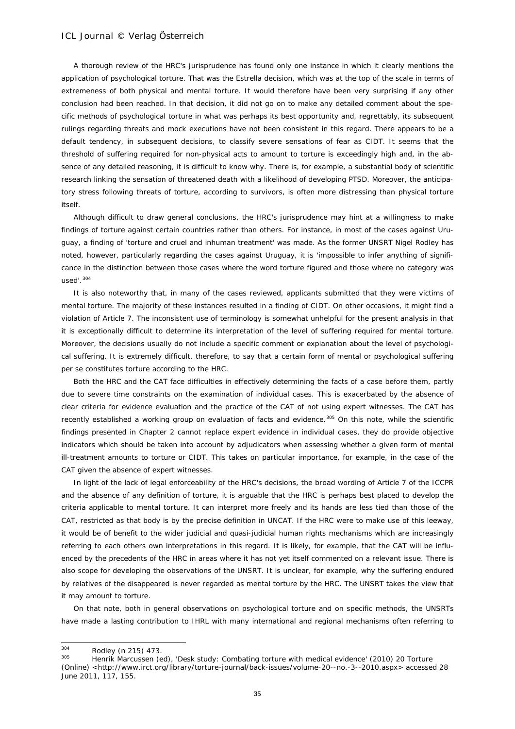A thorough review of the HRC's jurisprudence has found only one instance in which it clearly mentions the application of psychological torture. That was the Estrella decision, which was at the top of the scale in terms of extremeness of both physical and mental torture. It would therefore have been very surprising if any other conclusion had been reached. In that decision, it did not go on to make any detailed comment about the specific methods of psychological torture in what was perhaps its best opportunity and, regrettably, its subsequent rulings regarding threats and mock executions have not been consistent in this regard. There appears to be a default tendency, in subsequent decisions, to classify severe sensations of fear as CIDT. It seems that the threshold of suffering required for non-physical acts to amount to torture is exceedingly high and, in the absence of any detailed reasoning, it is difficult to know why. There is, for example, a substantial body of scientific research linking the sensation of threatened death with a likelihood of developing PTSD. Moreover, the anticipatory stress following threats of torture, according to survivors, is often more distressing than physical torture itself.

Although difficult to draw general conclusions, the HRC's jurisprudence may hint at a willingness to make findings of torture against certain countries rather than others. For instance, in most of the cases against Uruguay, a finding of 'torture and cruel and inhuman treatment' was made. As the former UNSRT Nigel Rodley has noted, however, particularly regarding the cases against Uruguay, it is 'impossible to infer anything of significance in the distinction between those cases where the word torture figured and those where no category was used'.[304]

It is also noteworthy that, in many of the cases reviewed, applicants submitted that they were victims of mental torture. The majority of these instances resulted in a finding of CIDT. On other occasions, it might find a violation of Article 7. The inconsistent use of terminology is somewhat unhelpful for the present analysis in that it is exceptionally difficult to determine its interpretation of the level of suffering required for mental torture. Moreover, the decisions usually do not include a specific comment or explanation about the level of psychological suffering. It is extremely difficult, therefore, to say that a certain form of mental or psychological suffering *per se* constitutes torture according to the HRC.

Both the HRC and the CAT face difficulties in effectively determining the facts of a case before them, partly due to severe time constraints on the examination of individual cases. This is exacerbated by the absence of clear criteria for evidence evaluation and the practice of the CAT of not using expert witnesses. The CAT has recently established a working group on evaluation of facts and evidence.[305] On this note, while the scientific findings presented in Chapter 2 cannot replace expert evidence in individual cases, they do provide objective indicators which should be taken into account by adjudicators when assessing whether a given form of mental ill-treatment amounts to torture or CIDT. This takes on particular importance, for example, in the case of the CAT given the absence of expert witnesses.

In light of the lack of legal enforceability of the HRC's decisions, the broad wording of Article 7 of the ICCPR and the absence of any definition of torture, it is arguable that the HRC is perhaps best placed to develop the criteria applicable to mental torture. It can interpret more freely and its hands are less tied than those of the CAT, restricted as that body is by the precise definition in UNCAT. If the HRC were to make use of this leeway, it would be of benefit to the wider judicial and quasi-judicial human rights mechanisms which are increasingly referring to each others own interpretations in this regard. It is likely, for example, that the CAT will be influenced by the precedents of the HRC in areas where it has not yet itself commented on a relevant issue. There is also scope for developing the observations of the UNSRT. It is unclear, for example, why the suffering endured by relatives of the disappeared is never regarded as mental torture by the HRC. The UNSRT takes the view that it may amount to torture.

On that note, both in general observations on psychological torture and on specific methods, the UNSRTs have made a lasting contribution to IHRL with many international and regional mechanisms often referring to

---

[304] Rodley (n 215) 473.

[305] Henrik Marcussen (ed), 'Desk study: Combating torture with medical evidence' (2010) 20 Torture (Online) <http://www.irct.org/library/torture-journal/back-issues/volume-20--no.-3--2010.aspx> accessed 28 June 2011, 117, 155.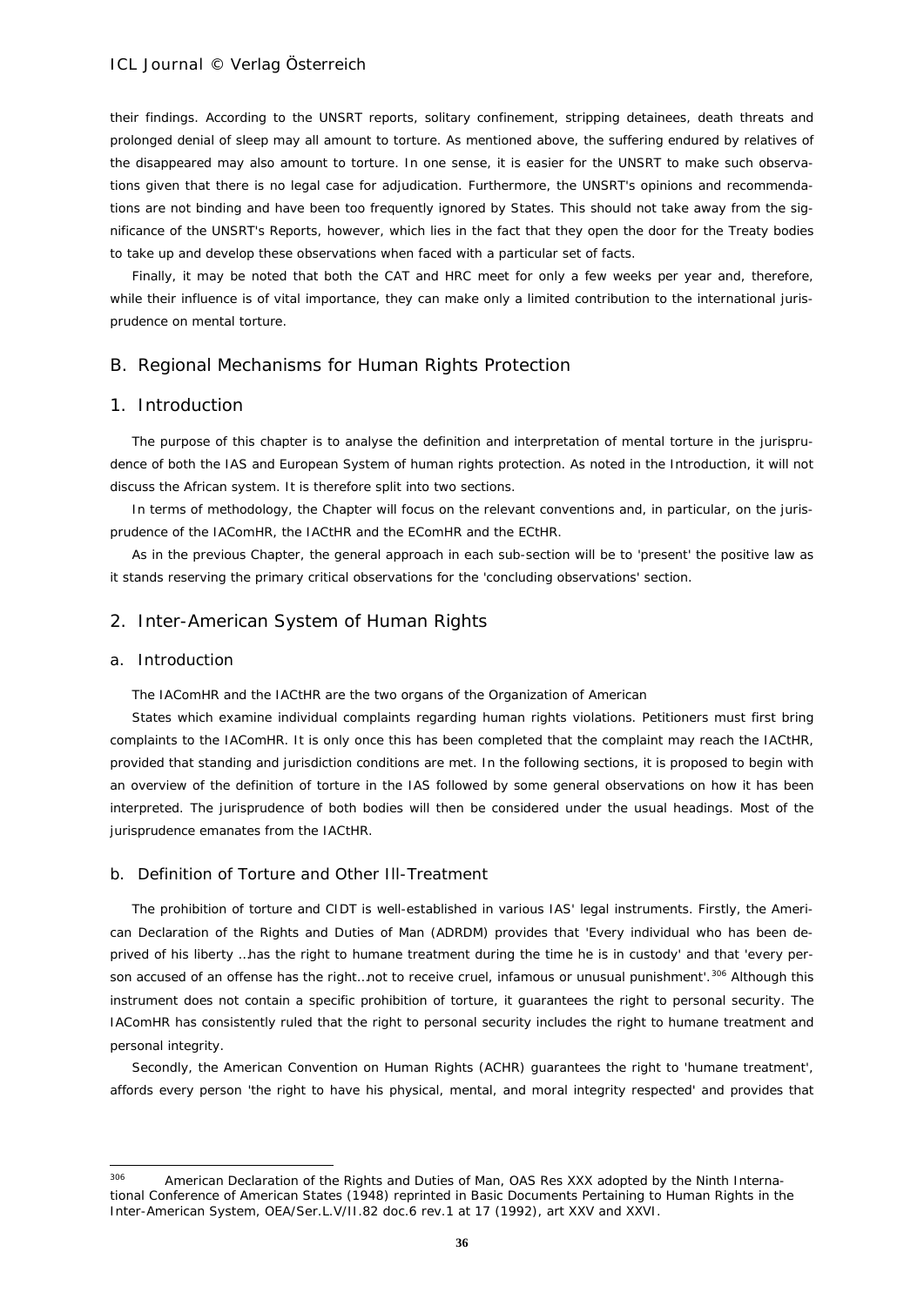their findings. According to the UNSRT reports, solitary confinement, stripping detainees, death threats and prolonged denial of sleep may all amount to torture. As mentioned above, the suffering endured by relatives of the disappeared may also amount to torture. In one sense, it is easier for the UNSRT to make such observations given that there is no legal case for adjudication. Furthermore, the UNSRT's opinions and recommendations are not binding and have been too frequently ignored by States. This should not take away from the significance of the UNSRT's Reports, however, which lies in the fact that they open the door for the Treaty bodies to take up and develop these observations when faced with a particular set of facts.

Finally, it may be noted that both the CAT and HRC meet for only a few weeks per year and, therefore, while their influence is of vital importance, they can make only a limited contribution to the international jurisprudence on mental torture.

## B. Regional Mechanisms for Human Rights Protection

### 1. Introduction

The purpose of this chapter is to analyse the definition and interpretation of mental torture in the jurisprudence of both the IAS and European System of human rights protection. As noted in the Introduction, it will not discuss the African system. It is therefore split into two sections.

In terms of methodology, the Chapter will focus on the relevant conventions and, in particular, on the jurisprudence of the IAComHR, the IACtHR and the EComHR and the ECtHR.

As in the previous Chapter, the general approach in each sub-section will be to 'present' the positive law as it stands reserving the primary critical observations for the 'concluding observations' section.

### 2. Inter-American System of Human Rights

#### a. Introduction

The IAComHR and the IACtHR are the two organs of the Organization of American

States which examine individual complaints regarding human rights violations. Petitioners must first bring complaints to the IAComHR. It is only once this has been completed that the complaint may reach the IACtHR, provided that standing and jurisdiction conditions are met. In the following sections, it is proposed to begin with an overview of the definition of torture in the IAS followed by some general observations on how it has been interpreted. The jurisprudence of both bodies will then be considered under the usual headings. Most of the jurisprudence emanates from the IACtHR.

#### b. Definition of Torture and Other Ill-Treatment

The prohibition of torture and CIDT is well-established in various IAS' legal instruments. Firstly, the American Declaration of the Rights and Duties of Man (ADRDM) provides that 'Every individual who has been deprived of his liberty …has the right to humane treatment during the time he is in custody' and that 'every person accused of an offense has the right…not to receive cruel, infamous or unusual punishment'.[306] Although this instrument does not contain a specific prohibition of torture, it guarantees the right to personal security. The IAComHR has consistently ruled that the right to personal security includes the right to humane treatment and personal integrity.

Secondly, the American Convention on Human Rights (ACHR) guarantees the right to 'humane treatment', affords every person 'the right to have his physical, mental, and moral integrity respected' and provides that

---

[306] American Declaration of the Rights and Duties of Man, OAS Res XXX adopted by the Ninth International Conference of American States (1948) reprinted in Basic Documents Pertaining to Human Rights in the Inter-American System, OEA/Ser.L.V/II.82 doc.6 rev.1 at 17 (1992), art XXV and XXVI.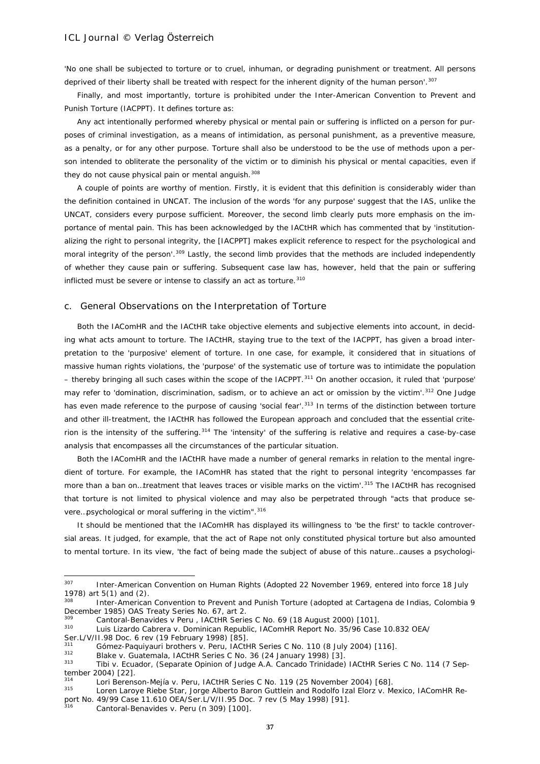'No one shall be subjected to torture or to cruel, inhuman, or degrading punishment or treatment. All persons deprived of their liberty shall be treated with respect for the inherent dignity of the human person'.[307]

Finally, and most importantly, torture is prohibited under the Inter-American Convention to Prevent and Punish Torture (IACPPT). It defines torture as:

Any act intentionally performed whereby physical or mental pain or suffering is inflicted on a person for purposes of criminal investigation, as a means of intimidation, as personal punishment, as a preventive measure, as a penalty, or for any other purpose. Torture shall also be understood to be the use of methods upon a person intended to obliterate the personality of the victim or to diminish his physical or mental capacities, even if they do not cause physical pain or mental anguish.[308]

A couple of points are worthy of mention. Firstly, it is evident that this definition is considerably wider than the definition contained in UNCAT. The inclusion of the words 'for any purpose' suggest that the IAS, unlike the UNCAT, considers every purpose sufficient. Moreover, the second limb clearly puts more emphasis on the importance of mental pain. This has been acknowledged by the IACtHR which has commented that by 'institutionalizing the right to personal integrity, the [IACPPT] makes explicit reference to respect for the psychological and moral integrity of the person'.[309] Lastly, the second limb provides that the methods are included independently of whether they cause pain or suffering. Subsequent case law has, however, held that the pain or suffering inflicted must be severe or intense to classify an act as torture.[310]

### c. General Observations on the Interpretation of Torture

Both the IAComHR and the IACtHR take objective elements and subjective elements into account, in deciding what acts amount to torture. The IACtHR, staying true to the text of the IACPPT, has given a broad interpretation to the 'purposive' element of torture. In one case, for example, it considered that in situations of massive human rights violations, the 'purpose' of the systematic use of torture was to intimidate the population – thereby bringing all such cases within the scope of the IACPPT.[311] On another occasion, it ruled that 'purpose' may refer to 'domination, discrimination, sadism, or to achieve an act or omission by the victim'.[312] One Judge has even made reference to the purpose of causing 'social fear'.[313] In terms of the distinction between torture and other ill-treatment, the IACtHR has followed the European approach and concluded that the essential criterion is the intensity of the suffering.[314] The 'intensity' of the suffering is relative and requires a case-by-case analysis that encompasses all the circumstances of the particular situation.

Both the IAComHR and the IACtHR have made a number of general remarks in relation to the mental ingredient of torture. For example, the IAComHR has stated that the right to personal integrity 'encompasses far more than a ban on…treatment that leaves traces or visible marks on the victim'.[315] The IACtHR has recognised that torture is not limited to physical violence and may also be perpetrated through "acts that produce severe…psychological or moral suffering in the victim".[316]

It should be mentioned that the IAComHR has displayed its willingness to 'be the first' to tackle controversial areas. It judged, for example, that the act of Rape not only constituted physical torture but also amounted to mental torture. In its view, 'the fact of being made the subject of abuse of this nature…causes a psychologi-

---

[307] Inter-American Convention on Human Rights (Adopted 22 November 1969, entered into force 18 July 1978) art 5(1) and (2).

[308] Inter-American Convention to Prevent and Punish Torture (adopted at Cartagena de Indias, Colombia 9 December 1985) OAS Treaty Series No. 67, art 2.

[309] Cantoral-Benavides v Peru , IACtHR Series C No. 69 (18 August 2000) [101].

[310] Luis Lizardo Cabrera v. Dominican Republic, IAComHR Report No. 35/96 Case 10.832 OEA/ Ser.L/V/II.98 Doc. 6 rev (19 February 1998) [85].

[311] Gómez-Paquiyauri brothers v. Peru, IACtHR Series C No. 110 (8 July 2004) [116].

[312] Blake v. Guatemala, IACtHR Series C No. 36 (24 January 1998) [3].

[313] Tibi v. Ecuador, (Separate Opinion of Judge A.A. Cancado Trinidade) IACtHR Series C No. 114 (7 September 2004) [22].

[314] Lori Berenson-Mejía v. Peru, IACtHR Series C No. 119 (25 November 2004) [68].

[315] Loren Laroye Riebe Star, Jorge Alberto Baron Guttlein and Rodolfo Izal Elorz v. Mexico, IAComHR Report No. 49/99 Case 11.610 OEA/Ser.L/V/II.95 Doc. 7 rev (5 May 1998) [91].

[316] Cantoral-Benavides v. Peru (n 309) [100].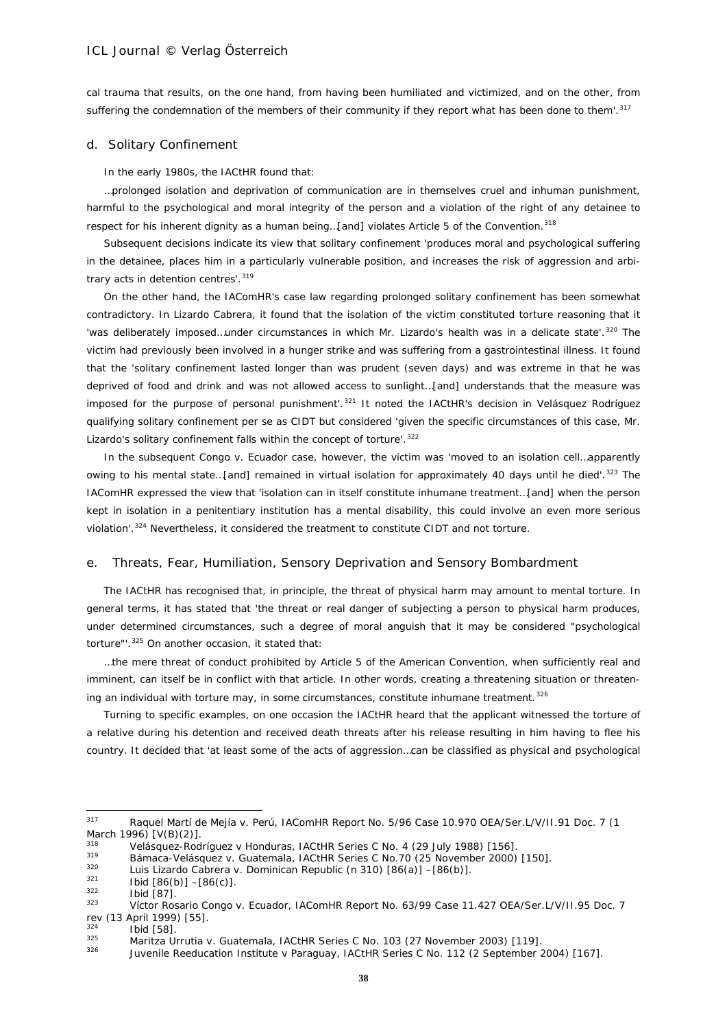cal trauma that results, on the one hand, from having been humiliated and victimized, and on the other, from suffering the condemnation of the members of their community if they report what has been done to them'.[317]

### d. Solitary Confinement

In the early 1980s, the IACtHR found that:

…prolonged isolation and deprivation of communication are in themselves cruel and inhuman punishment, harmful to the psychological and moral integrity of the person and a violation of the right of any detainee to respect for his inherent dignity as a human being…[and] violates Article 5 of the Convention.[318]

Subsequent decisions indicate its view that solitary confinement 'produces moral and psychological suffering in the detainee, places him in a particularly vulnerable position, and increases the risk of aggression and arbitrary acts in detention centres'.[319]

On the other hand, the IAComHR's case law regarding prolonged solitary confinement has been somewhat contradictory. In *Lizardo Cabrera*, it found that the isolation of the victim constituted torture reasoning that it 'was deliberately imposed…under circumstances in which Mr. Lizardo's health was in a delicate state'.[320] The victim had previously been involved in a hunger strike and was suffering from a gastrointestinal illness. It found that the 'solitary confinement lasted longer than was prudent (seven days) and was extreme in that he was deprived of food and drink and was not allowed access to sunlight…[and] understands that the measure was imposed for the purpose of personal punishment'.[321] It noted the IACtHR's decision in *Velásquez Rodríguez* qualifying solitary confinement per se as CIDT but considered 'given the specific circumstances of this case, Mr. Lizardo's solitary confinement falls within the concept of torture'.[322]

In the subsequent *Congo v. Ecuador* case, however, the victim was 'moved to an isolation cell…apparently owing to his mental state…[and] remained in virtual isolation for approximately 40 days until he died'.[323] The IAComHR expressed the view that 'isolation can in itself constitute inhumane treatment…[and] when the person kept in isolation in a penitentiary institution has a mental disability, this could involve an even more serious violation'.[324] Nevertheless, it considered the treatment to constitute CIDT and not torture.

### e. Threats, Fear, Humiliation, Sensory Deprivation and Sensory Bombardment

The IACtHR has recognised that, in principle, the threat of physical harm may amount to mental torture. In general terms, it has stated that 'the threat or real danger of subjecting a person to physical harm produces, under determined circumstances, such a degree of moral anguish that it may be considered "psychological torture"'.[325] On another occasion, it stated that:

…the mere threat of conduct prohibited by Article 5 of the American Convention, when sufficiently real and imminent, can itself be in conflict with that article. In other words, creating a threatening situation or threatening an individual with torture may, in some circumstances, constitute inhumane treatment.[326]

Turning to specific examples, on one occasion the IACtHR heard that the applicant witnessed the torture of a relative during his detention and received death threats after his release resulting in him having to flee his country. It decided that 'at least some of the acts of aggression…can be classified as physical and psychological

---

[317] *Raquel Martí de Mejía v. Perú*, IAComHR Report No. 5/96 Case 10.970 OEA/Ser.L/V/II.91 Doc. 7 (1 March 1996) [V(B)(2)].

[318] *Velásquez-Rodríguez v Honduras*, IACtHR Series C No. 4 (29 July 1988) [156].

[319] *Bámaca-Velásquez v. Guatemala*, IACtHR Series C No.70 (25 November 2000) [150].

[320] *Luis Lizardo Cabrera v. Dominican Republic* (n 310) [86(a)] –[86(b)].

[321] Ibid [86(b)] –[86(c)].

[322] Ibid [87].

[323] *Víctor Rosario Congo v. Ecuador*, IAComHR Report No. 63/99 Case 11.427 OEA/Ser.L/V/II.95 Doc. 7 rev (13 April 1999) [55].

[324] Ibid [58].

[325] *Maritza Urrutia v. Guatemala*, IACtHR Series C No. 103 (27 November 2003) [119].

[326] *Juvenile Reeducation Institute v Paraguay*, IACtHR Series C No. 112 (2 September 2004) [167].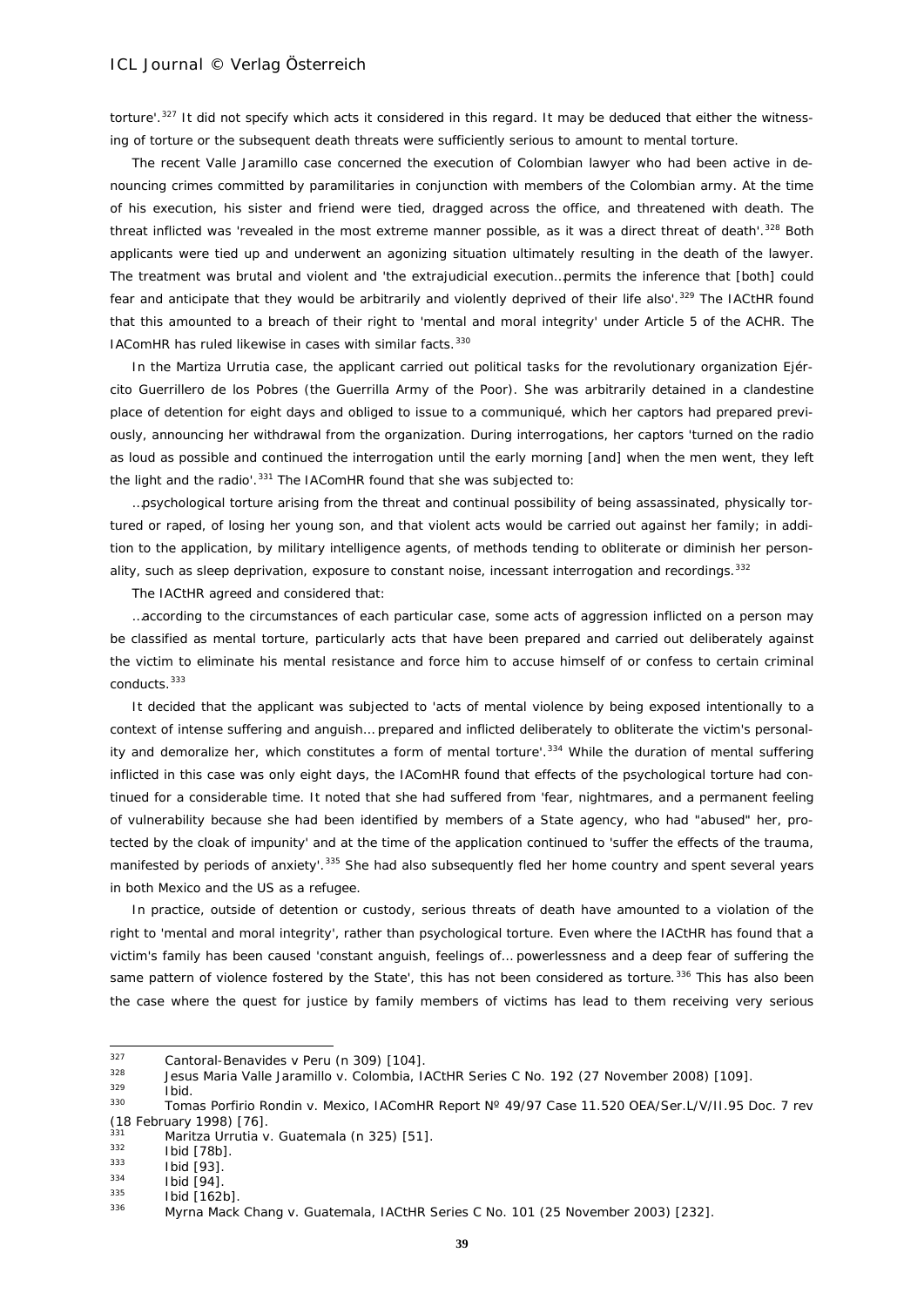torture'.[327] It did not specify which acts it considered in this regard. It may be deduced that either the witnessing of torture or the subsequent death threats were sufficiently serious to amount to mental torture.

The recent Valle Jaramillo case concerned the execution of Colombian lawyer who had been active in denouncing crimes committed by paramilitaries in conjunction with members of the Colombian army. At the time of his execution, his sister and friend were tied, dragged across the office, and threatened with death. The threat inflicted was 'revealed in the most extreme manner possible, as it was a direct threat of death'.[328] Both applicants were tied up and underwent an agonizing situation ultimately resulting in the death of the lawyer. The treatment was brutal and violent and 'the extrajudicial execution…permits the inference that [both] could fear and anticipate that they would be arbitrarily and violently deprived of their life also'.[329] The IACtHR found that this amounted to a breach of their right to 'mental and moral integrity' under Article 5 of the ACHR. The IAComHR has ruled likewise in cases with similar facts.[330]

In the Martiza Urrutia case, the applicant carried out political tasks for the revolutionary organization Ejército Guerrillero de los Pobres (the Guerrilla Army of the Poor). She was arbitrarily detained in a clandestine place of detention for eight days and obliged to issue to a communiqué, which her captors had prepared previously, announcing her withdrawal from the organization. During interrogations, her captors 'turned on the radio as loud as possible and continued the interrogation until the early morning [and] when the men went, they left the light and the radio'.[331] The IAComHR found that she was subjected to:

> …psychological torture arising from the threat and continual possibility of being assassinated, physically tortured or raped, of losing her young son, and that violent acts would be carried out against her family; in addition to the application, by military intelligence agents, of methods tending to obliterate or diminish her personality, such as sleep deprivation, exposure to constant noise, incessant interrogation and recordings.[332]

The IACtHR agreed and considered that:

> …according to the circumstances of each particular case, some acts of aggression inflicted on a person may be classified as mental torture, particularly acts that have been prepared and carried out deliberately against the victim to eliminate his mental resistance and force him to accuse himself of or confess to certain criminal conducts.[333]

It decided that the applicant was subjected to 'acts of mental violence by being exposed intentionally to a context of intense suffering and anguish… prepared and inflicted deliberately to obliterate the victim's personality and demoralize her, which constitutes a form of mental torture'.[334] While the duration of mental suffering inflicted in this case was only eight days, the IAComHR found that effects of the psychological torture had continued for a considerable time. It noted that she had suffered from 'fear, nightmares, and a permanent feeling of vulnerability because she had been identified by members of a State agency, who had "abused" her, protected by the cloak of impunity' and at the time of the application continued to 'suffer the effects of the trauma, manifested by periods of anxiety'.[335] She had also subsequently fled her home country and spent several years in both Mexico and the US as a refugee.

In practice, outside of detention or custody, serious threats of death have amounted to a violation of the right to 'mental and moral integrity', rather than psychological torture. Even where the IACtHR has found that a victim's family has been caused 'constant anguish, feelings of… powerlessness and a deep fear of suffering the same pattern of violence fostered by the State', this has not been considered as torture.[336] This has also been the case where the quest for justice by family members of victims has lead to them receiving very serious

---

327 *Cantoral-Benavides v Peru* (n 309) [104].

328 *Jesus Maria Valle Jaramillo v. Colombia*, IACtHR Series C No. 192 (27 November 2008) [109].

329 Ibid.

330 *Tomas Porfirio Rondin v. Mexico*, IAComHR Report Nº 49/97 Case 11.520 OEA/Ser.L/V/II.95 Doc. 7 rev (18 February 1998) [76].

331 *Maritza Urrutia v. Guatemala* (n 325) [51].

332 Ibid [78b].

333 Ibid [93].

334 Ibid [94].

335 Ibid [162b].

336 *Myrna Mack Chang v. Guatemala*, IACtHR Series C No. 101 (25 November 2003) [232].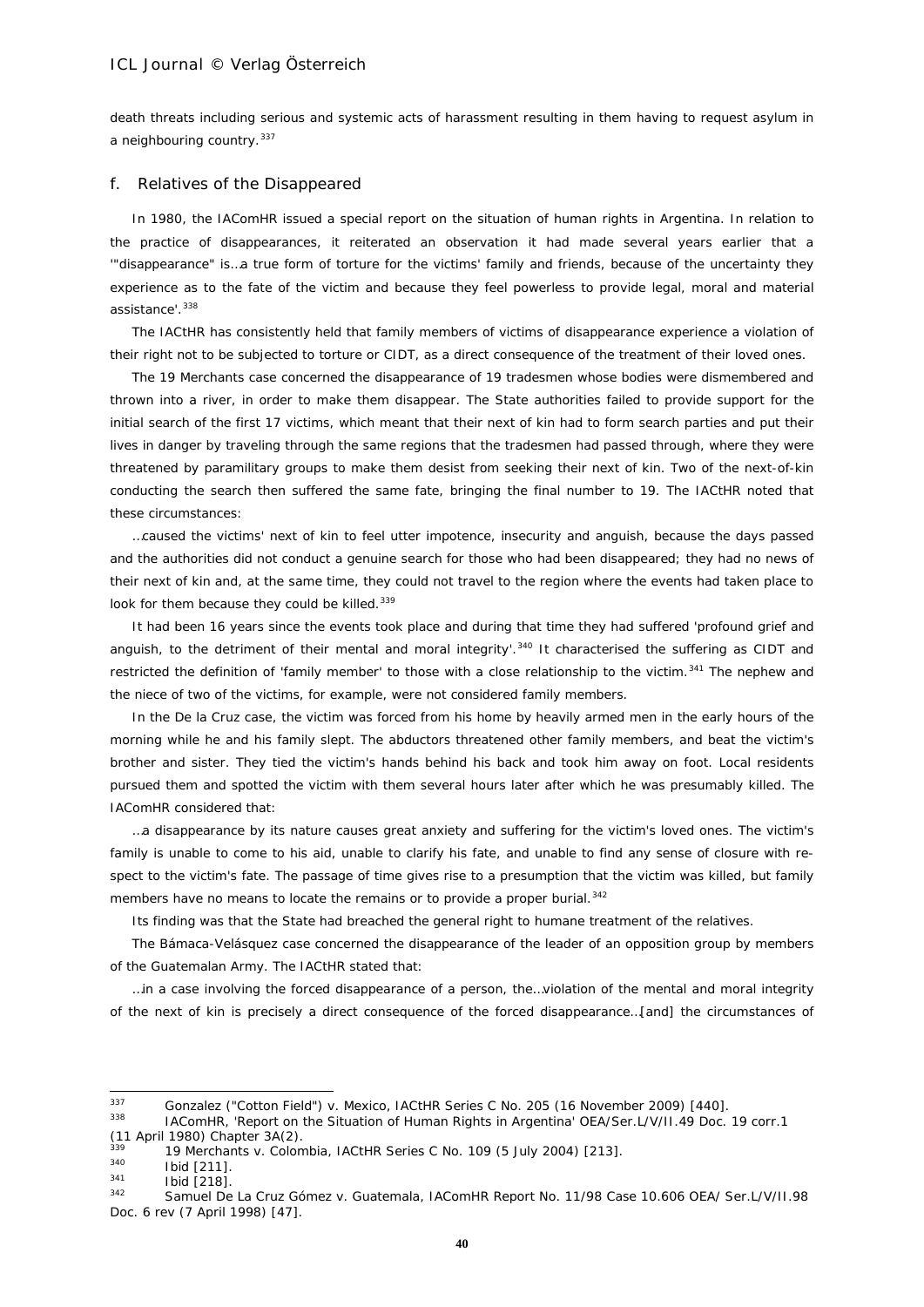death threats including serious and systemic acts of harassment resulting in them having to request asylum in a neighbouring country.[337]

## f. Relatives of the Disappeared

In 1980, the IAComHR issued a special report on the situation of human rights in Argentina. In relation to the practice of disappearances, it reiterated an observation it had made several years earlier that a '"disappearance" is…a true form of torture for the victims' family and friends, because of the uncertainty they experience as to the fate of the victim and because they feel powerless to provide legal, moral and material assistance'.[338]

The IACtHR has consistently held that family members of victims of disappearance experience a violation of their right not to be subjected to torture or CIDT, as a direct consequence of the treatment of their loved ones.

The *19 Merchants* case concerned the disappearance of 19 tradesmen whose bodies were dismembered and thrown into a river, in order to make them disappear. The State authorities failed to provide support for the initial search of the first 17 victims, which meant that their next of kin had to form search parties and put their lives in danger by traveling through the same regions that the tradesmen had passed through, where they were threatened by paramilitary groups to make them desist from seeking their next of kin. Two of the next-of-kin conducting the search then suffered the same fate, bringing the final number to 19. The IACtHR noted that these circumstances:

…caused the victims' next of kin to feel utter impotence, insecurity and anguish, because the days passed and the authorities did not conduct a genuine search for those who had been disappeared; they had no news of their next of kin and, at the same time, they could not travel to the region where the events had taken place to look for them because they could be killed.[339]

It had been 16 years since the events took place and during that time they had suffered 'profound grief and anguish, to the detriment of their mental and moral integrity'.[340] It characterised the suffering as CIDT and restricted the definition of 'family member' to those with a close relationship to the victim.[341] The nephew and the niece of two of the victims, for example, were not considered family members.

In the *De la Cruz* case, the victim was forced from his home by heavily armed men in the early hours of the morning while he and his family slept. The abductors threatened other family members, and beat the victim's brother and sister. They tied the victim's hands behind his back and took him away on foot. Local residents pursued them and spotted the victim with them several hours later after which he was presumably killed. The IAComHR considered that:

…a disappearance by its nature causes great anxiety and suffering for the victim's loved ones. The victim's family is unable to come to his aid, unable to clarify his fate, and unable to find any sense of closure with respect to the victim's fate. The passage of time gives rise to a presumption that the victim was killed, but family members have no means to locate the remains or to provide a proper burial.[342]

Its finding was that the State had breached the general right to humane treatment of the relatives.

The *Bámaca-Velásquez* case concerned the disappearance of the leader of an opposition group by members of the Guatemalan Army. The IACtHR stated that:

…in a case involving the forced disappearance of a person, the…violation of the mental and moral integrity of the next of kin is precisely a direct consequence of the forced disappearance…[and] the circumstances of

---

[337] *Gonzalez ("Cotton Field") v. Mexico*, IACtHR Series C No. 205 (16 November 2009) [440].

[338] IAComHR, 'Report on the Situation of Human Rights in Argentina' OEA/Ser.L/V/II.49 Doc. 19 corr.1 (11 April 1980) Chapter 3A(2).

[339] *19 Merchants v. Colombia*, IACtHR Series C No. 109 (5 July 2004) [213].

[340] Ibid [211].

[341] Ibid [218].

[342] *Samuel De La Cruz Gómez v. Guatemala*, IAComHR Report No. 11/98 Case 10.606 OEA/ Ser.L/V/II.98 Doc. 6 rev (7 April 1998) [47].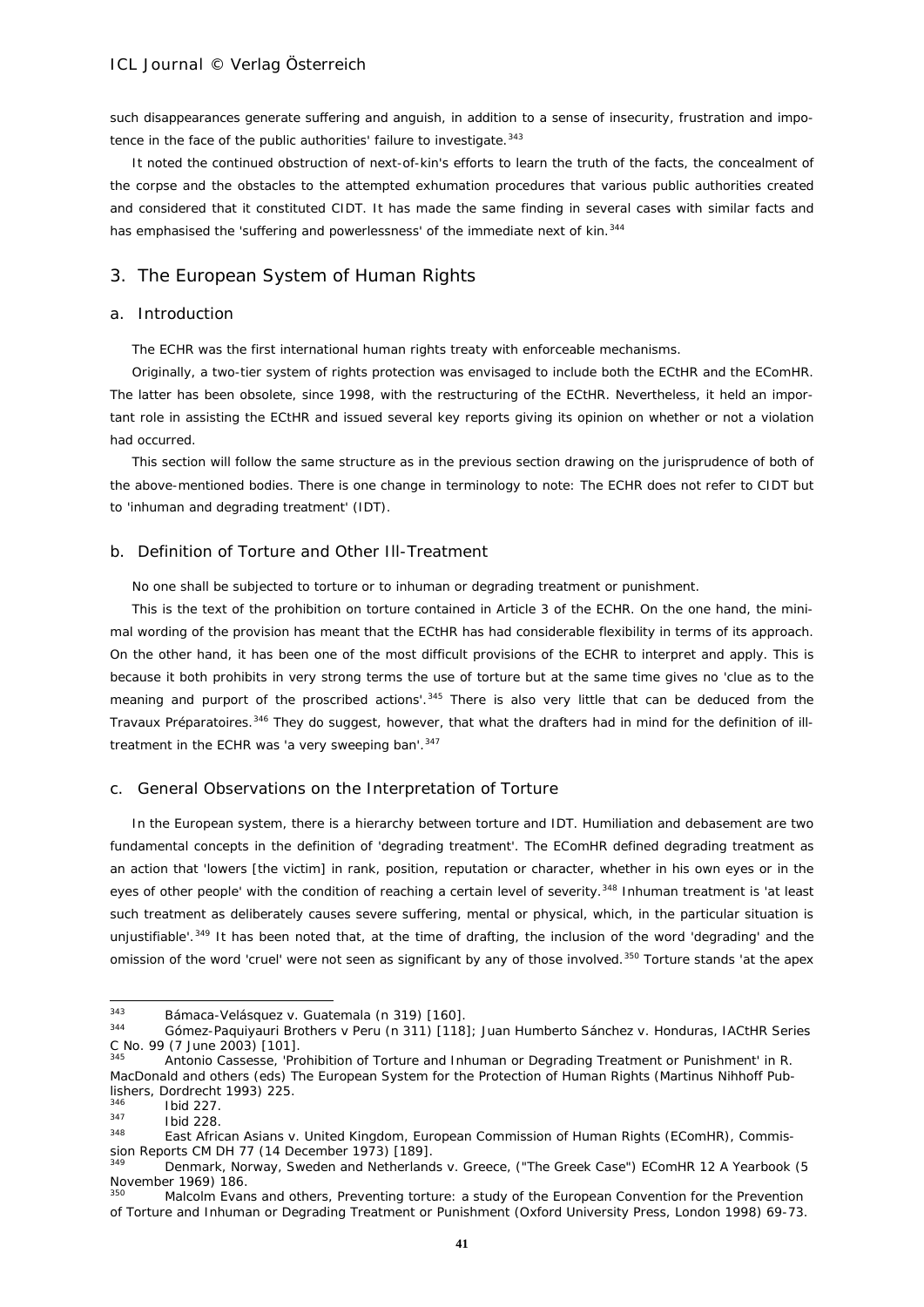such disappearances generate suffering and anguish, in addition to a sense of insecurity, frustration and impotence in the face of the public authorities' failure to investigate.[343]

It noted the continued obstruction of next-of-kin's efforts to learn the truth of the facts, the concealment of the corpse and the obstacles to the attempted exhumation procedures that various public authorities created and considered that it constituted CIDT. It has made the same finding in several cases with similar facts and has emphasised the 'suffering and powerlessness' of the immediate next of kin.[344]

## 3. The European System of Human Rights

### a. Introduction

The ECHR was the first international human rights treaty with enforceable mechanisms.

Originally, a two-tier system of rights protection was envisaged to include both the ECtHR and the EComHR. The latter has been obsolete, since 1998, with the restructuring of the ECtHR. Nevertheless, it held an important role in assisting the ECtHR and issued several key reports giving its opinion on whether or not a violation had occurred.

This section will follow the same structure as in the previous section drawing on the jurisprudence of both of the above-mentioned bodies. There is one change in terminology to note: The ECHR does not refer to CIDT but to 'inhuman and degrading treatment' (IDT).

### b. Definition of Torture and Other Ill-Treatment

No one shall be subjected to torture or to inhuman or degrading treatment or punishment.

This is the text of the prohibition on torture contained in Article 3 of the ECHR. On the one hand, the minimal wording of the provision has meant that the ECtHR has had considerable flexibility in terms of its approach. On the other hand, it has been one of the most difficult provisions of the ECHR to interpret and apply. This is because it both prohibits in very strong terms the use of torture but at the same time gives no 'clue as to the meaning and purport of the proscribed actions'.[345] There is also very little that can be deduced from the *Travaux Préparatoires*.[346] They do suggest, however, that what the drafters had in mind for the definition of ill-treatment in the ECHR was 'a very sweeping ban'.[347]

### c. General Observations on the Interpretation of Torture

In the European system, there is a hierarchy between torture and IDT. Humiliation and debasement are two fundamental concepts in the definition of 'degrading treatment'. The EComHR defined degrading treatment as an action that 'lowers [the victim] in rank, position, reputation or character, whether in his own eyes or in the eyes of other people' with the condition of reaching a certain level of severity.[348] Inhuman treatment is 'at least such treatment as deliberately causes severe suffering, mental or physical, which, in the particular situation is unjustifiable'.[349] It has been noted that, at the time of drafting, the inclusion of the word 'degrading' and the omission of the word 'cruel' were not seen as significant by any of those involved.[350] Torture stands 'at the apex

---

[343] *Bámaca-Velásquez v. Guatemala* (n 319) [160].

[344] *Gómez-Paquiyauri Brothers v Peru* (n 311) [118]; *Juan Humberto Sánchez v. Honduras*, IACtHR Series C No. 99 (7 June 2003) [101].

[345] Antonio Cassesse, 'Prohibition of Torture and Inhuman or Degrading Treatment or Punishment' in R. MacDonald and others (eds) *The European System for the Protection of Human Rights* (Martinus Nihhoff Publishers, Dordrecht 1993) 225.

[346] Ibid 227.

[347] Ibid 228.

[348] *East African Asians v. United Kingdom*, European Commission of Human Rights (EComHR), Commission Reports CM DH 77 (14 December 1973) [189].

[349] *Denmark, Norway, Sweden and Netherlands v. Greece*, ("The Greek Case") EComHR 12 A Yearbook (5 November 1969) 186.

[350] Malcolm Evans and others, *Preventing torture: a study of the European Convention for the Prevention of Torture and Inhuman or Degrading Treatment or Punishment* (Oxford University Press, London 1998) 69-73.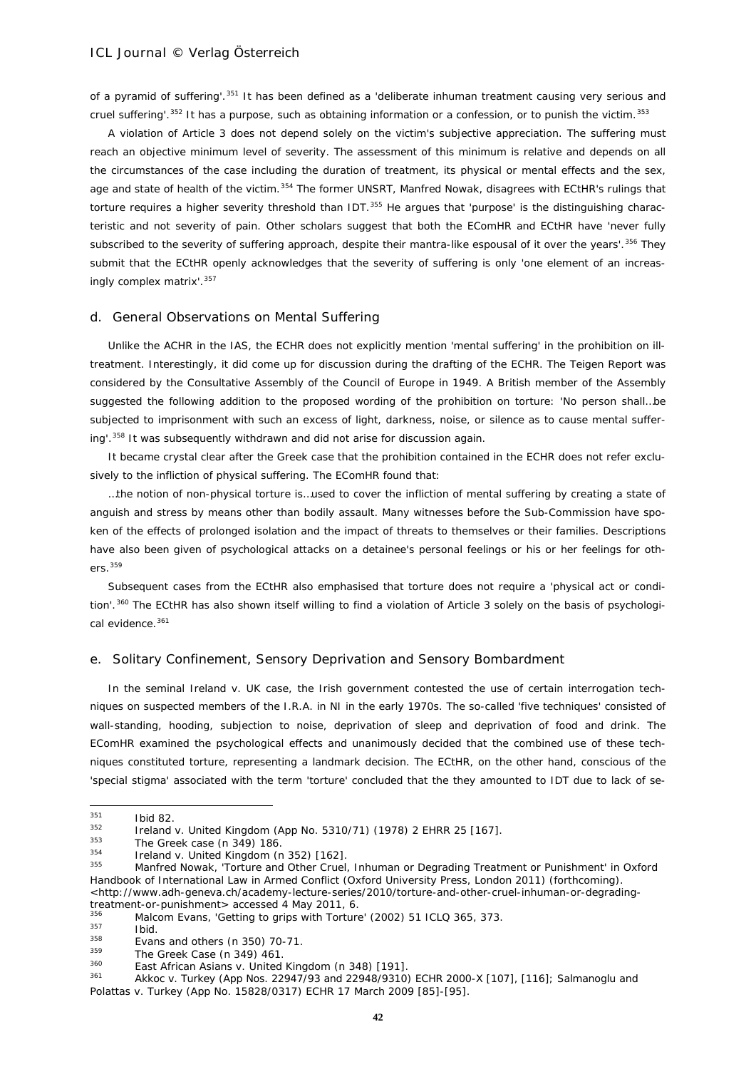of a pyramid of suffering'.[351] It has been defined as a 'deliberate inhuman treatment causing very serious and cruel suffering'.[352] It has a purpose, such as obtaining information or a confession, or to punish the victim.[353]

A violation of Article 3 does not depend solely on the victim's subjective appreciation. The suffering must reach an objective minimum level of severity. The assessment of this minimum is relative and depends on all the circumstances of the case including the duration of treatment, its physical or mental effects and the sex, age and state of health of the victim.[354] The former UNSRT, Manfred Nowak, disagrees with ECtHR's rulings that torture requires a higher severity threshold than IDT.[355] He argues that 'purpose' is the distinguishing characteristic and not severity of pain. Other scholars suggest that both the EComHR and ECtHR have 'never fully subscribed to the severity of suffering approach, despite their mantra-like espousal of it over the years'.[356] They submit that the ECtHR openly acknowledges that the severity of suffering is only 'one element of an increasingly complex matrix'.[357]

### d. General Observations on Mental Suffering

Unlike the ACHR in the IAS, the ECHR does not explicitly mention 'mental suffering' in the prohibition on ill-treatment. Interestingly, it did come up for discussion during the drafting of the ECHR. The Teigen Report was considered by the Consultative Assembly of the Council of Europe in 1949. A British member of the Assembly suggested the following addition to the proposed wording of the prohibition on torture: 'No person shall…be subjected to imprisonment with such an excess of light, darkness, noise, or silence as to cause mental suffering'.[358] It was subsequently withdrawn and did not arise for discussion again.

It became crystal clear after the Greek case that the prohibition contained in the ECHR does not refer exclusively to the infliction of physical suffering. The EComHR found that:

…the notion of non-physical torture is…used to cover the infliction of mental suffering by creating a state of anguish and stress by means other than bodily assault. Many witnesses before the Sub-Commission have spoken of the effects of prolonged isolation and the impact of threats to themselves or their families. Descriptions have also been given of psychological attacks on a detainee's personal feelings or his or her feelings for others.[359]

Subsequent cases from the ECtHR also emphasised that torture does not require a 'physical act or condition'.[360] The ECtHR has also shown itself willing to find a violation of Article 3 solely on the basis of psychological evidence.[361]

### e. Solitary Confinement, Sensory Deprivation and Sensory Bombardment

In the seminal Ireland v. UK case, the Irish government contested the use of certain interrogation techniques on suspected members of the I.R.A. in NI in the early 1970s. The so-called 'five techniques' consisted of wall-standing, hooding, subjection to noise, deprivation of sleep and deprivation of food and drink. The EComHR examined the psychological effects and unanimously decided that the combined use of these techniques constituted torture, representing a landmark decision. The ECtHR, on the other hand, conscious of the 'special stigma' associated with the term 'torture' concluded that the they amounted to IDT due to lack of se-

---

351 Ibid 82.

352 Ireland v. United Kingdom (App No. 5310/71) (1978) 2 EHRR 25 [167].

353 The Greek case (n 349) 186.

354 Ireland v. United Kingdom (n 352) [162].

355 Manfred Nowak, 'Torture and Other Cruel, Inhuman or Degrading Treatment or Punishment' in Oxford Handbook of International Law in Armed Conflict (Oxford University Press, London 2011) (forthcoming). <http://www.adh-geneva.ch/academy-lecture-series/2010/torture-and-other-cruel-inhuman-or-degrading-treatment-or-punishment> accessed 4 May 2011, 6.

356 Malcom Evans, 'Getting to grips with Torture' (2002) 51 ICLQ 365, 373.

357 Ibid.

358 Evans and others (n 350) 70-71.

359 The Greek Case (n 349) 461.

360 East African Asians v. United Kingdom (n 348) [191].

361 Akkoc v. Turkey (App Nos. 22947/93 and 22948/9310) ECHR 2000-X [107], [116]; Salmanoglu and Polattas v. Turkey (App No. 15828/0317) ECHR 17 March 2009 [85]-[95].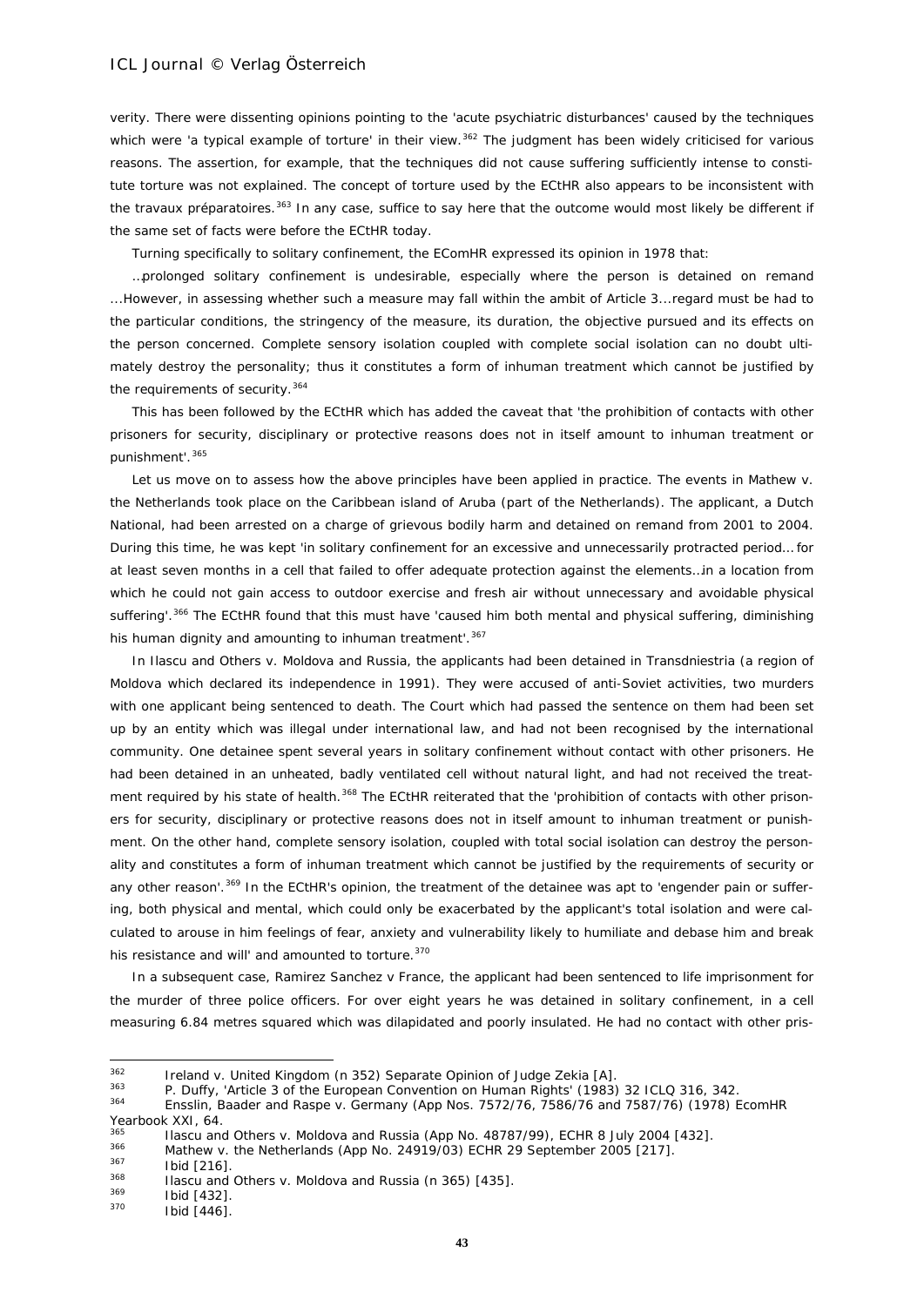verity. There were dissenting opinions pointing to the 'acute psychiatric disturbances' caused by the techniques which were 'a typical example of torture' in their view.[362] The judgment has been widely criticised for various reasons. The assertion, for example, that the techniques did not cause suffering sufficiently intense to constitute torture was not explained. The concept of torture used by the ECtHR also appears to be inconsistent with the travaux préparatoires.[363] In any case, suffice to say here that the outcome would most likely be different if the same set of facts were before the ECtHR today.

Turning specifically to solitary confinement, the EComHR expressed its opinion in 1978 that:

…prolonged solitary confinement is undesirable, especially where the person is detained on remand ...However, in assessing whether such a measure may fall within the ambit of Article 3...regard must be had to the particular conditions, the stringency of the measure, its duration, the objective pursued and its effects on the person concerned. Complete sensory isolation coupled with complete social isolation can no doubt ultimately destroy the personality; thus it constitutes a form of inhuman treatment which cannot be justified by the requirements of security.[364]

This has been followed by the ECtHR which has added the caveat that 'the prohibition of contacts with other prisoners for security, disciplinary or protective reasons does not in itself amount to inhuman treatment or punishment'.[365]

Let us move on to assess how the above principles have been applied in practice. The events in *Mathew v. the Netherlands* took place on the Caribbean island of Aruba (part of the Netherlands). The applicant, a Dutch National, had been arrested on a charge of grievous bodily harm and detained on remand from 2001 to 2004. During this time, he was kept 'in solitary confinement for an excessive and unnecessarily protracted period… for at least seven months in a cell that failed to offer adequate protection against the elements…in a location from which he could not gain access to outdoor exercise and fresh air without unnecessary and avoidable physical suffering'.[366] The ECtHR found that this must have 'caused him both mental and physical suffering, diminishing his human dignity and amounting to inhuman treatment'.[367]

In *Ilascu and Others v. Moldova and Russia*, the applicants had been detained in Transdniestria (a region of Moldova which declared its independence in 1991). They were accused of anti-Soviet activities, two murders with one applicant being sentenced to death. The Court which had passed the sentence on them had been set up by an entity which was illegal under international law, and had not been recognised by the international community. One detainee spent several years in solitary confinement without contact with other prisoners. He had been detained in an unheated, badly ventilated cell without natural light, and had not received the treatment required by his state of health.[368] The ECtHR reiterated that the 'prohibition of contacts with other prisoners for security, disciplinary or protective reasons does not in itself amount to inhuman treatment or punishment. On the other hand, complete sensory isolation, coupled with total social isolation can destroy the personality and constitutes a form of inhuman treatment which cannot be justified by the requirements of security or any other reason'.[369] In the ECtHR's opinion, the treatment of the detainee was apt to 'engender pain or suffering, both physical and mental, which could only be exacerbated by the applicant's total isolation and were calculated to arouse in him feelings of fear, anxiety and vulnerability likely to humiliate and debase him and break his resistance and will' and amounted to torture.[370]

In a subsequent case, *Ramirez Sanchez v France*, the applicant had been sentenced to life imprisonment for the murder of three police officers. For over eight years he was detained in solitary confinement, in a cell measuring 6.84 metres squared which was dilapidated and poorly insulated. He had no contact with other pris-

---

[362] *Ireland v. United Kingdom* (n 352) Separate Opinion of Judge Zekia [A].

[363] P. Duffy, 'Article 3 of the European Convention on Human Rights' (1983) 32 ICLQ 316, 342.

[364] *Ensslin, Baader and Raspe v. Germany* (App Nos. 7572/76, 7586/76 and 7587/76) (1978) EComHR Yearbook XXI, 64.

[365] *Ilascu and Others v. Moldova and Russia* (App No. 48787/99), ECHR 8 July 2004 [432].

[366] *Mathew v. the Netherlands* (App No. 24919/03) ECHR 29 September 2005 [217].

[367] Ibid [216].

[368] *Ilascu and Others v. Moldova and Russia* (n 365) [435].

[369] Ibid [432].

[370] Ibid [446].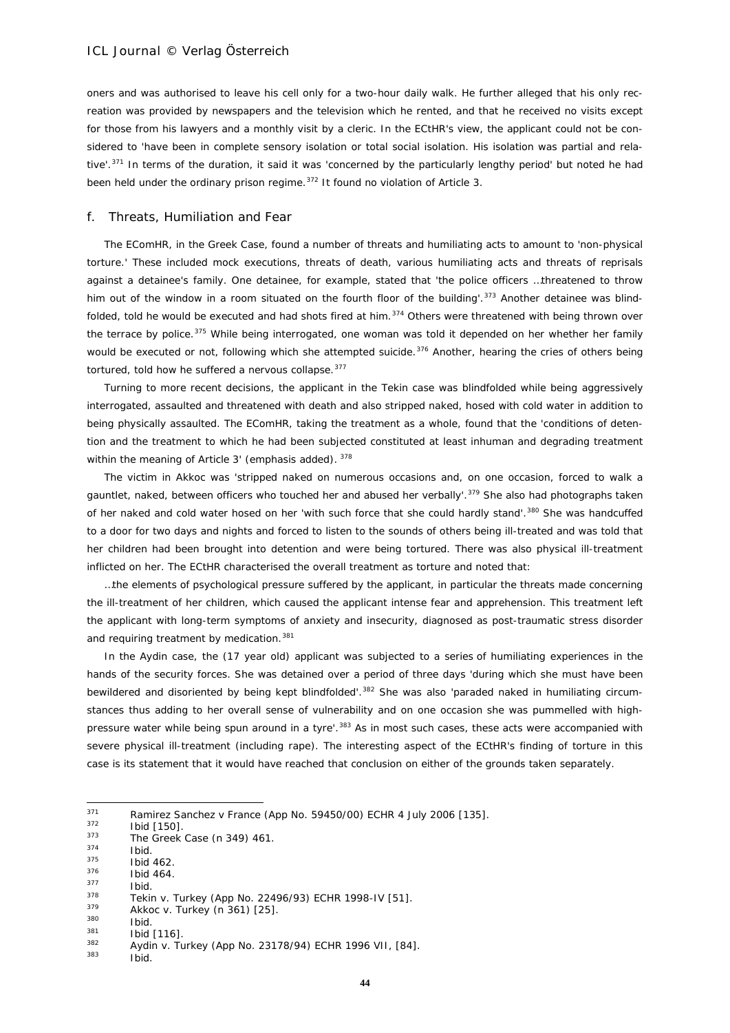oners and was authorised to leave his cell only for a two-hour daily walk. He further alleged that his only recreation was provided by newspapers and the television which he rented, and that he received no visits except for those from his lawyers and a monthly visit by a cleric. In the ECtHR's view, the applicant could not be considered to 'have been in complete sensory isolation or total social isolation. His isolation was partial and relative'.[371] In terms of the duration, it said it was 'concerned by the particularly lengthy period' but noted he had been held under the ordinary prison regime.[372] It found no violation of Article 3.

### f. Threats, Humiliation and Fear

The EComHR, in the Greek Case, found a number of threats and humiliating acts to amount to 'non-physical torture.' These included mock executions, threats of death, various humiliating acts and threats of reprisals against a detainee's family. One detainee, for example, stated that 'the police officers …threatened to throw him out of the window in a room situated on the fourth floor of the building'.[373] Another detainee was blindfolded, told he would be executed and had shots fired at him.[374] Others were threatened with being thrown over the terrace by police.[375] While being interrogated, one woman was told it depended on her whether her family would be executed or not, following which she attempted suicide.[376] Another, hearing the cries of others being tortured, told how he suffered a nervous collapse.[377]

Turning to more recent decisions, the applicant in the Tekin case was blindfolded while being aggressively interrogated, assaulted and threatened with death and also stripped naked, hosed with cold water in addition to being physically assaulted. The EComHR, taking the treatment as a whole, found that the 'conditions of detention and the treatment to which he had been subjected constituted at least inhuman and degrading treatment within the meaning of Article 3' (emphasis added).[378]

The victim in Akkoc was 'stripped naked on numerous occasions and, on one occasion, forced to walk a gauntlet, naked, between officers who touched her and abused her verbally'.[379] She also had photographs taken of her naked and cold water hosed on her 'with such force that she could hardly stand'.[380] She was handcuffed to a door for two days and nights and forced to listen to the sounds of others being ill-treated and was told that her children had been brought into detention and were being tortured. There was also physical ill-treatment inflicted on her. The ECtHR characterised the overall treatment as torture and noted that:

> …the elements of psychological pressure suffered by the applicant, in particular the threats made concerning the ill-treatment of her children, which caused the applicant intense fear and apprehension. This treatment left the applicant with long-term symptoms of anxiety and insecurity, diagnosed as post-traumatic stress disorder and requiring treatment by medication.[381]

In the Aydin case, the (17 year old) applicant was subjected to a series of humiliating experiences in the hands of the security forces. She was detained over a period of three days 'during which she must have been bewildered and disoriented by being kept blindfolded'.[382] She was also 'paraded naked in humiliating circumstances thus adding to her overall sense of vulnerability and on one occasion she was pummelled with high-pressure water while being spun around in a tyre'.[383] As in most such cases, these acts were accompanied with severe physical ill-treatment (including rape). The interesting aspect of the ECtHR's finding of torture in this case is its statement that it would have reached that conclusion on either of the grounds taken separately.

---

[371] Ramirez Sanchez v France (App No. 59450/00) ECHR 4 July 2006 [135].
[372] Ibid [150].
[373] The Greek Case (n 349) 461.
[374] Ibid.
[375] Ibid 462.
[376] Ibid 464.
[377] Ibid.
[378] Tekin v. Turkey (App No. 22496/93) ECHR 1998-IV [51].
[379] Akkoc v. Turkey (n 361) [25].
[380] Ibid.
[381] Ibid [116].
[382] Aydin v. Turkey (App No. 23178/94) ECHR 1996 VII, [84].
[383] Ibid.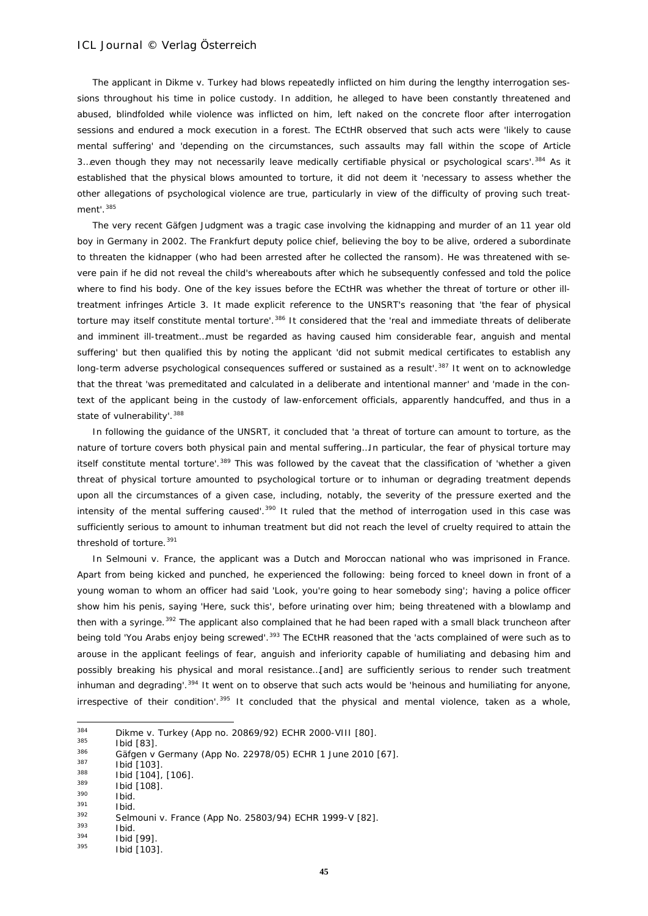The applicant in *Dikme v. Turkey* had blows repeatedly inflicted on him during the lengthy interrogation sessions throughout his time in police custody. In addition, he alleged to have been constantly threatened and abused, blindfolded while violence was inflicted on him, left naked on the concrete floor after interrogation sessions and endured a mock execution in a forest. The ECtHR observed that such acts were 'likely to cause mental suffering' and 'depending on the circumstances, such assaults may fall within the scope of Article 3…even though they may not necessarily leave medically certifiable physical or psychological scars'.[384] As it established that the physical blows amounted to torture, it did not deem it 'necessary to assess whether the other allegations of psychological violence are true, particularly in view of the difficulty of proving such treatment'.[385]

The very recent *Gäfgen* Judgment was a tragic case involving the kidnapping and murder of an 11 year old boy in Germany in 2002. The Frankfurt deputy police chief, believing the boy to be alive, ordered a subordinate to threaten the kidnapper (who had been arrested after he collected the ransom). He was threatened with severe pain if he did not reveal the child's whereabouts after which he subsequently confessed and told the police where to find his body. One of the key issues before the ECtHR was whether the threat of torture or other ill-treatment infringes Article 3. It made explicit reference to the UNSRT's reasoning that 'the fear of physical torture may itself constitute mental torture'.[386] It considered that the 'real and immediate threats of deliberate and imminent ill-treatment…must be regarded as having caused him considerable fear, anguish and mental suffering' but then qualified this by noting the applicant 'did not submit medical certificates to establish any long-term adverse psychological consequences suffered or sustained as a result'.[387] It went on to acknowledge that the threat 'was premeditated and calculated in a deliberate and intentional manner' and 'made in the context of the applicant being in the custody of law-enforcement officials, apparently handcuffed, and thus in a state of vulnerability'.[388]

In following the guidance of the UNSRT, it concluded that 'a threat of torture can amount to torture, as the nature of torture covers both physical pain and mental suffering…In particular, the fear of physical torture may itself constitute mental torture'.[389] This was followed by the caveat that the classification of 'whether a given threat of physical torture amounted to psychological torture or to inhuman or degrading treatment depends upon all the circumstances of a given case, including, notably, the severity of the pressure exerted and the intensity of the mental suffering caused'.[390] It ruled that the method of interrogation used in this case was sufficiently serious to amount to inhuman treatment but did not reach the level of cruelty required to attain the threshold of torture.[391]

In *Selmouni v. France*, the applicant was a Dutch and Moroccan national who was imprisoned in France. Apart from being kicked and punched, he experienced the following: being forced to kneel down in front of a young woman to whom an officer had said 'Look, you're going to hear somebody sing'; having a police officer show him his penis, saying 'Here, suck this', before urinating over him; being threatened with a blowlamp and then with a syringe.[392] The applicant also complained that he had been raped with a small black truncheon after being told 'You Arabs enjoy being screwed'.[393] The ECtHR reasoned that the 'acts complained of were such as to arouse in the applicant feelings of fear, anguish and inferiority capable of humiliating and debasing him and possibly breaking his physical and moral resistance…[and] are sufficiently serious to render such treatment inhuman and degrading'.[394] It went on to observe that such acts would be 'heinous and humiliating for anyone, irrespective of their condition'.[395] It concluded that the physical and mental violence, taken as a whole,

---

[384] *Dikme v. Turkey* (App no. 20869/92) ECHR 2000-VIII [80].

[385] Ibid [83].

[386] *Gäfgen v Germany* (App No. 22978/05) ECHR 1 June 2010 [67].

[387] Ibid [103].

[388] Ibid [104], [106].

[389] Ibid [108].

[390] Ibid.

[391] Ibid.

[392] *Selmouni v. France* (App No. 25803/94) ECHR 1999-V [82].

[393] Ibid.

[394] Ibid [99].

[395] Ibid [103].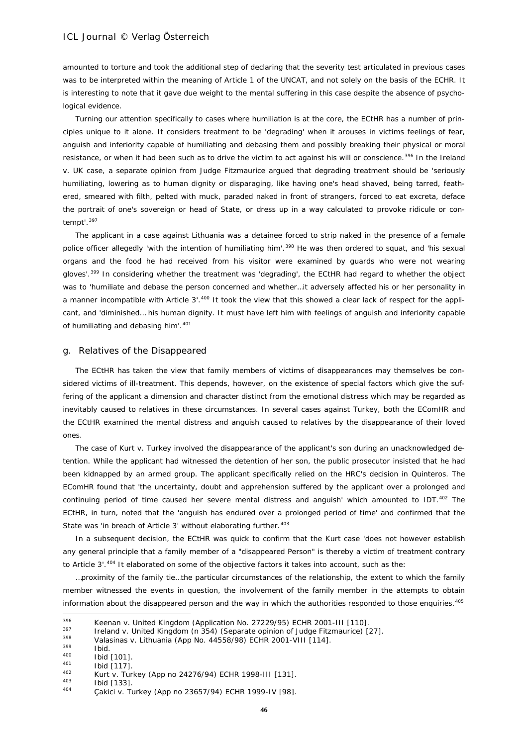amounted to torture and took the additional step of declaring that the severity test articulated in previous cases was to be interpreted within the meaning of Article 1 of the UNCAT, and not solely on the basis of the ECHR. It is interesting to note that it gave due weight to the mental suffering in this case despite the absence of psychological evidence.

Turning our attention specifically to cases where humiliation is at the core, the ECtHR has a number of principles unique to it alone. It considers treatment to be 'degrading' when it arouses in victims feelings of fear, anguish and inferiority capable of humiliating and debasing them and possibly breaking their physical or moral resistance, or when it had been such as to drive the victim to act against his will or conscience.[396] In the Ireland v. UK case, a separate opinion from Judge Fitzmaurice argued that degrading treatment should be 'seriously humiliating, lowering as to human dignity or disparaging, like having one's head shaved, being tarred, feathered, smeared with filth, pelted with muck, paraded naked in front of strangers, forced to eat excreta, deface the portrait of one's sovereign or head of State, or dress up in a way calculated to provoke ridicule or contempt'.[397]

The applicant in a case against Lithuania was a detainee forced to strip naked in the presence of a female police officer allegedly 'with the intention of humiliating him'.[398] He was then ordered to squat, and 'his sexual organs and the food he had received from his visitor were examined by guards who were not wearing gloves'.[399] In considering whether the treatment was 'degrading', the ECtHR had regard to whether the object was to 'humiliate and debase the person concerned and whether…it adversely affected his or her personality in a manner incompatible with Article 3'.[400] It took the view that this showed a clear lack of respect for the applicant, and 'diminished… his human dignity. It must have left him with feelings of anguish and inferiority capable of humiliating and debasing him'.[401]

## g. Relatives of the Disappeared

The ECtHR has taken the view that family members of victims of disappearances may themselves be considered victims of ill-treatment. This depends, however, on the existence of special factors which give the suffering of the applicant a dimension and character distinct from the emotional distress which may be regarded as inevitably caused to relatives in these circumstances. In several cases against Turkey, both the EComHR and the ECtHR examined the mental distress and anguish caused to relatives by the disappearance of their loved ones.

The case of Kurt v. Turkey involved the disappearance of the applicant's son during an unacknowledged detention. While the applicant had witnessed the detention of her son, the public prosecutor insisted that he had been kidnapped by an armed group. The applicant specifically relied on the HRC's decision in Quinteros. The EComHR found that 'the uncertainty, doubt and apprehension suffered by the applicant over a prolonged and continuing period of time caused her severe mental distress and anguish' which amounted to IDT.[402] The ECtHR, in turn, noted that the 'anguish has endured over a prolonged period of time' and confirmed that the State was 'in breach of Article 3' without elaborating further.[403]

In a subsequent decision, the ECtHR was quick to confirm that the Kurt case 'does not however establish any general principle that a family member of a "disappeared Person" is thereby a victim of treatment contrary to Article 3'.[404] It elaborated on some of the objective factors it takes into account, such as the:

…proximity of the family tie…the particular circumstances of the relationship, the extent to which the family member witnessed the events in question, the involvement of the family member in the attempts to obtain information about the disappeared person and the way in which the authorities responded to those enquiries.[405]

---

[396] Keenan v. United Kingdom (Application No. 27229/95) ECHR 2001-III [110].
[397] Ireland v. United Kingdom (n 354) (Separate opinion of Judge Fitzmaurice) [27].
[398] Valasinas v. Lithuania (App No. 44558/98) ECHR 2001-VIII [114].
[399] Ibid.
[400] Ibid [101].
[401] Ibid [117].
[402] Kurt v. Turkey (App no 24276/94) ECHR 1998-III [131].
[403] Ibid [133].
[404] Çakici v. Turkey (App no 23657/94) ECHR 1999-IV [98].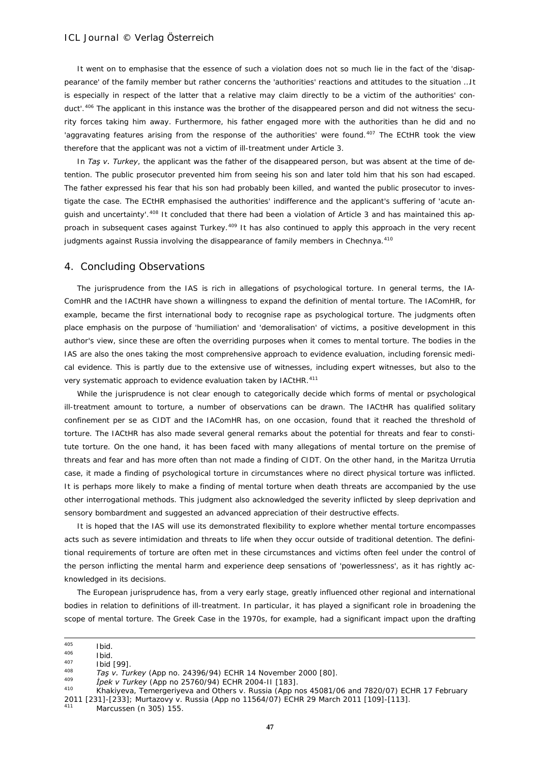It went on to emphasise that the essence of such a violation does not so much lie in the fact of the 'disappearance' of the family member but rather concerns the 'authorities' reactions and attitudes to the situation ...It is especially in respect of the latter that a relative may claim directly to be a victim of the authorities' conduct'.[406] The applicant in this instance was the brother of the disappeared person and did not witness the security forces taking him away. Furthermore, his father engaged more with the authorities than he did and no 'aggravating features arising from the response of the authorities' were found.[407] The ECtHR took the view therefore that the applicant was not a victim of ill-treatment under Article 3.

In *Taş v. Turkey*, the applicant was the father of the disappeared person, but was absent at the time of detention. The public prosecutor prevented him from seeing his son and later told him that his son had escaped. The father expressed his fear that his son had probably been killed, and wanted the public prosecutor to investigate the case. The ECtHR emphasised the authorities' indifference and the applicant's suffering of 'acute anguish and uncertainty'.[408] It concluded that there had been a violation of Article 3 and has maintained this approach in subsequent cases against Turkey.[409] It has also continued to apply this approach in the very recent judgments against Russia involving the disappearance of family members in Chechnya.[410]

## 4. Concluding Observations

The jurisprudence from the IAS is rich in allegations of psychological torture. In general terms, the IAComHR and the IACtHR have shown a willingness to expand the definition of mental torture. The IAComHR, for example, became the first international body to recognise rape as psychological torture. The judgments often place emphasis on the purpose of 'humiliation' and 'demoralisation' of victims, a positive development in this author's view, since these are often the overriding purposes when it comes to mental torture. The bodies in the IAS are also the ones taking the most comprehensive approach to evidence evaluation, including forensic medical evidence. This is partly due to the extensive use of witnesses, including expert witnesses, but also to the very systematic approach to evidence evaluation taken by IACtHR.[411]

While the jurisprudence is not clear enough to categorically decide which forms of mental or psychological ill-treatment amount to torture, a number of observations can be drawn. The IACtHR has qualified solitary confinement per se as CIDT and the IAComHR has, on one occasion, found that it reached the threshold of torture. The IACtHR has also made several general remarks about the potential for threats and fear to constitute torture. On the one hand, it has been faced with many allegations of mental torture on the premise of threats and fear and has more often than not made a finding of CIDT. On the other hand, in the Maritza Urrutia case, it made a finding of psychological torture in circumstances where no direct physical torture was inflicted. It is perhaps more likely to make a finding of mental torture when death threats are accompanied by the use other interrogational methods. This judgment also acknowledged the severity inflicted by sleep deprivation and sensory bombardment and suggested an advanced appreciation of their destructive effects.

It is hoped that the IAS will use its demonstrated flexibility to explore whether mental torture encompasses acts such as severe intimidation and threats to life when they occur outside of traditional detention. The definitional requirements of torture are often met in these circumstances and victims often feel under the control of the person inflicting the mental harm and experience deep sensations of 'powerlessness', as it has rightly acknowledged in its decisions.

The European jurisprudence has, from a very early stage, greatly influenced other regional and international bodies in relation to definitions of ill-treatment. In particular, it has played a significant role in broadening the scope of mental torture. The Greek Case in the 1970s, for example, had a significant impact upon the drafting

---

[405] Ibid.

[406] Ibid.

[407] Ibid [99].

[408] *Taş v. Turkey* (App no. 24396/94) ECHR 14 November 2000 [80].

[409] *İpek v Turkey* (App no 25760/94) ECHR 2004-II [183].

[410] Khakiyeva, Temergeriyeva and Others v. Russia (App nos 45081/06 and 7820/07) ECHR 17 February 2011 [231]-[233]; Murtazovy v. Russia (App no 11564/07) ECHR 29 March 2011 [109]-[113].

[411] Marcussen (n 305) 155.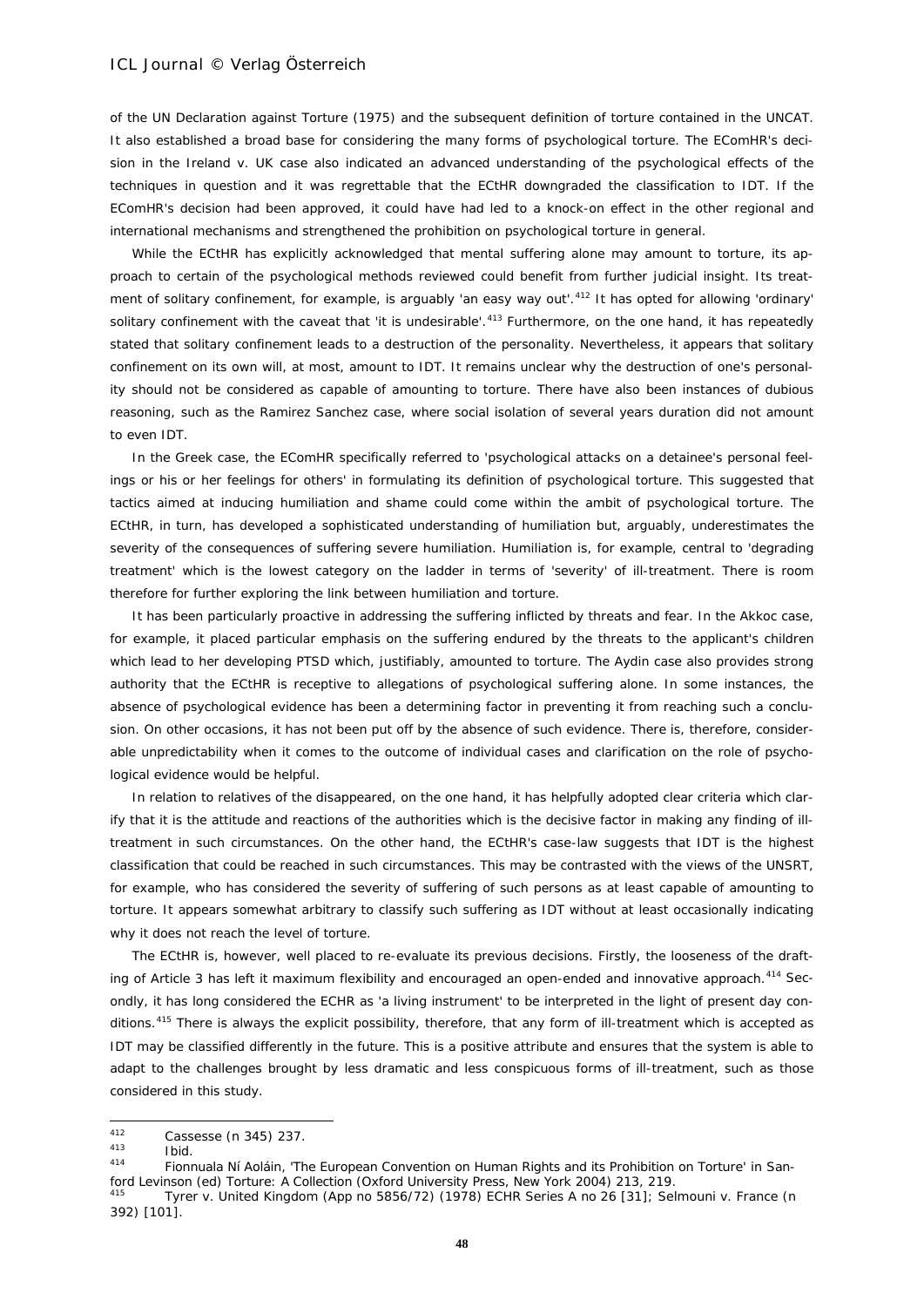of the UN Declaration against Torture (1975) and the subsequent definition of torture contained in the UNCAT. It also established a broad base for considering the many forms of psychological torture. The EComHR's decision in the Ireland v. UK case also indicated an advanced understanding of the psychological effects of the techniques in question and it was regrettable that the ECtHR downgraded the classification to IDT. If the EComHR's decision had been approved, it could have had led to a knock-on effect in the other regional and international mechanisms and strengthened the prohibition on psychological torture in general.

While the ECtHR has explicitly acknowledged that mental suffering alone may amount to torture, its approach to certain of the psychological methods reviewed could benefit from further judicial insight. Its treatment of solitary confinement, for example, is arguably 'an easy way out'.[412] It has opted for allowing 'ordinary' solitary confinement with the caveat that 'it is undesirable'.[413] Furthermore, on the one hand, it has repeatedly stated that solitary confinement leads to a destruction of the personality. Nevertheless, it appears that solitary confinement on its own will, at most, amount to IDT. It remains unclear why the destruction of one's personality should not be considered as capable of amounting to torture. There have also been instances of dubious reasoning, such as the Ramirez Sanchez case, where social isolation of several years duration did not amount to even IDT.

In the Greek case, the EComHR specifically referred to 'psychological attacks on a detainee's personal feelings or his or her feelings for others' in formulating its definition of psychological torture. This suggested that tactics aimed at inducing humiliation and shame could come within the ambit of psychological torture. The ECtHR, in turn, has developed a sophisticated understanding of humiliation but, arguably, underestimates the severity of the consequences of suffering severe humiliation. Humiliation is, for example, central to 'degrading treatment' which is the lowest category on the ladder in terms of 'severity' of ill-treatment. There is room therefore for further exploring the link between humiliation and torture.

It has been particularly proactive in addressing the suffering inflicted by threats and fear. In the Akkoc case, for example, it placed particular emphasis on the suffering endured by the threats to the applicant's children which lead to her developing PTSD which, justifiably, amounted to torture. The Aydin case also provides strong authority that the ECtHR is receptive to allegations of psychological suffering alone. In some instances, the absence of psychological evidence has been a determining factor in preventing it from reaching such a conclusion. On other occasions, it has not been put off by the absence of such evidence. There is, therefore, considerable unpredictability when it comes to the outcome of individual cases and clarification on the role of psychological evidence would be helpful.

In relation to relatives of the disappeared, on the one hand, it has helpfully adopted clear criteria which clarify that it is the attitude and reactions of the authorities which is the decisive factor in making any finding of ill-treatment in such circumstances. On the other hand, the ECtHR's case-law suggests that IDT is the highest classification that could be reached in such circumstances. This may be contrasted with the views of the UNSRT, for example, who has considered the severity of suffering of such persons as at least capable of amounting to torture. It appears somewhat arbitrary to classify such suffering as IDT without at least occasionally indicating why it does not reach the level of torture.

The ECtHR is, however, well placed to re-evaluate its previous decisions. Firstly, the looseness of the drafting of Article 3 has left it maximum flexibility and encouraged an open-ended and innovative approach.[414] Secondly, it has long considered the ECHR as 'a living instrument' to be interpreted in the light of present day conditions.[415] There is always the explicit possibility, therefore, that any form of ill-treatment which is accepted as IDT may be classified differently in the future. This is a positive attribute and ensures that the system is able to adapt to the challenges brought by less dramatic and less conspicuous forms of ill-treatment, such as those considered in this study.

---

[412] Cassesse (n 345) 237.

[413] Ibid.

[414] Fionnuala Ní Aoláin, 'The European Convention on Human Rights and its Prohibition on Torture' in Sanford Levinson (ed) Torture: A Collection (Oxford University Press, New York 2004) 213, 219.

[415] Tyrer v. United Kingdom (App no 5856/72) (1978) ECHR Series A no 26 [31]; Selmouni v. France (n 392) [101].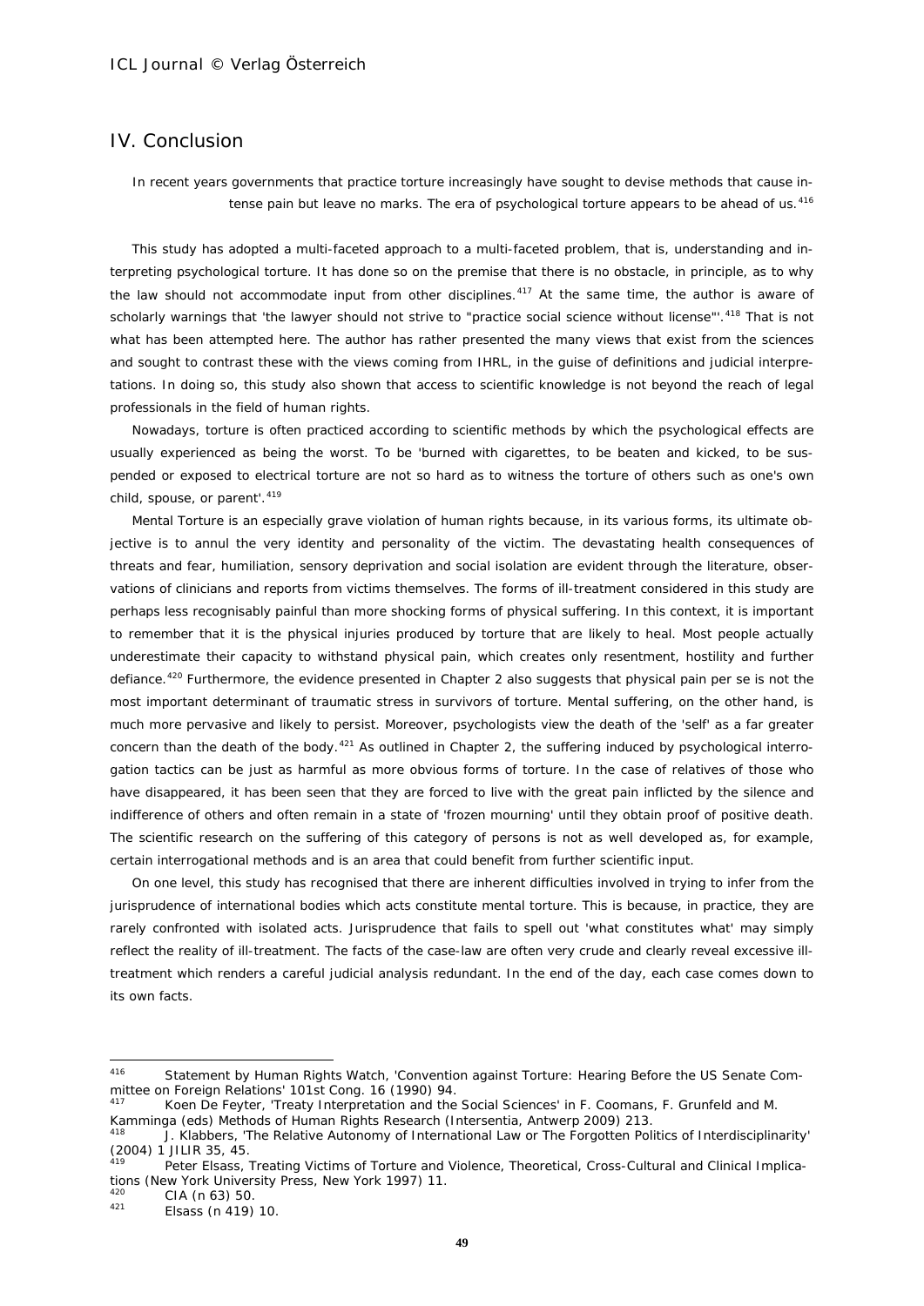## IV. Conclusion

> In recent years governments that practice torture increasingly have sought to devise methods that cause intense pain but leave no marks. The era of psychological torture appears to be ahead of us.[416]

This study has adopted a multi-faceted approach to a multi-faceted problem, that is, understanding and interpreting psychological torture. It has done so on the premise that there is no obstacle, in principle, as to why the law should not accommodate input from other disciplines.[417] At the same time, the author is aware of scholarly warnings that 'the lawyer should not strive to "practice social science without license"'.[418] That is not what has been attempted here. The author has rather presented the many views that exist from the sciences and sought to contrast these with the views coming from IHRL, in the guise of definitions and judicial interpretations. In doing so, this study also shown that access to scientific knowledge is not beyond the reach of legal professionals in the field of human rights.

Nowadays, torture is often practiced according to scientific methods by which the psychological effects are usually experienced as being the worst. To be 'burned with cigarettes, to be beaten and kicked, to be suspended or exposed to electrical torture are not so hard as to witness the torture of others such as one's own child, spouse, or parent'.[419]

Mental Torture is an especially grave violation of human rights because, in its various forms, its ultimate objective is to annul the very identity and personality of the victim. The devastating health consequences of threats and fear, humiliation, sensory deprivation and social isolation are evident through the literature, observations of clinicians and reports from victims themselves. The forms of ill-treatment considered in this study are perhaps less recognisably painful than more shocking forms of physical suffering. In this context, it is important to remember that it is the physical injuries produced by torture that are likely to heal. Most people actually underestimate their capacity to withstand physical pain, which creates only resentment, hostility and further defiance.[420] Furthermore, the evidence presented in Chapter 2 also suggests that physical pain per se is not the most important determinant of traumatic stress in survivors of torture. Mental suffering, on the other hand, is much more pervasive and likely to persist. Moreover, psychologists view the death of the 'self' as a far greater concern than the death of the body.[421] As outlined in Chapter 2, the suffering induced by psychological interrogation tactics can be just as harmful as more obvious forms of torture. In the case of relatives of those who have disappeared, it has been seen that they are forced to live with the great pain inflicted by the silence and indifference of others and often remain in a state of 'frozen mourning' until they obtain proof of positive death. The scientific research on the suffering of this category of persons is not as well developed as, for example, certain interrogational methods and is an area that could benefit from further scientific input.

On one level, this study has recognised that there are inherent difficulties involved in trying to infer from the jurisprudence of international bodies which acts constitute mental torture. This is because, in practice, they are rarely confronted with isolated acts. Jurisprudence that fails to spell out 'what constitutes what' may simply reflect the reality of ill-treatment. The facts of the case-law are often very crude and clearly reveal excessive ill-treatment which renders a careful judicial analysis redundant. In the end of the day, each case comes down to its own facts.

---

[416] Statement by Human Rights Watch, 'Convention against Torture: Hearing Before the US Senate Committee on Foreign Relations' 101st Cong. 16 (1990) 94.

[417] Koen De Feyter, 'Treaty Interpretation and the Social Sciences' in F. Coomans, F. Grunfeld and M. Kamminga (eds) Methods of Human Rights Research (Intersentia, Antwerp 2009) 213.

[418] J. Klabbers, 'The Relative Autonomy of International Law or The Forgotten Politics of Interdisciplinarity' (2004) 1 JILIR 35, 45.

[419] Peter Elsass, Treating Victims of Torture and Violence, Theoretical, Cross-Cultural and Clinical Implications (New York University Press, New York 1997) 11.

[420] CIA (n 63) 50.

[421] Elsass (n 419) 10.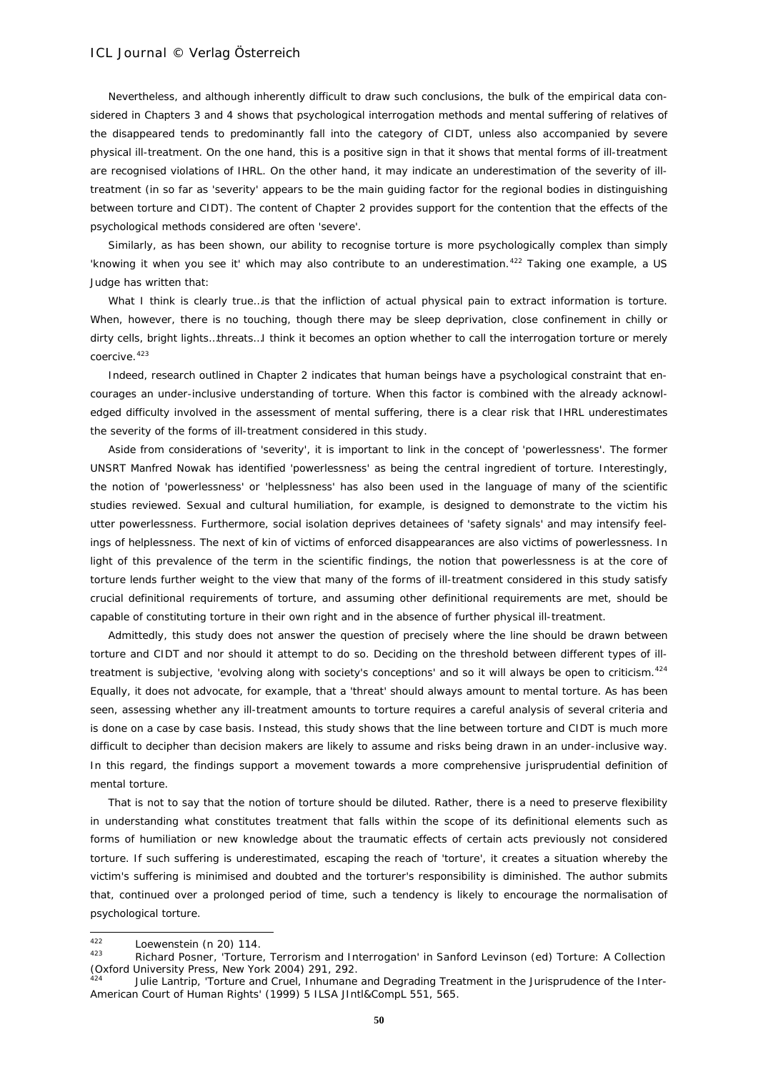Nevertheless, and although inherently difficult to draw such conclusions, the bulk of the empirical data considered in Chapters 3 and 4 shows that psychological interrogation methods and mental suffering of relatives of the disappeared tends to predominantly fall into the category of CIDT, unless also accompanied by severe physical ill-treatment. On the one hand, this is a positive sign in that it shows that mental forms of ill-treatment are recognised violations of IHRL. On the other hand, it may indicate an underestimation of the severity of ill-treatment (in so far as 'severity' appears to be the main guiding factor for the regional bodies in distinguishing between torture and CIDT). The content of Chapter 2 provides support for the contention that the effects of the psychological methods considered are often 'severe'.

Similarly, as has been shown, our ability to recognise torture is more psychologically complex than simply 'knowing it when you see it' which may also contribute to an underestimation.[422] Taking one example, a US Judge has written that:

What I think is clearly true…is that the infliction of actual physical pain to extract information is torture. When, however, there is no touching, though there may be sleep deprivation, close confinement in chilly or dirty cells, bright lights…threats…I think it becomes an option whether to call the interrogation torture or merely coercive.[423]

Indeed, research outlined in Chapter 2 indicates that human beings have a psychological constraint that encourages an under-inclusive understanding of torture. When this factor is combined with the already acknowledged difficulty involved in the assessment of mental suffering, there is a clear risk that IHRL underestimates the severity of the forms of ill-treatment considered in this study.

Aside from considerations of 'severity', it is important to link in the concept of 'powerlessness'. The former UNSRT Manfred Nowak has identified 'powerlessness' as being the central ingredient of torture. Interestingly, the notion of 'powerlessness' or 'helplessness' has also been used in the language of many of the scientific studies reviewed. Sexual and cultural humiliation, for example, is designed to demonstrate to the victim his utter powerlessness. Furthermore, social isolation deprives detainees of 'safety signals' and may intensify feelings of helplessness. The next of kin of victims of enforced disappearances are also victims of powerlessness. In light of this prevalence of the term in the scientific findings, the notion that powerlessness is at the core of torture lends further weight to the view that many of the forms of ill-treatment considered in this study satisfy crucial definitional requirements of torture, and assuming other definitional requirements are met, should be capable of constituting torture in their own right and in the absence of further physical ill-treatment.

Admittedly, this study does not answer the question of precisely where the line should be drawn between torture and CIDT and nor should it attempt to do so. Deciding on the threshold between different types of ill-treatment is subjective, 'evolving along with society's conceptions' and so it will always be open to criticism.[424] Equally, it does not advocate, for example, that a 'threat' should always amount to mental torture. As has been seen, assessing whether any ill-treatment amounts to torture requires a careful analysis of several criteria and is done on a case by case basis. Instead, this study shows that the line between torture and CIDT is much more difficult to decipher than decision makers are likely to assume and risks being drawn in an under-inclusive way. In this regard, the findings support a movement towards a more comprehensive jurisprudential definition of mental torture.

That is not to say that the notion of torture should be diluted. Rather, there is a need to preserve flexibility in understanding what constitutes treatment that falls within the scope of its definitional elements such as forms of humiliation or new knowledge about the traumatic effects of certain acts previously not considered torture. If such suffering is underestimated, escaping the reach of 'torture', it creates a situation whereby the victim's suffering is minimised and doubted and the torturer's responsibility is diminished. The author submits that, continued over a prolonged period of time, such a tendency is likely to encourage the normalisation of psychological torture.

---

[422] Loewenstein (n 20) 114.

[423] Richard Posner, 'Torture, Terrorism and Interrogation' in Sanford Levinson (ed) Torture: A Collection (Oxford University Press, New York 2004) 291, 292.

[424] Julie Lantrip, 'Torture and Cruel, Inhumane and Degrading Treatment in the Jurisprudence of the Inter-American Court of Human Rights' (1999) 5 ILSA JIntl&CompL 551, 565.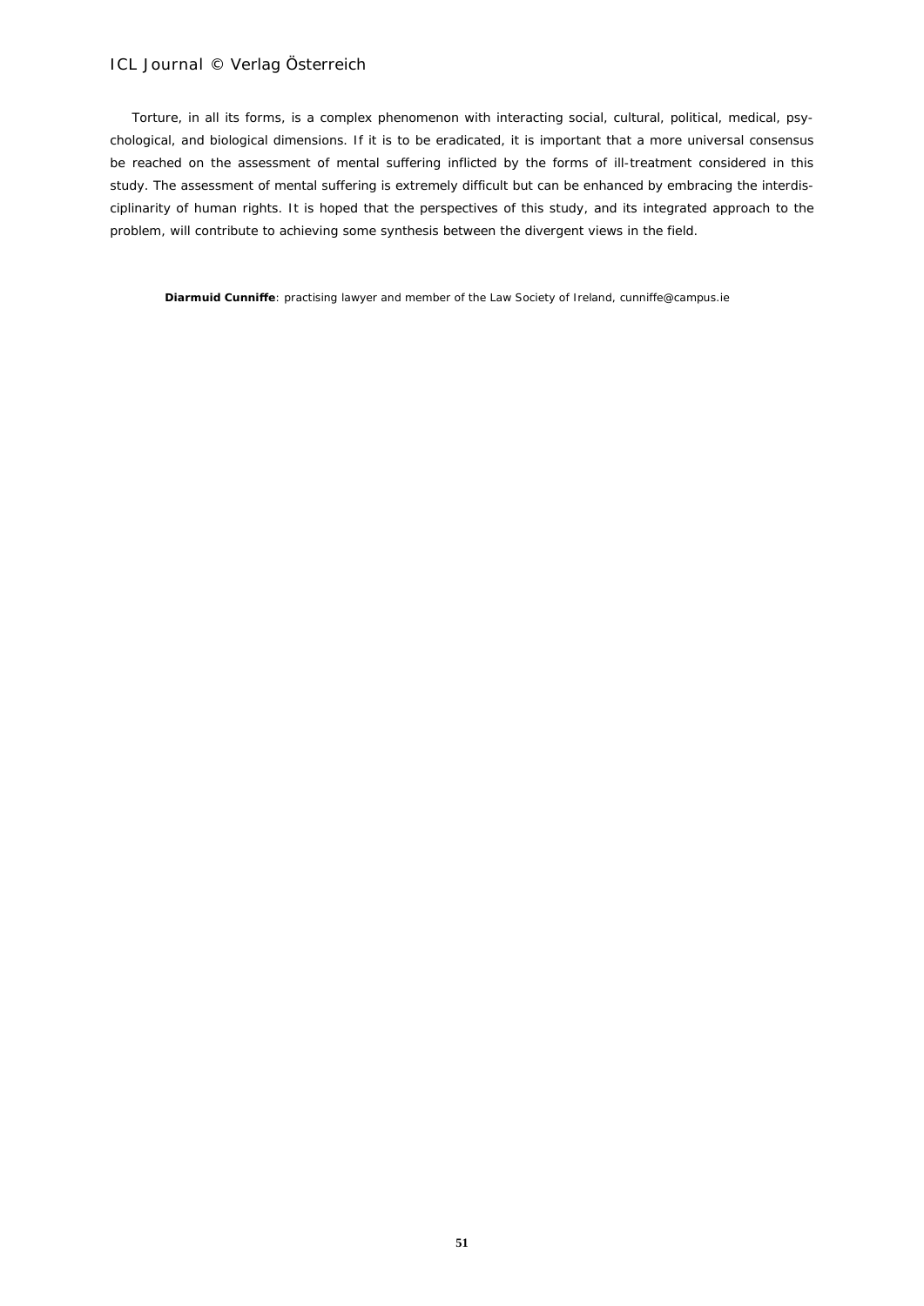Torture, in all its forms, is a complex phenomenon with interacting social, cultural, political, medical, psychological, and biological dimensions. If it is to be eradicated, it is important that a more universal consensus be reached on the assessment of mental suffering inflicted by the forms of ill-treatment considered in this study. The assessment of mental suffering is extremely difficult but can be enhanced by embracing the interdisciplinarity of human rights. It is hoped that the perspectives of this study, and its integrated approach to the problem, will contribute to achieving some synthesis between the divergent views in the field.

**Diarmuid Cunniffe**: practising lawyer and member of the Law Society of Ireland, cunniffe@campus.ie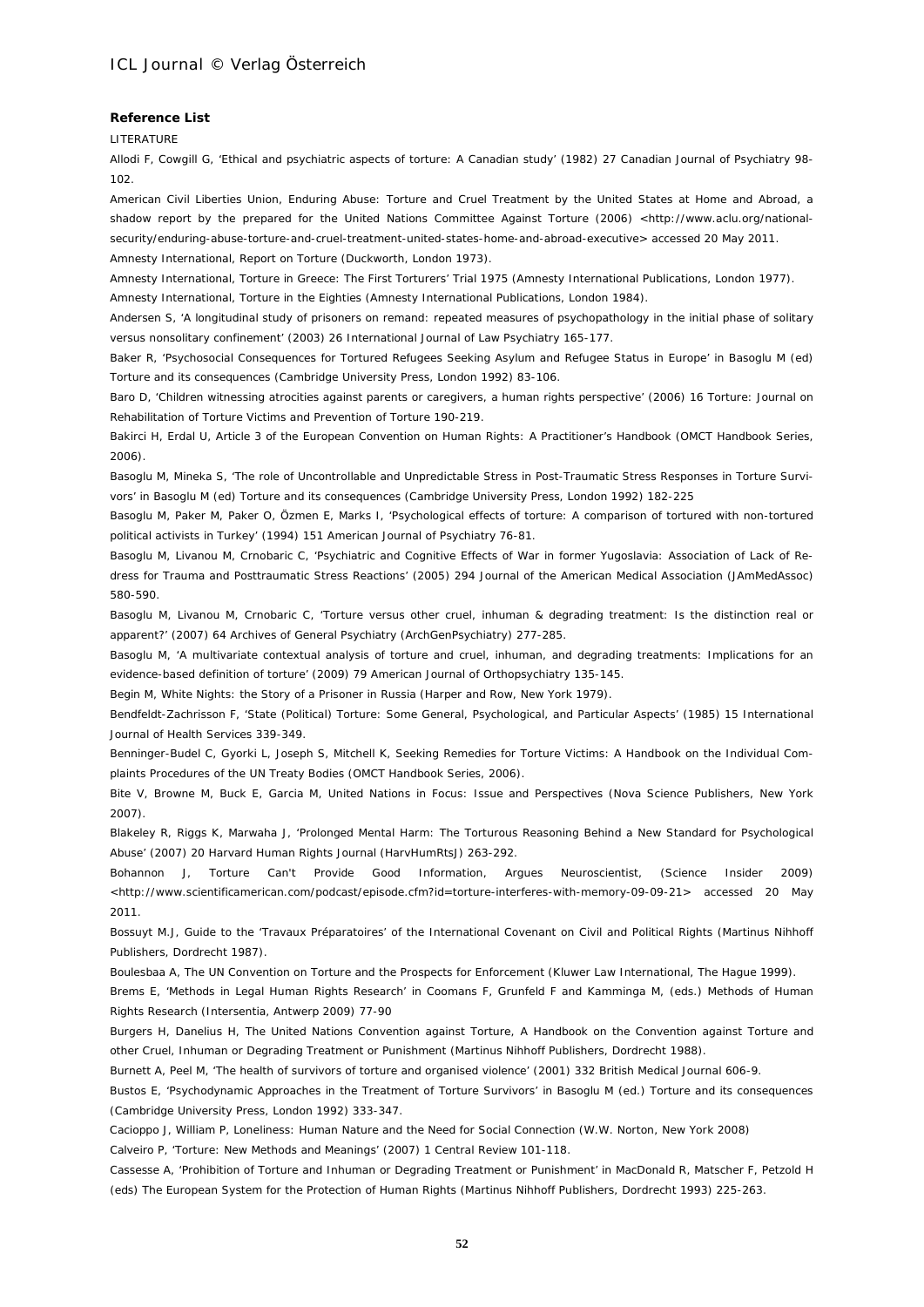**Reference List**

LITERATURE

Allodi F, Cowgill G, 'Ethical and psychiatric aspects of torture: A Canadian study' (1982) 27 Canadian Journal of Psychiatry 98-102.

American Civil Liberties Union, Enduring Abuse: Torture and Cruel Treatment by the United States at Home and Abroad, a shadow report by the prepared for the United Nations Committee Against Torture (2006) <http://www.aclu.org/national-security/enduring-abuse-torture-and-cruel-treatment-united-states-home-and-abroad-executive> accessed 20 May 2011.

Amnesty International, Report on Torture (Duckworth, London 1973).

Amnesty International, Torture in Greece: The First Torturers' Trial 1975 (Amnesty International Publications, London 1977).

Amnesty International, Torture in the Eighties (Amnesty International Publications, London 1984).

Andersen S, 'A longitudinal study of prisoners on remand: repeated measures of psychopathology in the initial phase of solitary versus nonsolitary confinement' (2003) 26 International Journal of Law Psychiatry 165-177.

Baker R, 'Psychosocial Consequences for Tortured Refugees Seeking Asylum and Refugee Status in Europe' in Basoglu M (ed) Torture and its consequences (Cambridge University Press, London 1992) 83-106.

Baro D, 'Children witnessing atrocities against parents or caregivers, a human rights perspective' (2006) 16 Torture: Journal on Rehabilitation of Torture Victims and Prevention of Torture 190-219.

Bakirci H, Erdal U, Article 3 of the European Convention on Human Rights: A Practitioner's Handbook (OMCT Handbook Series, 2006).

Basoglu M, Mineka S, 'The role of Uncontrollable and Unpredictable Stress in Post-Traumatic Stress Responses in Torture Survivors' in Basoglu M (ed) Torture and its consequences (Cambridge University Press, London 1992) 182-225

Basoglu M, Paker M, Paker O, Özmen E, Marks I, 'Psychological effects of torture: A comparison of tortured with non-tortured political activists in Turkey' (1994) 151 American Journal of Psychiatry 76-81.

Basoglu M, Livanou M, Crnobaric C, 'Psychiatric and Cognitive Effects of War in former Yugoslavia: Association of Lack of Redress for Trauma and Posttraumatic Stress Reactions' (2005) 294 Journal of the American Medical Association (JAmMedAssoc) 580-590.

Basoglu M, Livanou M, Crnobaric C, 'Torture versus other cruel, inhuman & degrading treatment: Is the distinction real or apparent?' (2007) 64 Archives of General Psychiatry (ArchGenPsychiatry) 277-285.

Basoglu M, 'A multivariate contextual analysis of torture and cruel, inhuman, and degrading treatments: Implications for an evidence-based definition of torture' (2009) 79 American Journal of Orthopsychiatry 135-145.

Begin M, White Nights: the Story of a Prisoner in Russia (Harper and Row, New York 1979).

Bendfeldt-Zachrisson F, 'State (Political) Torture: Some General, Psychological, and Particular Aspects' (1985) 15 International Journal of Health Services 339-349.

Benninger-Budel C, Gyorki L, Joseph S, Mitchell K, Seeking Remedies for Torture Victims: A Handbook on the Individual Complaints Procedures of the UN Treaty Bodies (OMCT Handbook Series, 2006).

Bite V, Browne M, Buck E, Garcia M, United Nations in Focus: Issue and Perspectives (Nova Science Publishers, New York 2007).

Blakeley R, Riggs K, Marwaha J, 'Prolonged Mental Harm: The Torturous Reasoning Behind a New Standard for Psychological Abuse' (2007) 20 Harvard Human Rights Journal (HarvHumRtsJ) 263-292.

Bohannon J, Torture Can't Provide Good Information, Argues Neuroscientist, (Science Insider 2009) <http://www.scientificamerican.com/podcast/episode.cfm?id=torture-interferes-with-memory-09-09-21> accessed 20 May 2011.

Bossuyt M.J, Guide to the 'Travaux Préparatoires' of the International Covenant on Civil and Political Rights (Martinus Nihhoff Publishers, Dordrecht 1987).

Boulesbaa A, The UN Convention on Torture and the Prospects for Enforcement (Kluwer Law International, The Hague 1999).

Brems E, 'Methods in Legal Human Rights Research' in Coomans F, Grunfeld F and Kamminga M, (eds.) Methods of Human Rights Research (Intersentia, Antwerp 2009) 77-90

Burgers H, Danelius H, The United Nations Convention against Torture, A Handbook on the Convention against Torture and other Cruel, Inhuman or Degrading Treatment or Punishment (Martinus Nihhoff Publishers, Dordrecht 1988).

Burnett A, Peel M, 'The health of survivors of torture and organised violence' (2001) 332 British Medical Journal 606-9.

Bustos E, 'Psychodynamic Approaches in the Treatment of Torture Survivors' in Basoglu M (ed.) Torture and its consequences (Cambridge University Press, London 1992) 333-347.

Cacioppo J, William P, Loneliness: Human Nature and the Need for Social Connection (W.W. Norton, New York 2008)

Calveiro P, 'Torture: New Methods and Meanings' (2007) 1 Central Review 101-118.

Cassesse A, 'Prohibition of Torture and Inhuman or Degrading Treatment or Punishment' in MacDonald R, Matscher F, Petzold H (eds) The European System for the Protection of Human Rights (Martinus Nihhoff Publishers, Dordrecht 1993) 225-263.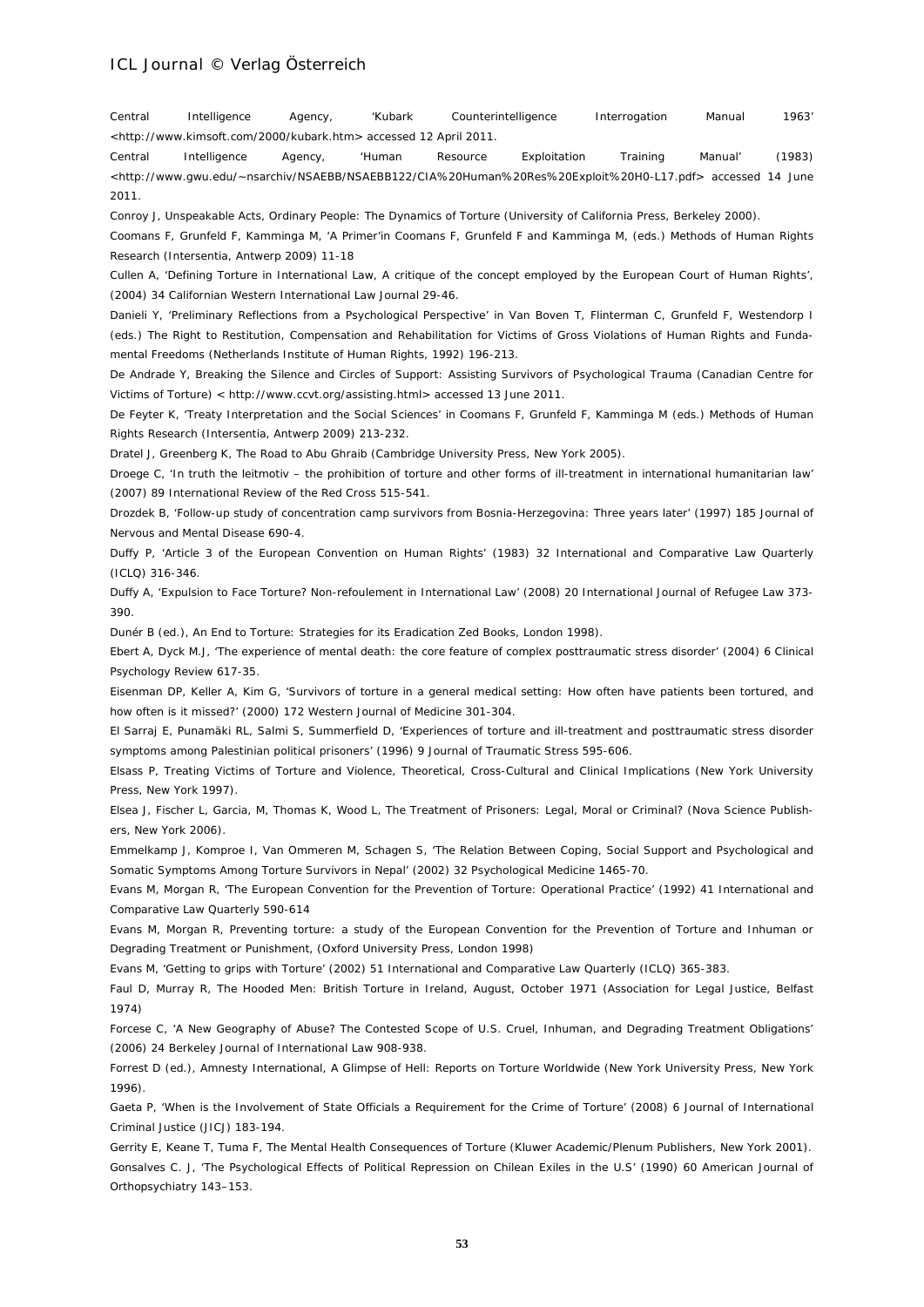Central Intelligence Agency, 'Kubark Counterintelligence Interrogation Manual 1963' <http://www.kimsoft.com/2000/kubark.htm> accessed 12 April 2011.

Central Intelligence Agency, 'Human Resource Exploitation Training Manual' (1983) <http://www.gwu.edu/~nsarchiv/NSAEBB/NSAEBB122/CIA%20Human%20Res%20Exploit%20H0-L17.pdf> accessed 14 June 2011.

Conroy J, Unspeakable Acts, Ordinary People: The Dynamics of Torture (University of California Press, Berkeley 2000).

Coomans F, Grunfeld F, Kamminga M, 'A Primer'in Coomans F, Grunfeld F and Kamminga M, (eds.) Methods of Human Rights Research (Intersentia, Antwerp 2009) 11-18

Cullen A, 'Defining Torture in International Law, A critique of the concept employed by the European Court of Human Rights', (2004) 34 Californian Western International Law Journal 29-46.

Danieli Y, 'Preliminary Reflections from a Psychological Perspective' in Van Boven T, Flinterman C, Grunfeld F, Westendorp I (eds.) The Right to Restitution, Compensation and Rehabilitation for Victims of Gross Violations of Human Rights and Fundamental Freedoms (Netherlands Institute of Human Rights, 1992) 196-213.

De Andrade Y, Breaking the Silence and Circles of Support: Assisting Survivors of Psychological Trauma (Canadian Centre for Victims of Torture) < http://www.ccvt.org/assisting.html> accessed 13 June 2011.

De Feyter K, 'Treaty Interpretation and the Social Sciences' in Coomans F, Grunfeld F, Kamminga M (eds.) Methods of Human Rights Research (Intersentia, Antwerp 2009) 213-232.

Dratel J, Greenberg K, The Road to Abu Ghraib (Cambridge University Press, New York 2005).

Droege C, 'In truth the leitmotiv – the prohibition of torture and other forms of ill-treatment in international humanitarian law' (2007) 89 International Review of the Red Cross 515-541.

Drozdek B, 'Follow-up study of concentration camp survivors from Bosnia-Herzegovina: Three years later' (1997) 185 Journal of Nervous and Mental Disease 690-4.

Duffy P, 'Article 3 of the European Convention on Human Rights' (1983) 32 International and Comparative Law Quarterly (ICLQ) 316-346.

Duffy A, 'Expulsion to Face Torture? Non-refoulement in International Law' (2008) 20 International Journal of Refugee Law 373-390.

Dunér B (ed.), An End to Torture: Strategies for its Eradication Zed Books, London 1998).

Ebert A, Dyck M.J, 'The experience of mental death: the core feature of complex posttraumatic stress disorder' (2004) 6 Clinical Psychology Review 617-35.

Eisenman DP, Keller A, Kim G, 'Survivors of torture in a general medical setting: How often have patients been tortured, and how often is it missed?' (2000) 172 Western Journal of Medicine 301-304.

El Sarraj E, Punamäki RL, Salmi S, Summerfield D, 'Experiences of torture and ill-treatment and posttraumatic stress disorder symptoms among Palestinian political prisoners' (1996) 9 Journal of Traumatic Stress 595-606.

Elsass P, Treating Victims of Torture and Violence, Theoretical, Cross-Cultural and Clinical Implications (New York University Press, New York 1997).

Elsea J, Fischer L, Garcia, M, Thomas K, Wood L, The Treatment of Prisoners: Legal, Moral or Criminal? (Nova Science Publishers, New York 2006).

Emmelkamp J, Komproe I, Van Ommeren M, Schagen S, 'The Relation Between Coping, Social Support and Psychological and Somatic Symptoms Among Torture Survivors in Nepal' (2002) 32 Psychological Medicine 1465-70.

Evans M, Morgan R, 'The European Convention for the Prevention of Torture: Operational Practice' (1992) 41 International and Comparative Law Quarterly 590-614

Evans M, Morgan R, Preventing torture: a study of the European Convention for the Prevention of Torture and Inhuman or Degrading Treatment or Punishment, (Oxford University Press, London 1998)

Evans M, 'Getting to grips with Torture' (2002) 51 International and Comparative Law Quarterly (ICLQ) 365-383.

Faul D, Murray R, The Hooded Men: British Torture in Ireland, August, October 1971 (Association for Legal Justice, Belfast 1974)

Forcese C, 'A New Geography of Abuse? The Contested Scope of U.S. Cruel, Inhuman, and Degrading Treatment Obligations' (2006) 24 Berkeley Journal of International Law 908-938.

Forrest D (ed.), Amnesty International, A Glimpse of Hell: Reports on Torture Worldwide (New York University Press, New York 1996).

Gaeta P, 'When is the Involvement of State Officials a Requirement for the Crime of Torture' (2008) 6 Journal of International Criminal Justice (JICJ) 183-194.

Gerrity E, Keane T, Tuma F, The Mental Health Consequences of Torture (Kluwer Academic/Plenum Publishers, New York 2001).

Gonsalves C. J, 'The Psychological Effects of Political Repression on Chilean Exiles in the U.S' (1990) 60 American Journal of Orthopsychiatry 143–153.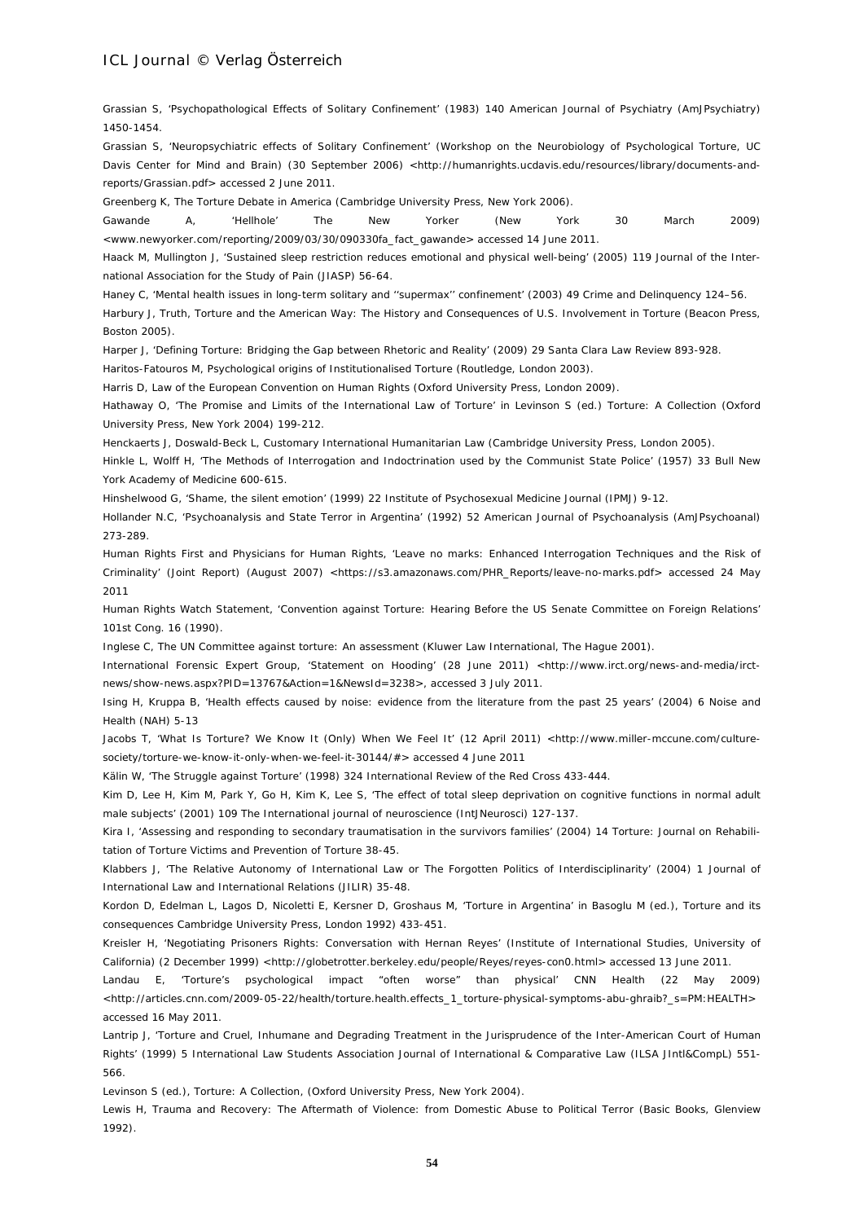Grassian S, 'Psychopathological Effects of Solitary Confinement' (1983) 140 American Journal of Psychiatry (AmJPsychiatry) 1450-1454.

Grassian S, 'Neuropsychiatric effects of Solitary Confinement' (Workshop on the Neurobiology of Psychological Torture, UC Davis Center for Mind and Brain) (30 September 2006) <http://humanrights.ucdavis.edu/resources/library/documents-and-reports/Grassian.pdf> accessed 2 June 2011.

Greenberg K, The Torture Debate in America (Cambridge University Press, New York 2006).

Gawande A, 'Hellhole' The New Yorker (New York 30 March 2009) <www.newyorker.com/reporting/2009/03/30/090330fa_fact_gawande> accessed 14 June 2011.

Haack M, Mullington J, 'Sustained sleep restriction reduces emotional and physical well-being' (2005) 119 Journal of the International Association for the Study of Pain (JIASP) 56-64.

Haney C, 'Mental health issues in long-term solitary and ''supermax'' confinement' (2003) 49 Crime and Delinquency 124–56.

Harbury J, Truth, Torture and the American Way: The History and Consequences of U.S. Involvement in Torture (Beacon Press, Boston 2005).

Harper J, 'Defining Torture: Bridging the Gap between Rhetoric and Reality' (2009) 29 Santa Clara Law Review 893-928.

Haritos-Fatouros M, Psychological origins of Institutionalised Torture (Routledge, London 2003).

Harris D, Law of the European Convention on Human Rights (Oxford University Press, London 2009).

Hathaway O, 'The Promise and Limits of the International Law of Torture' in Levinson S (ed.) Torture: A Collection (Oxford University Press, New York 2004) 199-212.

Henckaerts J, Doswald-Beck L, Customary International Humanitarian Law (Cambridge University Press, London 2005).

Hinkle L, Wolff H, 'The Methods of Interrogation and Indoctrination used by the Communist State Police' (1957) 33 Bull New York Academy of Medicine 600-615.

Hinshelwood G, 'Shame, the silent emotion' (1999) 22 Institute of Psychosexual Medicine Journal (IPMJ) 9-12.

Hollander N.C, 'Psychoanalysis and State Terror in Argentina' (1992) 52 American Journal of Psychoanalysis (AmJPsychoanal) 273-289.

Human Rights First and Physicians for Human Rights, 'Leave no marks: Enhanced Interrogation Techniques and the Risk of Criminality' (Joint Report) (August 2007) <https://s3.amazonaws.com/PHR_Reports/leave-no-marks.pdf> accessed 24 May 2011

Human Rights Watch Statement, 'Convention against Torture: Hearing Before the US Senate Committee on Foreign Relations' 101st Cong. 16 (1990).

Inglese C, The UN Committee against torture: An assessment (Kluwer Law International, The Hague 2001).

International Forensic Expert Group, 'Statement on Hooding' (28 June 2011) <http://www.irct.org/news-and-media/irct-news/show-news.aspx?PID=13767&Action=1&NewsId=3238>, accessed 3 July 2011.

Ising H, Kruppa B, 'Health effects caused by noise: evidence from the literature from the past 25 years' (2004) 6 Noise and Health (NAH) 5-13

Jacobs T, 'What Is Torture? We Know It (Only) When We Feel It' (12 April 2011) <http://www.miller-mccune.com/culture-society/torture-we-know-it-only-when-we-feel-it-30144/#> accessed 4 June 2011

Kälin W, 'The Struggle against Torture' (1998) 324 International Review of the Red Cross 433-444.

Kim D, Lee H, Kim M, Park Y, Go H, Kim K, Lee S, 'The effect of total sleep deprivation on cognitive functions in normal adult male subjects' (2001) 109 The International journal of neuroscience (IntJNeurosci) 127-137.

Kira I, 'Assessing and responding to secondary traumatisation in the survivors families' (2004) 14 Torture: Journal on Rehabilitation of Torture Victims and Prevention of Torture 38-45.

Klabbers J, 'The Relative Autonomy of International Law or The Forgotten Politics of Interdisciplinarity' (2004) 1 Journal of International Law and International Relations (JILIR) 35-48.

Kordon D, Edelman L, Lagos D, Nicoletti E, Kersner D, Groshaus M, 'Torture in Argentina' in Basoglu M (ed.), Torture and its consequences Cambridge University Press, London 1992) 433-451.

Kreisler H, 'Negotiating Prisoners Rights: Conversation with Hernan Reyes' (Institute of International Studies, University of California) (2 December 1999) <http://globetrotter.berkeley.edu/people/Reyes/reyes-con0.html> accessed 13 June 2011.

Landau E, 'Torture's psychological impact "often worse" than physical' CNN Health (22 May 2009) <http://articles.cnn.com/2009-05-22/health/torture.health.effects_1_torture-physical-symptoms-abu-ghraib?_s=PM:HEALTH> accessed 16 May 2011.

Lantrip J, 'Torture and Cruel, Inhumane and Degrading Treatment in the Jurisprudence of the Inter-American Court of Human Rights' (1999) 5 International Law Students Association Journal of International & Comparative Law (ILSA JIntl&CompL) 551-566.

Levinson S (ed.), Torture: A Collection, (Oxford University Press, New York 2004).

Lewis H, Trauma and Recovery: The Aftermath of Violence: from Domestic Abuse to Political Terror (Basic Books, Glenview 1992).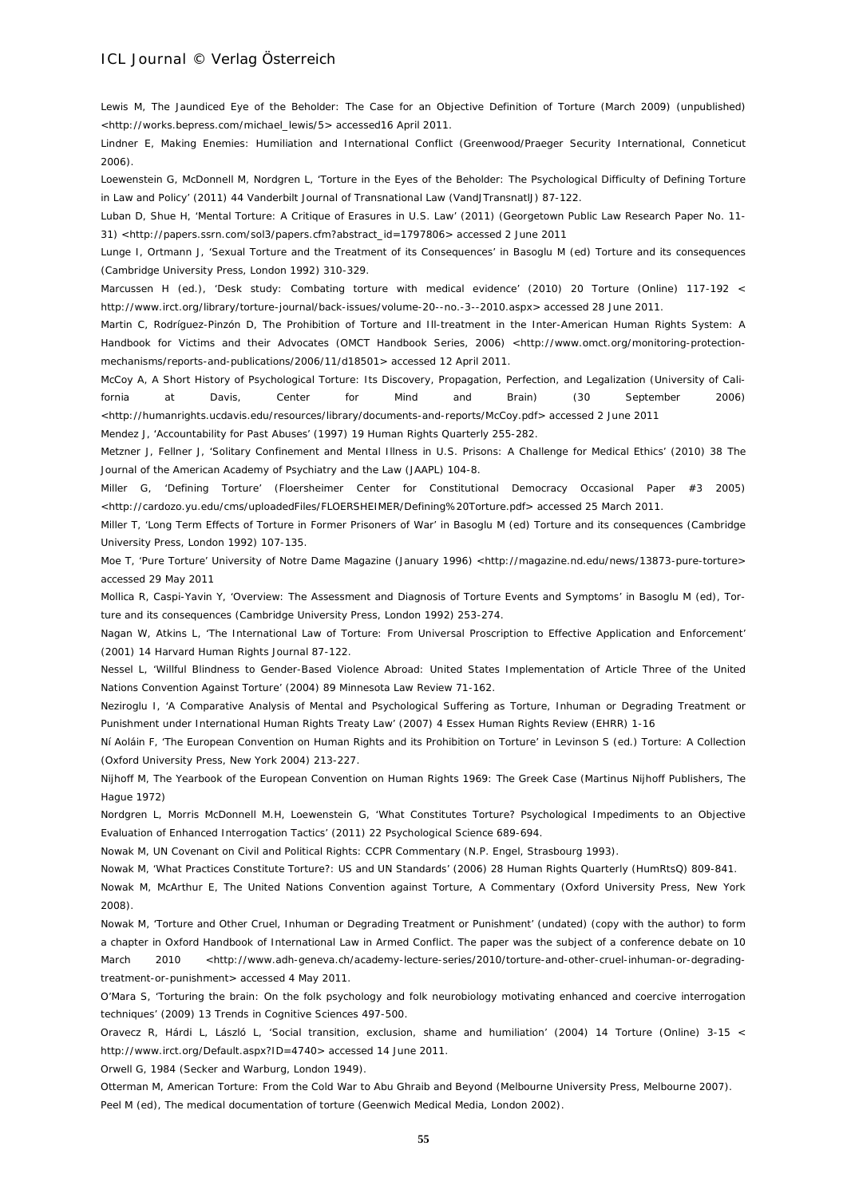Lewis M, The Jaundiced Eye of the Beholder: The Case for an Objective Definition of Torture (March 2009) (unpublished) <http://works.bepress.com/michael_lewis/5> accessed16 April 2011.

Lindner E, Making Enemies: Humiliation and International Conflict (Greenwood/Praeger Security International, Conneticut 2006).

Loewenstein G, McDonnell M, Nordgren L, 'Torture in the Eyes of the Beholder: The Psychological Difficulty of Defining Torture in Law and Policy' (2011) 44 Vanderbilt Journal of Transnational Law (VandJTransnatlJ) 87-122.

Luban D, Shue H, 'Mental Torture: A Critique of Erasures in U.S. Law' (2011) (Georgetown Public Law Research Paper No. 11-31) <http://papers.ssrn.com/sol3/papers.cfm?abstract_id=1797806> accessed 2 June 2011

Lunge I, Ortmann J, 'Sexual Torture and the Treatment of its Consequences' in Basoglu M (ed) Torture and its consequences (Cambridge University Press, London 1992) 310-329.

Marcussen H (ed.), 'Desk study: Combating torture with medical evidence' (2010) 20 Torture (Online) 117-192 < http://www.irct.org/library/torture-journal/back-issues/volume-20--no.-3--2010.aspx> accessed 28 June 2011.

Martin C, Rodríguez-Pinzón D, The Prohibition of Torture and Ill-treatment in the Inter-American Human Rights System: A Handbook for Victims and their Advocates (OMCT Handbook Series, 2006) <http://www.omct.org/monitoring-protection-mechanisms/reports-and-publications/2006/11/d18501> accessed 12 April 2011.

McCoy A, A Short History of Psychological Torture: Its Discovery, Propagation, Perfection, and Legalization (University of California at Davis, Center for Mind and Brain) (30 September 2006) <http://humanrights.ucdavis.edu/resources/library/documents-and-reports/McCoy.pdf> accessed 2 June 2011

Mendez J, 'Accountability for Past Abuses' (1997) 19 Human Rights Quarterly 255-282.

Metzner J, Fellner J, 'Solitary Confinement and Mental Illness in U.S. Prisons: A Challenge for Medical Ethics' (2010) 38 The Journal of the American Academy of Psychiatry and the Law (JAAPL) 104-8.

Miller G, 'Defining Torture' (Floersheimer Center for Constitutional Democracy Occasional Paper #3 2005) <http://cardozo.yu.edu/cms/uploadedFiles/FLOERSHEIMER/Defining%20Torture.pdf> accessed 25 March 2011.

Miller T, 'Long Term Effects of Torture in Former Prisoners of War' in Basoglu M (ed) Torture and its consequences (Cambridge University Press, London 1992) 107-135.

Moe T, 'Pure Torture' University of Notre Dame Magazine (January 1996) <http://magazine.nd.edu/news/13873-pure-torture> accessed 29 May 2011

Mollica R, Caspi-Yavin Y, 'Overview: The Assessment and Diagnosis of Torture Events and Symptoms' in Basoglu M (ed), Torture and its consequences (Cambridge University Press, London 1992) 253-274.

Nagan W, Atkins L, 'The International Law of Torture: From Universal Proscription to Effective Application and Enforcement' (2001) 14 Harvard Human Rights Journal 87-122.

Nessel L, 'Willful Blindness to Gender-Based Violence Abroad: United States Implementation of Article Three of the United Nations Convention Against Torture' (2004) 89 Minnesota Law Review 71-162.

Neziroglu I, 'A Comparative Analysis of Mental and Psychological Suffering as Torture, Inhuman or Degrading Treatment or Punishment under International Human Rights Treaty Law' (2007) 4 Essex Human Rights Review (EHRR) 1-16

Ní Aoláin F, 'The European Convention on Human Rights and its Prohibition on Torture' in Levinson S (ed.) Torture: A Collection (Oxford University Press, New York 2004) 213-227.

Nijhoff M, The Yearbook of the European Convention on Human Rights 1969: The Greek Case (Martinus Nijhoff Publishers, The Hague 1972)

Nordgren L, Morris McDonnell M.H, Loewenstein G, 'What Constitutes Torture? Psychological Impediments to an Objective Evaluation of Enhanced Interrogation Tactics' (2011) 22 Psychological Science 689-694.

Nowak M, UN Covenant on Civil and Political Rights: CCPR Commentary (N.P. Engel, Strasbourg 1993).

Nowak M, 'What Practices Constitute Torture?: US and UN Standards' (2006) 28 Human Rights Quarterly (HumRtsQ) 809-841.

Nowak M, McArthur E, The United Nations Convention against Torture, A Commentary (Oxford University Press, New York 2008).

Nowak M, 'Torture and Other Cruel, Inhuman or Degrading Treatment or Punishment' (undated) (copy with the author) to form a chapter in Oxford Handbook of International Law in Armed Conflict. The paper was the subject of a conference debate on 10 March 2010 <http://www.adh-geneva.ch/academy-lecture-series/2010/torture-and-other-cruel-inhuman-or-degrading-treatment-or-punishment> accessed 4 May 2011.

O'Mara S, 'Torturing the brain: On the folk psychology and folk neurobiology motivating enhanced and coercive interrogation techniques' (2009) 13 Trends in Cognitive Sciences 497-500.

Oravecz R, Hárdi L, László L, 'Social transition, exclusion, shame and humiliation' (2004) 14 Torture (Online) 3-15 < http://www.irct.org/Default.aspx?ID=4740> accessed 14 June 2011.

Orwell G, 1984 (Secker and Warburg, London 1949).

Otterman M, American Torture: From the Cold War to Abu Ghraib and Beyond (Melbourne University Press, Melbourne 2007).

Peel M (ed), The medical documentation of torture (Geenwich Medical Media, London 2002).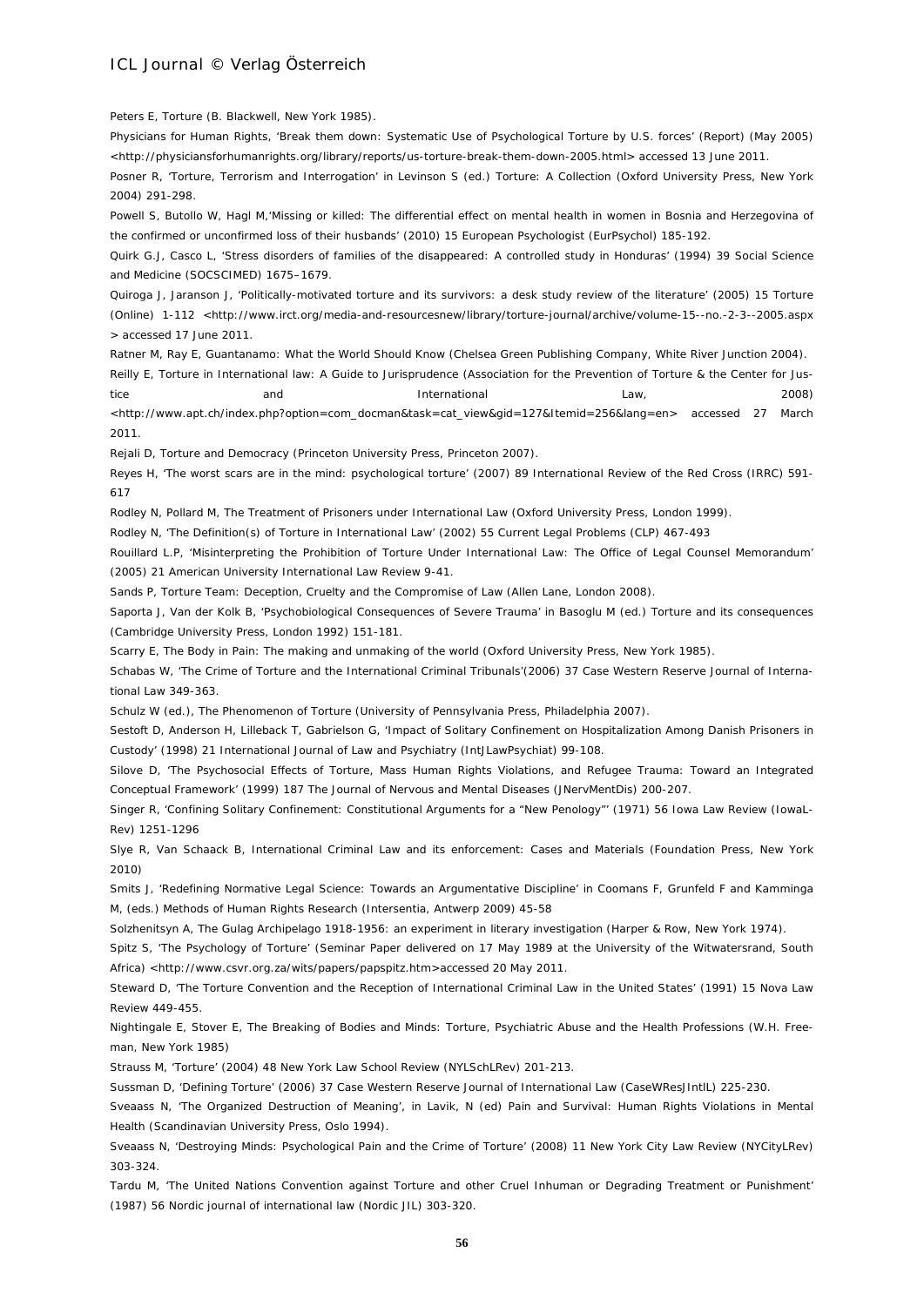Peters E, Torture (B. Blackwell, New York 1985).

Physicians for Human Rights, 'Break them down: Systematic Use of Psychological Torture by U.S. forces' (Report) (May 2005) <http://physiciansforhumanrights.org/library/reports/us-torture-break-them-down-2005.html> accessed 13 June 2011.

Posner R, 'Torture, Terrorism and Interrogation' in Levinson S (ed.) Torture: A Collection (Oxford University Press, New York 2004) 291-298.

Powell S, Butollo W, Hagl M,'Missing or killed: The differential effect on mental health in women in Bosnia and Herzegovina of the confirmed or unconfirmed loss of their husbands' (2010) 15 European Psychologist (EurPsychol) 185-192.

Quirk G.J, Casco L, 'Stress disorders of families of the disappeared: A controlled study in Honduras' (1994) 39 Social Science and Medicine (SOCSCIMED) 1675–1679.

Quiroga J, Jaranson J, 'Politically-motivated torture and its survivors: a desk study review of the literature' (2005) 15 Torture (Online) 1-112 <http://www.irct.org/media-and-resourcesnew/library/torture-journal/archive/volume-15--no.-2-3--2005.aspx > accessed 17 June 2011.

Ratner M, Ray E, Guantanamo: What the World Should Know (Chelsea Green Publishing Company, White River Junction 2004).

Reilly E, Torture in International law: A Guide to Jurisprudence (Association for the Prevention of Torture & the Center for Justice and International Law, 2008) <http://www.apt.ch/index.php?option=com_docman&task=cat_view&gid=127&Itemid=256&lang=en> accessed 27 March 2011.

Rejali D, Torture and Democracy (Princeton University Press, Princeton 2007).

Reyes H, 'The worst scars are in the mind: psychological torture' (2007) 89 International Review of the Red Cross (IRRC) 591-617

Rodley N, Pollard M, The Treatment of Prisoners under International Law (Oxford University Press, London 1999).

Rodley N, 'The Definition(s) of Torture in International Law' (2002) 55 Current Legal Problems (CLP) 467-493

Rouillard L.P, 'Misinterpreting the Prohibition of Torture Under International Law: The Office of Legal Counsel Memorandum' (2005) 21 American University International Law Review 9-41.

Sands P, Torture Team: Deception, Cruelty and the Compromise of Law (Allen Lane, London 2008).

Saporta J, Van der Kolk B, 'Psychobiological Consequences of Severe Trauma' in Basoglu M (ed.) Torture and its consequences (Cambridge University Press, London 1992) 151-181.

Scarry E, The Body in Pain: The making and unmaking of the world (Oxford University Press, New York 1985).

Schabas W, 'The Crime of Torture and the International Criminal Tribunals'(2006) 37 Case Western Reserve Journal of International Law 349-363.

Schulz W (ed.), The Phenomenon of Torture (University of Pennsylvania Press, Philadelphia 2007).

Sestoft D, Anderson H, Lilleback T, Gabrielson G, 'Impact of Solitary Confinement on Hospitalization Among Danish Prisoners in Custody' (1998) 21 International Journal of Law and Psychiatry (IntJLawPsychiat) 99-108.

Silove D, 'The Psychosocial Effects of Torture, Mass Human Rights Violations, and Refugee Trauma: Toward an Integrated Conceptual Framework' (1999) 187 The Journal of Nervous and Mental Diseases (JNervMentDis) 200-207.

Singer R, 'Confining Solitary Confinement: Constitutional Arguments for a "New Penology"' (1971) 56 Iowa Law Review (IowaL-Rev) 1251-1296

Slye R, Van Schaack B, International Criminal Law and its enforcement: Cases and Materials (Foundation Press, New York 2010)

Smits J, 'Redefining Normative Legal Science: Towards an Argumentative Discipline' in Coomans F, Grunfeld F and Kamminga M, (eds.) Methods of Human Rights Research (Intersentia, Antwerp 2009) 45-58

Solzhenitsyn A, The Gulag Archipelago 1918-1956: an experiment in literary investigation (Harper & Row, New York 1974).

Spitz S, 'The Psychology of Torture' (Seminar Paper delivered on 17 May 1989 at the University of the Witwatersrand, South Africa) <http://www.csvr.org.za/wits/papers/papspitz.htm>accessed 20 May 2011.

Steward D, 'The Torture Convention and the Reception of International Criminal Law in the United States' (1991) 15 Nova Law Review 449-455.

Nightingale E, Stover E, The Breaking of Bodies and Minds: Torture, Psychiatric Abuse and the Health Professions (W.H. Freeman, New York 1985)

Strauss M, 'Torture' (2004) 48 New York Law School Review (NYLSchLRev) 201-213.

Sussman D, 'Defining Torture' (2006) 37 Case Western Reserve Journal of International Law (CaseWResJIntlL) 225-230.

Sveaass N, 'The Organized Destruction of Meaning', in Lavik, N (ed) Pain and Survival: Human Rights Violations in Mental Health (Scandinavian University Press, Oslo 1994).

Sveaass N, 'Destroying Minds: Psychological Pain and the Crime of Torture' (2008) 11 New York City Law Review (NYCityLRev) 303-324.

Tardu M, 'The United Nations Convention against Torture and other Cruel Inhuman or Degrading Treatment or Punishment' (1987) 56 Nordic journal of international law (Nordic JIL) 303-320.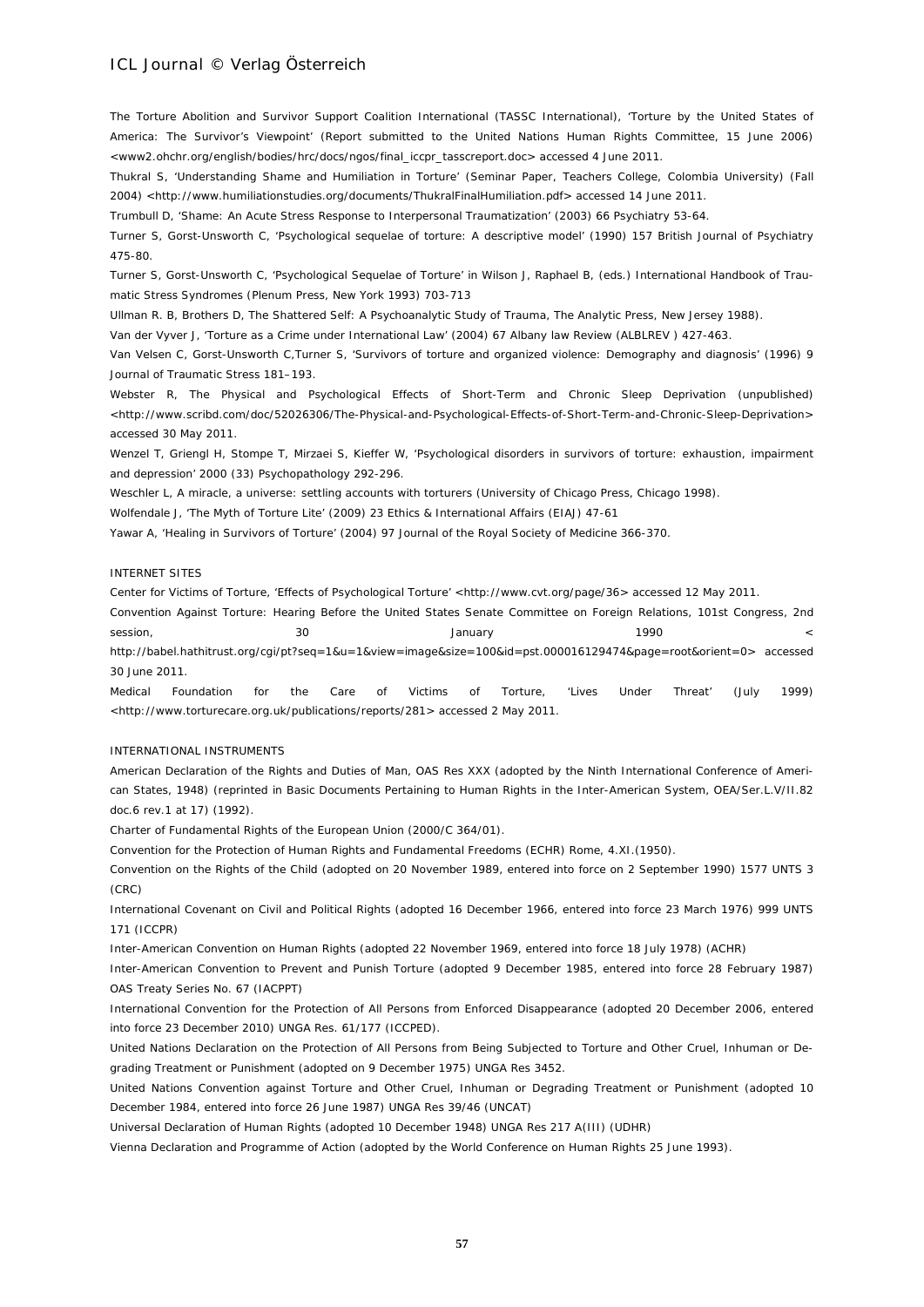The Torture Abolition and Survivor Support Coalition International (TASSC International), 'Torture by the United States of America: The Survivor's Viewpoint' (Report submitted to the United Nations Human Rights Committee, 15 June 2006) <www2.ohchr.org/english/bodies/hrc/docs/ngos/final_iccpr_tasscreport.doc> accessed 4 June 2011.

Thukral S, 'Understanding Shame and Humiliation in Torture' (Seminar Paper, Teachers College, Colombia University) (Fall 2004) <http://www.humiliationstudies.org/documents/ThukralFinalHumiliation.pdf> accessed 14 June 2011.

Trumbull D, 'Shame: An Acute Stress Response to Interpersonal Traumatization' (2003) 66 Psychiatry 53-64.

Turner S, Gorst-Unsworth C, 'Psychological sequelae of torture: A descriptive model' (1990) 157 British Journal of Psychiatry 475-80.

Turner S, Gorst-Unsworth C, 'Psychological Sequelae of Torture' in Wilson J, Raphael B, (eds.) International Handbook of Traumatic Stress Syndromes (Plenum Press, New York 1993) 703-713

Ullman R. B, Brothers D, The Shattered Self: A Psychoanalytic Study of Trauma, The Analytic Press, New Jersey 1988).

Van der Vyver J, 'Torture as a Crime under International Law' (2004) 67 Albany law Review (ALBLREV ) 427-463.

Van Velsen C, Gorst-Unsworth C,Turner S, 'Survivors of torture and organized violence: Demography and diagnosis' (1996) 9 Journal of Traumatic Stress 181–193.

Webster R, The Physical and Psychological Effects of Short-Term and Chronic Sleep Deprivation (unpublished) <http://www.scribd.com/doc/52026306/The-Physical-and-Psychological-Effects-of-Short-Term-and-Chronic-Sleep-Deprivation> accessed 30 May 2011.

Wenzel T, Griengl H, Stompe T, Mirzaei S, Kieffer W, 'Psychological disorders in survivors of torture: exhaustion, impairment and depression' 2000 (33) Psychopathology 292-296.

Weschler L, A miracle, a universe: settling accounts with torturers (University of Chicago Press, Chicago 1998).

Wolfendale J, 'The Myth of Torture Lite' (2009) 23 Ethics & International Affairs (EIAJ) 47-61

Yawar A, 'Healing in Survivors of Torture' (2004) 97 Journal of the Royal Society of Medicine 366-370.

INTERNET SITES

Center for Victims of Torture, 'Effects of Psychological Torture' <http://www.cvt.org/page/36> accessed 12 May 2011.

Convention Against Torture: Hearing Before the United States Senate Committee on Foreign Relations, 101st Congress, 2nd session, 30 January 1990 < http://babel.hathitrust.org/cgi/pt?seq=1&u=1&view=image&size=100&id=pst.000016129474&page=root&orient=0> accessed 30 June 2011.

Medical Foundation for the Care of Victims of Torture, 'Lives Under Threat' (July 1999) <http://www.torturecare.org.uk/publications/reports/281> accessed 2 May 2011.

INTERNATIONAL INSTRUMENTS

American Declaration of the Rights and Duties of Man, OAS Res XXX (adopted by the Ninth International Conference of American States, 1948) (reprinted in Basic Documents Pertaining to Human Rights in the Inter-American System, OEA/Ser.L.V/II.82 doc.6 rev.1 at 17) (1992).

Charter of Fundamental Rights of the European Union (2000/C 364/01).

Convention for the Protection of Human Rights and Fundamental Freedoms (ECHR) Rome, 4.XI.(1950).

Convention on the Rights of the Child (adopted on 20 November 1989, entered into force on 2 September 1990) 1577 UNTS 3 (CRC)

International Covenant on Civil and Political Rights (adopted 16 December 1966, entered into force 23 March 1976) 999 UNTS 171 (ICCPR)

Inter-American Convention on Human Rights (adopted 22 November 1969, entered into force 18 July 1978) (ACHR)

Inter-American Convention to Prevent and Punish Torture (adopted 9 December 1985, entered into force 28 February 1987) OAS Treaty Series No. 67 (IACPPT)

International Convention for the Protection of All Persons from Enforced Disappearance (adopted 20 December 2006, entered into force 23 December 2010) UNGA Res. 61/177 (ICCPED).

United Nations Declaration on the Protection of All Persons from Being Subjected to Torture and Other Cruel, Inhuman or Degrading Treatment or Punishment (adopted on 9 December 1975) UNGA Res 3452.

United Nations Convention against Torture and Other Cruel, Inhuman or Degrading Treatment or Punishment (adopted 10 December 1984, entered into force 26 June 1987) UNGA Res 39/46 (UNCAT)

Universal Declaration of Human Rights (adopted 10 December 1948) UNGA Res 217 A(III) (UDHR)

Vienna Declaration and Programme of Action (adopted by the World Conference on Human Rights 25 June 1993).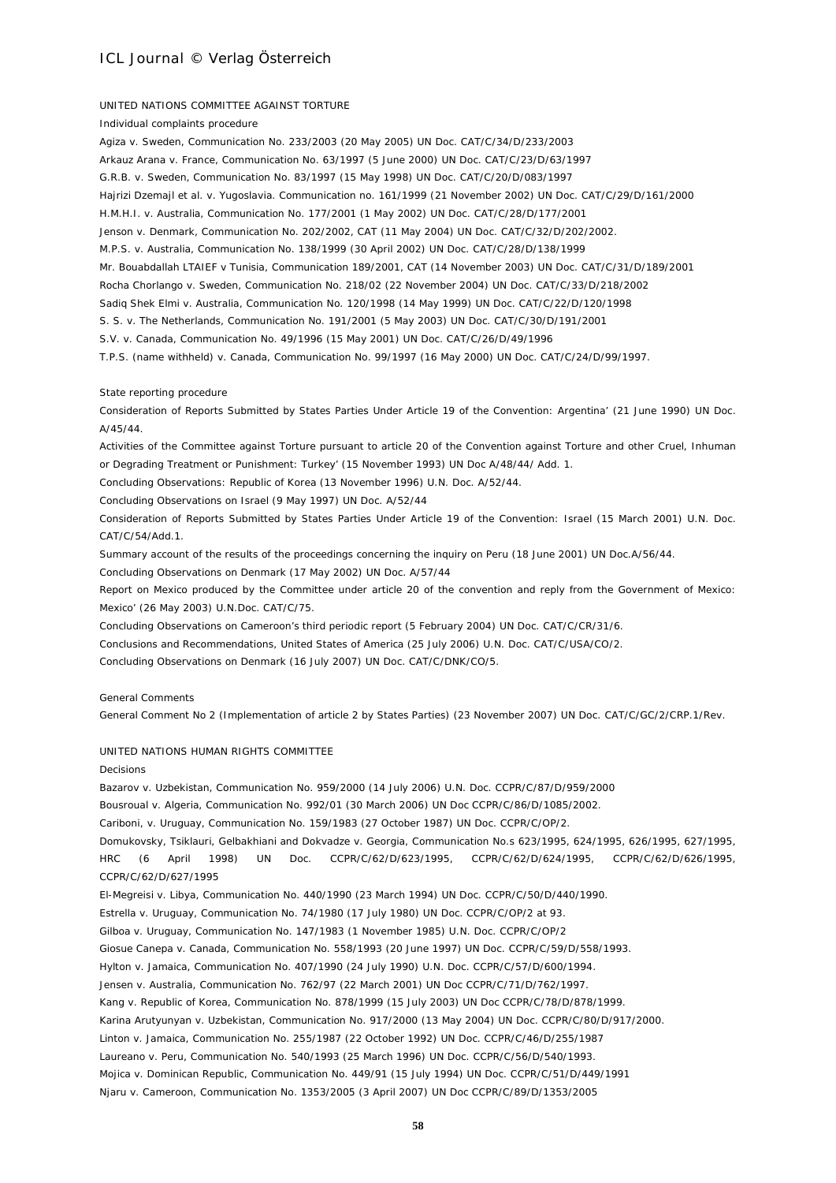UNITED NATIONS COMMITTEE AGAINST TORTURE

Individual complaints procedure

Agiza v. Sweden, Communication No. 233/2003 (20 May 2005) UN Doc. CAT/C/34/D/233/2003

Arkauz Arana v. France, Communication No. 63/1997 (5 June 2000) UN Doc. CAT/C/23/D/63/1997

G.R.B. v. Sweden, Communication No. 83/1997 (15 May 1998) UN Doc. CAT/C/20/D/083/1997

Hajrizi Dzemajl et al. v. Yugoslavia. Communication no. 161/1999 (21 November 2002) UN Doc. CAT/C/29/D/161/2000

H.M.H.I. v. Australia, Communication No. 177/2001 (1 May 2002) UN Doc. CAT/C/28/D/177/2001

Jenson v. Denmark, Communication No. 202/2002, CAT (11 May 2004) UN Doc. CAT/C/32/D/202/2002.

M.P.S. v. Australia, Communication No. 138/1999 (30 April 2002) UN Doc. CAT/C/28/D/138/1999

Mr. Bouabdallah LTAIEF v Tunisia, Communication 189/2001, CAT (14 November 2003) UN Doc. CAT/C/31/D/189/2001

Rocha Chorlango v. Sweden, Communication No. 218/02 (22 November 2004) UN Doc. CAT/C/33/D/218/2002

Sadiq Shek Elmi v. Australia, Communication No. 120/1998 (14 May 1999) UN Doc. CAT/C/22/D/120/1998

S. S. v. The Netherlands, Communication No. 191/2001 (5 May 2003) UN Doc. CAT/C/30/D/191/2001

S.V. v. Canada, Communication No. 49/1996 (15 May 2001) UN Doc. CAT/C/26/D/49/1996

T.P.S. (name withheld) v. Canada, Communication No. 99/1997 (16 May 2000) UN Doc. CAT/C/24/D/99/1997.

State reporting procedure

Consideration of Reports Submitted by States Parties Under Article 19 of the Convention: Argentina' (21 June 1990) UN Doc. A/45/44.

Activities of the Committee against Torture pursuant to article 20 of the Convention against Torture and other Cruel, Inhuman or Degrading Treatment or Punishment: Turkey' (15 November 1993) UN Doc A/48/44/ Add. 1.

Concluding Observations: Republic of Korea (13 November 1996) U.N. Doc. A/52/44.

Concluding Observations on Israel (9 May 1997) UN Doc. A/52/44

Consideration of Reports Submitted by States Parties Under Article 19 of the Convention: Israel (15 March 2001) U.N. Doc. CAT/C/54/Add.1.

Summary account of the results of the proceedings concerning the inquiry on Peru (18 June 2001) UN Doc.A/56/44.

Concluding Observations on Denmark (17 May 2002) UN Doc. A/57/44

Report on Mexico produced by the Committee under article 20 of the convention and reply from the Government of Mexico: Mexico' (26 May 2003) U.N.Doc. CAT/C/75.

Concluding Observations on Cameroon's third periodic report (5 February 2004) UN Doc. CAT/C/CR/31/6.

Conclusions and Recommendations, United States of America (25 July 2006) U.N. Doc. CAT/C/USA/CO/2.

Concluding Observations on Denmark (16 July 2007) UN Doc. CAT/C/DNK/CO/5.

General Comments

General Comment No 2 (Implementation of article 2 by States Parties) (23 November 2007) UN Doc. CAT/C/GC/2/CRP.1/Rev.

UNITED NATIONS HUMAN RIGHTS COMMITTEE

Decisions

Bazarov v. Uzbekistan, Communication No. 959/2000 (14 July 2006) U.N. Doc. CCPR/C/87/D/959/2000

Bousroual v. Algeria, Communication No. 992/01 (30 March 2006) UN Doc CCPR/C/86/D/1085/2002.

Cariboni, v. Uruguay, Communication No. 159/1983 (27 October 1987) UN Doc. CCPR/C/OP/2.

Domukovsky, Tsiklauri, Gelbakhiani and Dokvadze v. Georgia, Communication No.s 623/1995, 624/1995, 626/1995, 627/1995, HRC (6 April 1998) UN Doc. CCPR/C/62/D/623/1995, CCPR/C/62/D/624/1995, CCPR/C/62/D/626/1995, CCPR/C/62/D/627/1995

El-Megreisi v. Libya, Communication No. 440/1990 (23 March 1994) UN Doc. CCPR/C/50/D/440/1990.

Estrella v. Uruguay, Communication No. 74/1980 (17 July 1980) UN Doc. CCPR/C/OP/2 at 93.

Gilboa v. Uruguay, Communication No. 147/1983 (1 November 1985) U.N. Doc. CCPR/C/OP/2

Giosue Canepa v. Canada, Communication No. 558/1993 (20 June 1997) UN Doc. CCPR/C/59/D/558/1993.

Hylton v. Jamaica, Communication No. 407/1990 (24 July 1990) U.N. Doc. CCPR/C/57/D/600/1994.

Jensen v. Australia, Communication No. 762/97 (22 March 2001) UN Doc CCPR/C/71/D/762/1997.

Kang v. Republic of Korea, Communication No. 878/1999 (15 July 2003) UN Doc CCPR/C/78/D/878/1999.

Karina Arutyunyan v. Uzbekistan, Communication No. 917/2000 (13 May 2004) UN Doc. CCPR/C/80/D/917/2000.

Linton v. Jamaica, Communication No. 255/1987 (22 October 1992) UN Doc. CCPR/C/46/D/255/1987

Laureano v. Peru, Communication No. 540/1993 (25 March 1996) UN Doc. CCPR/C/56/D/540/1993.

Mojica v. Dominican Republic, Communication No. 449/91 (15 July 1994) UN Doc. CCPR/C/51/D/449/1991

Njaru v. Cameroon, Communication No. 1353/2005 (3 April 2007) UN Doc CCPR/C/89/D/1353/2005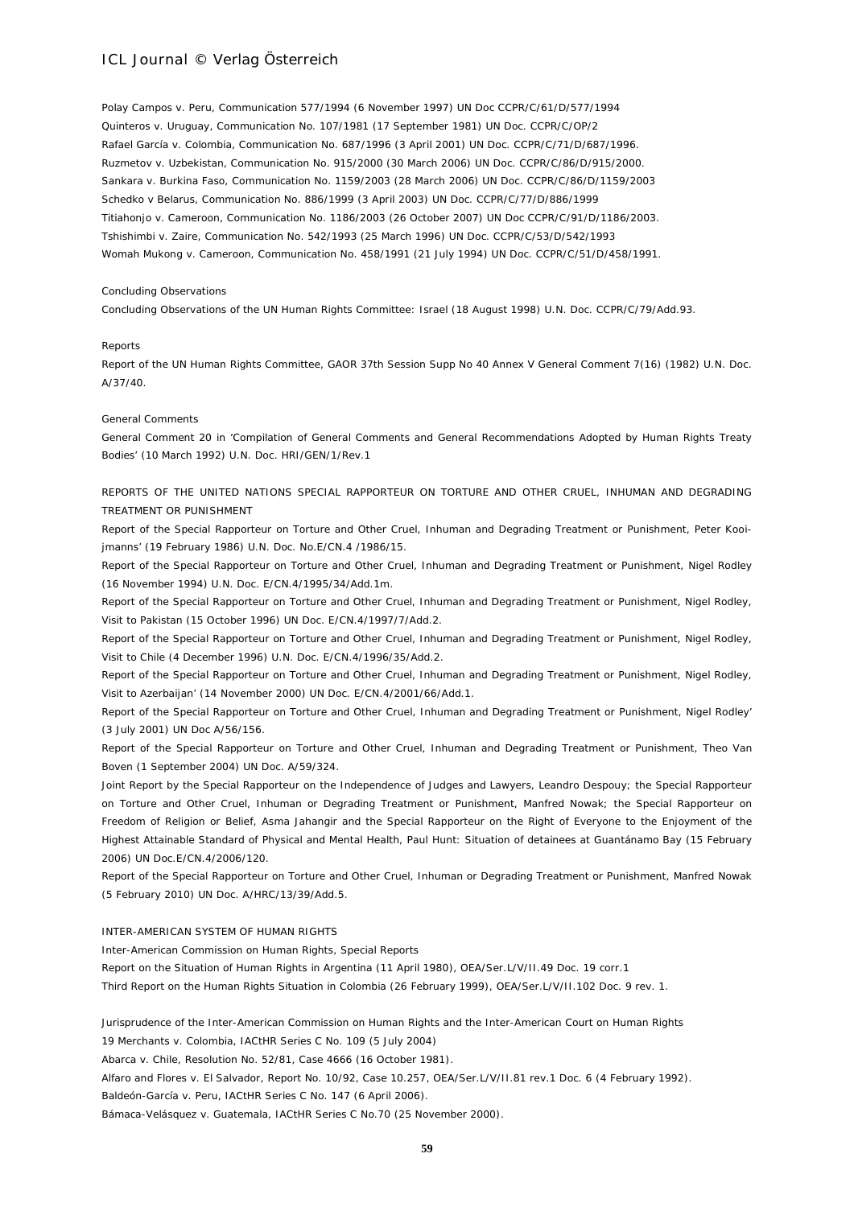Polay Campos v. Peru, Communication 577/1994 (6 November 1997) UN Doc CCPR/C/61/D/577/1994

Quinteros v. Uruguay, Communication No. 107/1981 (17 September 1981) UN Doc. CCPR/C/OP/2

Rafael García v. Colombia, Communication No. 687/1996 (3 April 2001) UN Doc. CCPR/C/71/D/687/1996.

Ruzmetov v. Uzbekistan, Communication No. 915/2000 (30 March 2006) UN Doc. CCPR/C/86/D/915/2000.

Sankara v. Burkina Faso, Communication No. 1159/2003 (28 March 2006) UN Doc. CCPR/C/86/D/1159/2003

Schedko v Belarus, Communication No. 886/1999 (3 April 2003) UN Doc. CCPR/C/77/D/886/1999

Titiahonjo v. Cameroon, Communication No. 1186/2003 (26 October 2007) UN Doc CCPR/C/91/D/1186/2003.

Tshishimbi v. Zaire, Communication No. 542/1993 (25 March 1996) UN Doc. CCPR/C/53/D/542/1993

Womah Mukong v. Cameroon, Communication No. 458/1991 (21 July 1994) UN Doc. CCPR/C/51/D/458/1991.

Concluding Observations

Concluding Observations of the UN Human Rights Committee: Israel (18 August 1998) U.N. Doc. CCPR/C/79/Add.93.

Reports

Report of the UN Human Rights Committee, GAOR 37th Session Supp No 40 Annex V General Comment 7(16) (1982) U.N. Doc. A/37/40.

General Comments

General Comment 20 in 'Compilation of General Comments and General Recommendations Adopted by Human Rights Treaty Bodies' (10 March 1992) U.N. Doc. HRI/GEN/1/Rev.1

REPORTS OF THE UNITED NATIONS SPECIAL RAPPORTEUR ON TORTURE AND OTHER CRUEL, INHUMAN AND DEGRADING TREATMENT OR PUNISHMENT

Report of the Special Rapporteur on Torture and Other Cruel, Inhuman and Degrading Treatment or Punishment, Peter Kooijmanns' (19 February 1986) U.N. Doc. No.E/CN.4 /1986/15.

Report of the Special Rapporteur on Torture and Other Cruel, Inhuman and Degrading Treatment or Punishment, Nigel Rodley (16 November 1994) U.N. Doc. E/CN.4/1995/34/Add.1m.

Report of the Special Rapporteur on Torture and Other Cruel, Inhuman and Degrading Treatment or Punishment, Nigel Rodley, Visit to Pakistan (15 October 1996) UN Doc. E/CN.4/1997/7/Add.2.

Report of the Special Rapporteur on Torture and Other Cruel, Inhuman and Degrading Treatment or Punishment, Nigel Rodley, Visit to Chile (4 December 1996) U.N. Doc. E/CN.4/1996/35/Add.2.

Report of the Special Rapporteur on Torture and Other Cruel, Inhuman and Degrading Treatment or Punishment, Nigel Rodley, Visit to Azerbaijan' (14 November 2000) UN Doc. E/CN.4/2001/66/Add.1.

Report of the Special Rapporteur on Torture and Other Cruel, Inhuman and Degrading Treatment or Punishment, Nigel Rodley' (3 July 2001) UN Doc A/56/156.

Report of the Special Rapporteur on Torture and Other Cruel, Inhuman and Degrading Treatment or Punishment, Theo Van Boven (1 September 2004) UN Doc. A/59/324.

Joint Report by the Special Rapporteur on the Independence of Judges and Lawyers, Leandro Despouy; the Special Rapporteur on Torture and Other Cruel, Inhuman or Degrading Treatment or Punishment, Manfred Nowak; the Special Rapporteur on Freedom of Religion or Belief, Asma Jahangir and the Special Rapporteur on the Right of Everyone to the Enjoyment of the Highest Attainable Standard of Physical and Mental Health, Paul Hunt: Situation of detainees at Guantánamo Bay (15 February 2006) UN Doc.E/CN.4/2006/120.

Report of the Special Rapporteur on Torture and Other Cruel, Inhuman or Degrading Treatment or Punishment, Manfred Nowak (5 February 2010) UN Doc. A/HRC/13/39/Add.5.

INTER-AMERICAN SYSTEM OF HUMAN RIGHTS

Inter-American Commission on Human Rights, Special Reports

Report on the Situation of Human Rights in Argentina (11 April 1980), OEA/Ser.L/V/II.49 Doc. 19 corr.1

Third Report on the Human Rights Situation in Colombia (26 February 1999), OEA/Ser.L/V/II.102 Doc. 9 rev. 1.

Jurisprudence of the Inter-American Commission on Human Rights and the Inter-American Court on Human Rights

19 Merchants v. Colombia, IACtHR Series C No. 109 (5 July 2004)

Abarca v. Chile, Resolution No. 52/81, Case 4666 (16 October 1981).

Alfaro and Flores v. El Salvador, Report No. 10/92, Case 10.257, OEA/Ser.L/V/II.81 rev.1 Doc. 6 (4 February 1992).

Baldeón-García v. Peru, IACtHR Series C No. 147 (6 April 2006).

Bámaca-Velásquez v. Guatemala, IACtHR Series C No.70 (25 November 2000).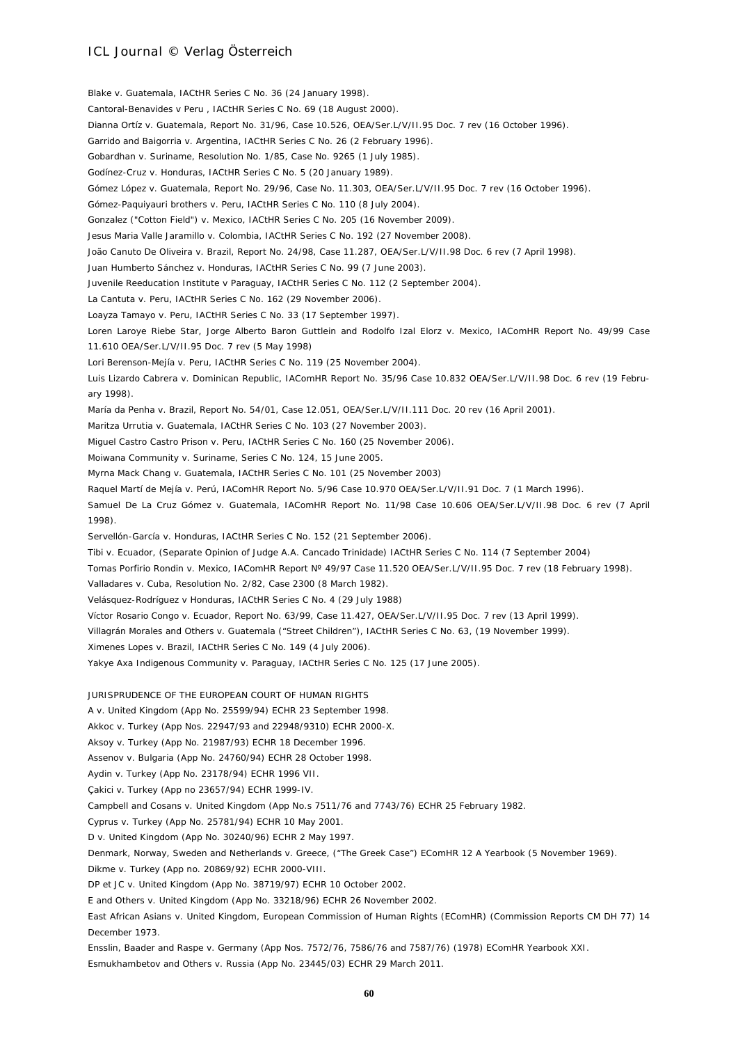Blake v. Guatemala, IACtHR Series C No. 36 (24 January 1998).

Cantoral-Benavides v Peru , IACtHR Series C No. 69 (18 August 2000).

Dianna Ortíz v. Guatemala, Report No. 31/96, Case 10.526, OEA/Ser.L/V/II.95 Doc. 7 rev (16 October 1996).

Garrido and Baigorria v. Argentina, IACtHR Series C No. 26 (2 February 1996).

Gobardhan v. Suriname, Resolution No. 1/85, Case No. 9265 (1 July 1985).

Godínez-Cruz v. Honduras, IACtHR Series C No. 5 (20 January 1989).

Gómez López v. Guatemala, Report No. 29/96, Case No. 11.303, OEA/Ser.L/V/II.95 Doc. 7 rev (16 October 1996).

Gómez-Paquiyauri brothers v. Peru, IACtHR Series C No. 110 (8 July 2004).

Gonzalez ("Cotton Field") v. Mexico, IACtHR Series C No. 205 (16 November 2009).

Jesus Maria Valle Jaramillo v. Colombia, IACtHR Series C No. 192 (27 November 2008).

João Canuto De Oliveira v. Brazil, Report No. 24/98, Case 11.287, OEA/Ser.L/V/II.98 Doc. 6 rev (7 April 1998).

Juan Humberto Sánchez v. Honduras, IACtHR Series C No. 99 (7 June 2003).

Juvenile Reeducation Institute v Paraguay, IACtHR Series C No. 112 (2 September 2004).

La Cantuta v. Peru, IACtHR Series C No. 162 (29 November 2006).

Loayza Tamayo v. Peru, IACtHR Series C No. 33 (17 September 1997).

Loren Laroye Riebe Star, Jorge Alberto Baron Guttlein and Rodolfo Izal Elorz v. Mexico, IAComHR Report No. 49/99 Case 11.610 OEA/Ser.L/V/II.95 Doc. 7 rev (5 May 1998)

Lori Berenson-Mejía v. Peru, IACtHR Series C No. 119 (25 November 2004).

Luis Lizardo Cabrera v. Dominican Republic, IAComHR Report No. 35/96 Case 10.832 OEA/Ser.L/V/II.98 Doc. 6 rev (19 February 1998).

María da Penha v. Brazil, Report No. 54/01, Case 12.051, OEA/Ser.L/V/II.111 Doc. 20 rev (16 April 2001).

Maritza Urrutia v. Guatemala, IACtHR Series C No. 103 (27 November 2003).

Miguel Castro Castro Prison v. Peru, IACtHR Series C No. 160 (25 November 2006).

Moiwana Community v. Suriname, Series C No. 124, 15 June 2005.

Myrna Mack Chang v. Guatemala, IACtHR Series C No. 101 (25 November 2003)

Raquel Martí de Mejía v. Perú, IAComHR Report No. 5/96 Case 10.970 OEA/Ser.L/V/II.91 Doc. 7 (1 March 1996).

Samuel De La Cruz Gómez v. Guatemala, IAComHR Report No. 11/98 Case 10.606 OEA/Ser.L/V/II.98 Doc. 6 rev (7 April 1998).

Servellón-García v. Honduras, IACtHR Series C No. 152 (21 September 2006).

Tibi v. Ecuador, (Separate Opinion of Judge A.A. Cancado Trinidade) IACtHR Series C No. 114 (7 September 2004)

Tomas Porfirio Rondin v. Mexico, IAComHR Report Nº 49/97 Case 11.520 OEA/Ser.L/V/II.95 Doc. 7 rev (18 February 1998).

Valladares v. Cuba, Resolution No. 2/82, Case 2300 (8 March 1982).

Velásquez-Rodríguez v Honduras, IACtHR Series C No. 4 (29 July 1988)

Víctor Rosario Congo v. Ecuador, Report No. 63/99, Case 11.427, OEA/Ser.L/V/II.95 Doc. 7 rev (13 April 1999).

Villagrán Morales and Others v. Guatemala ("Street Children"), IACtHR Series C No. 63, (19 November 1999).

Ximenes Lopes v. Brazil, IACtHR Series C No. 149 (4 July 2006).

Yakye Axa Indigenous Community v. Paraguay, IACtHR Series C No. 125 (17 June 2005).

JURISPRUDENCE OF THE EUROPEAN COURT OF HUMAN RIGHTS

A v. United Kingdom (App No. 25599/94) ECHR 23 September 1998.

Akkoc v. Turkey (App Nos. 22947/93 and 22948/9310) ECHR 2000-X.

Aksoy v. Turkey (App No. 21987/93) ECHR 18 December 1996.

Assenov v. Bulgaria (App No. 24760/94) ECHR 28 October 1998.

Aydin v. Turkey (App No. 23178/94) ECHR 1996 VII.

Çakici v. Turkey (App no 23657/94) ECHR 1999-IV.

Campbell and Cosans v. United Kingdom (App No.s 7511/76 and 7743/76) ECHR 25 February 1982.

Cyprus v. Turkey (App No. 25781/94) ECHR 10 May 2001.

D v. United Kingdom (App No. 30240/96) ECHR 2 May 1997.

Denmark, Norway, Sweden and Netherlands v. Greece, ("The Greek Case") EComHR 12 A Yearbook (5 November 1969).

Dikme v. Turkey (App no. 20869/92) ECHR 2000-VIII.

DP et JC v. United Kingdom (App No. 38719/97) ECHR 10 October 2002.

E and Others v. United Kingdom (App No. 33218/96) ECHR 26 November 2002.

East African Asians v. United Kingdom, European Commission of Human Rights (EComHR) (Commission Reports CM DH 77) 14 December 1973.

Ensslin, Baader and Raspe v. Germany (App Nos. 7572/76, 7586/76 and 7587/76) (1978) EComHR Yearbook XXI.

Esmukhambetov and Others v. Russia (App No. 23445/03) ECHR 29 March 2011.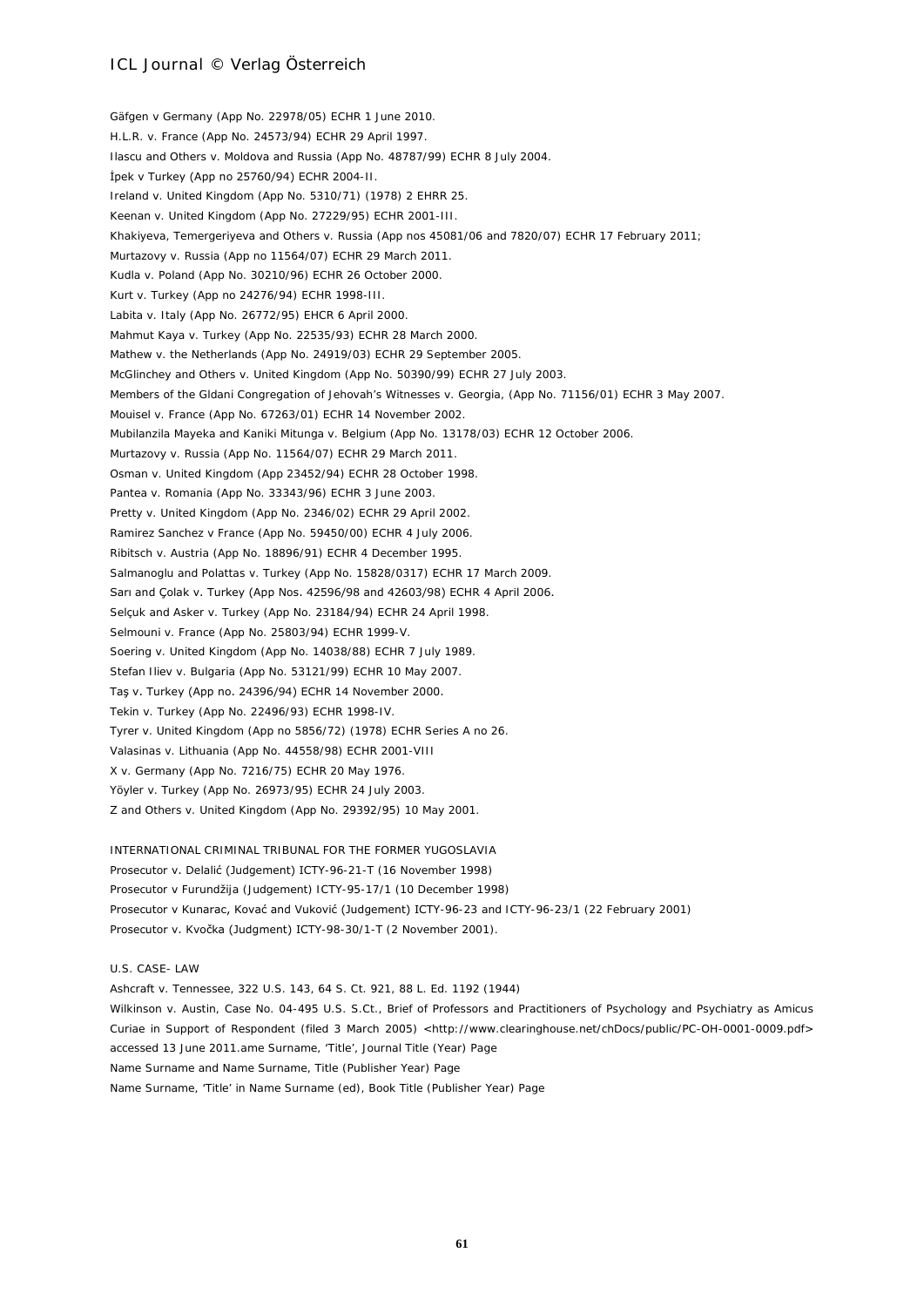Gäfgen v Germany (App No. 22978/05) ECHR 1 June 2010.

H.L.R. v. France (App No. 24573/94) ECHR 29 April 1997.

Ilascu and Others v. Moldova and Russia (App No. 48787/99) ECHR 8 July 2004.

İpek v Turkey (App no 25760/94) ECHR 2004-II.

Ireland v. United Kingdom (App No. 5310/71) (1978) 2 EHRR 25.

Keenan v. United Kingdom (App No. 27229/95) ECHR 2001-III.

Khakiyeva, Temergeriyeva and Others v. Russia (App nos 45081/06 and 7820/07) ECHR 17 February 2011;

Murtazovy v. Russia (App no 11564/07) ECHR 29 March 2011.

Kudla v. Poland (App No. 30210/96) ECHR 26 October 2000.

Kurt v. Turkey (App no 24276/94) ECHR 1998-III.

Labita v. Italy (App No. 26772/95) EHCR 6 April 2000.

Mahmut Kaya v. Turkey (App No. 22535/93) ECHR 28 March 2000.

Mathew v. the Netherlands (App No. 24919/03) ECHR 29 September 2005.

McGlinchey and Others v. United Kingdom (App No. 50390/99) ECHR 27 July 2003.

Members of the Gldani Congregation of Jehovah's Witnesses v. Georgia, (App No. 71156/01) ECHR 3 May 2007.

Mouisel v. France (App No. 67263/01) ECHR 14 November 2002.

Mubilanzila Mayeka and Kaniki Mitunga v. Belgium (App No. 13178/03) ECHR 12 October 2006.

Murtazovy v. Russia (App No. 11564/07) ECHR 29 March 2011.

Osman v. United Kingdom (App 23452/94) ECHR 28 October 1998.

Pantea v. Romania (App No. 33343/96) ECHR 3 June 2003.

Pretty v. United Kingdom (App No. 2346/02) ECHR 29 April 2002.

Ramirez Sanchez v France (App No. 59450/00) ECHR 4 July 2006.

Ribitsch v. Austria (App No. 18896/91) ECHR 4 December 1995.

Salmanoglu and Polattas v. Turkey (App No. 15828/0317) ECHR 17 March 2009.

Sarı and Çolak v. Turkey (App Nos. 42596/98 and 42603/98) ECHR 4 April 2006.

Selçuk and Asker v. Turkey (App No. 23184/94) ECHR 24 April 1998.

Selmouni v. France (App No. 25803/94) ECHR 1999-V.

Soering v. United Kingdom (App No. 14038/88) ECHR 7 July 1989.

Stefan Iliev v. Bulgaria (App No. 53121/99) ECHR 10 May 2007.

Taş v. Turkey (App no. 24396/94) ECHR 14 November 2000.

Tekin v. Turkey (App No. 22496/93) ECHR 1998-IV.

Tyrer v. United Kingdom (App no 5856/72) (1978) ECHR Series A no 26.

Valasinas v. Lithuania (App No. 44558/98) ECHR 2001-VIII

X v. Germany (App No. 7216/75) ECHR 20 May 1976.

Yöyler v. Turkey (App No. 26973/95) ECHR 24 July 2003.

Z and Others v. United Kingdom (App No. 29392/95) 10 May 2001.

INTERNATIONAL CRIMINAL TRIBUNAL FOR THE FORMER YUGOSLAVIA

Prosecutor v. Delalić (Judgement) ICTY-96-21-T (16 November 1998)

Prosecutor v Furundžija (Judgement) ICTY-95-17/1 (10 December 1998)

Prosecutor v Kunarac, Kovać and Vuković (Judgement) ICTY-96-23 and ICTY-96-23/1 (22 February 2001)

Prosecutor v. Kvočka (Judgment) ICTY-98-30/1-T (2 November 2001).

U.S. CASE- LAW

Ashcraft v. Tennessee, 322 U.S. 143, 64 S. Ct. 921, 88 L. Ed. 1192 (1944)

Wilkinson v. Austin, Case No. 04-495 U.S. S.Ct., Brief of Professors and Practitioners of Psychology and Psychiatry as Amicus Curiae in Support of Respondent (filed 3 March 2005) <http://www.clearinghouse.net/chDocs/public/PC-OH-0001-0009.pdf> accessed 13 June 2011.ame Surname, 'Title', Journal Title (Year) Page

Name Surname and Name Surname, Title (Publisher Year) Page

Name Surname, 'Title' in Name Surname (ed), Book Title (Publisher Year) Page